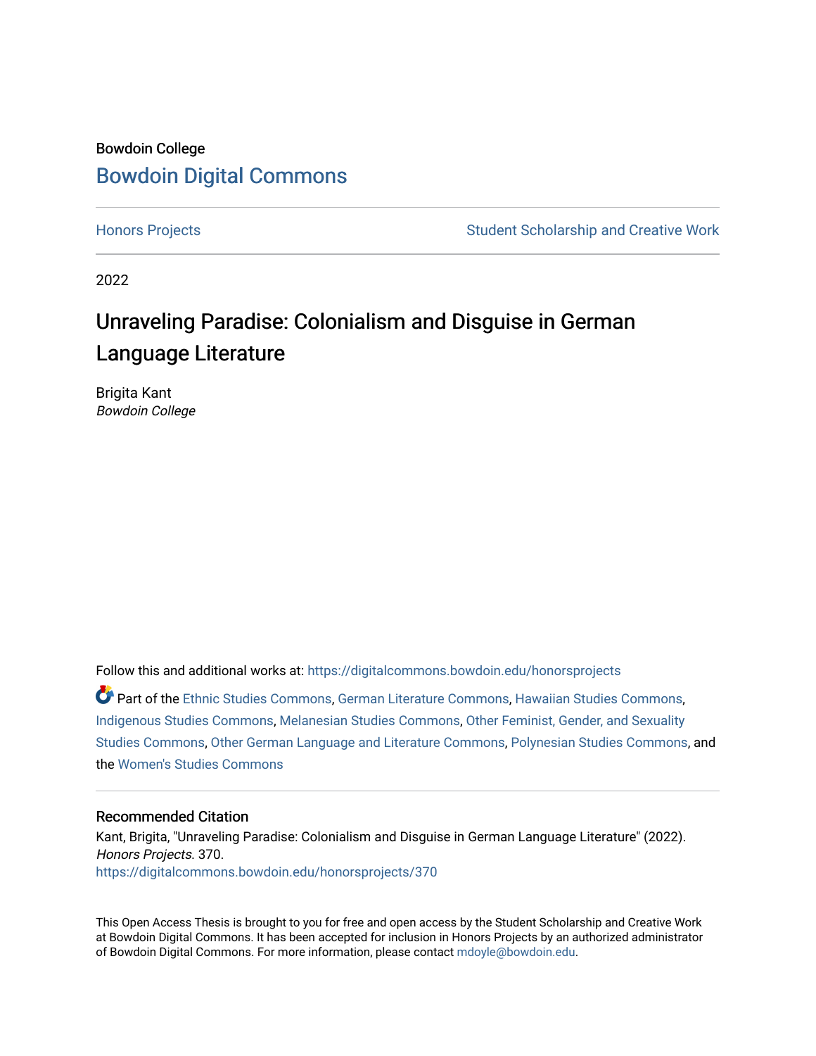Bowdoin College

# Bowdoin Digital Commons

Honors Projects

Student Scholarship and Creative Work

2022

## Unraveling Paradise: Colonialism and Disguise in German Language Literature

Brigita Kant
*Bowdoin College*

Follow this and additional works at: https://digitalcommons.bowdoin.edu/honorsprojects

Part of the Ethnic Studies Commons, German Literature Commons, Hawaiian Studies Commons, Indigenous Studies Commons, Melanesian Studies Commons, Other Feminist, Gender, and Sexuality Studies Commons, Other German Language and Literature Commons, Polynesian Studies Commons, and the Women's Studies Commons

### Recommended Citation

Kant, Brigita, "Unraveling Paradise: Colonialism and Disguise in German Language Literature" (2022). *Honors Projects*. 370.
https://digitalcommons.bowdoin.edu/honorsprojects/370

This Open Access Thesis is brought to you for free and open access by the Student Scholarship and Creative Work at Bowdoin Digital Commons. It has been accepted for inclusion in Honors Projects by an authorized administrator of Bowdoin Digital Commons. For more information, please contact mdoyle@bowdoin.edu.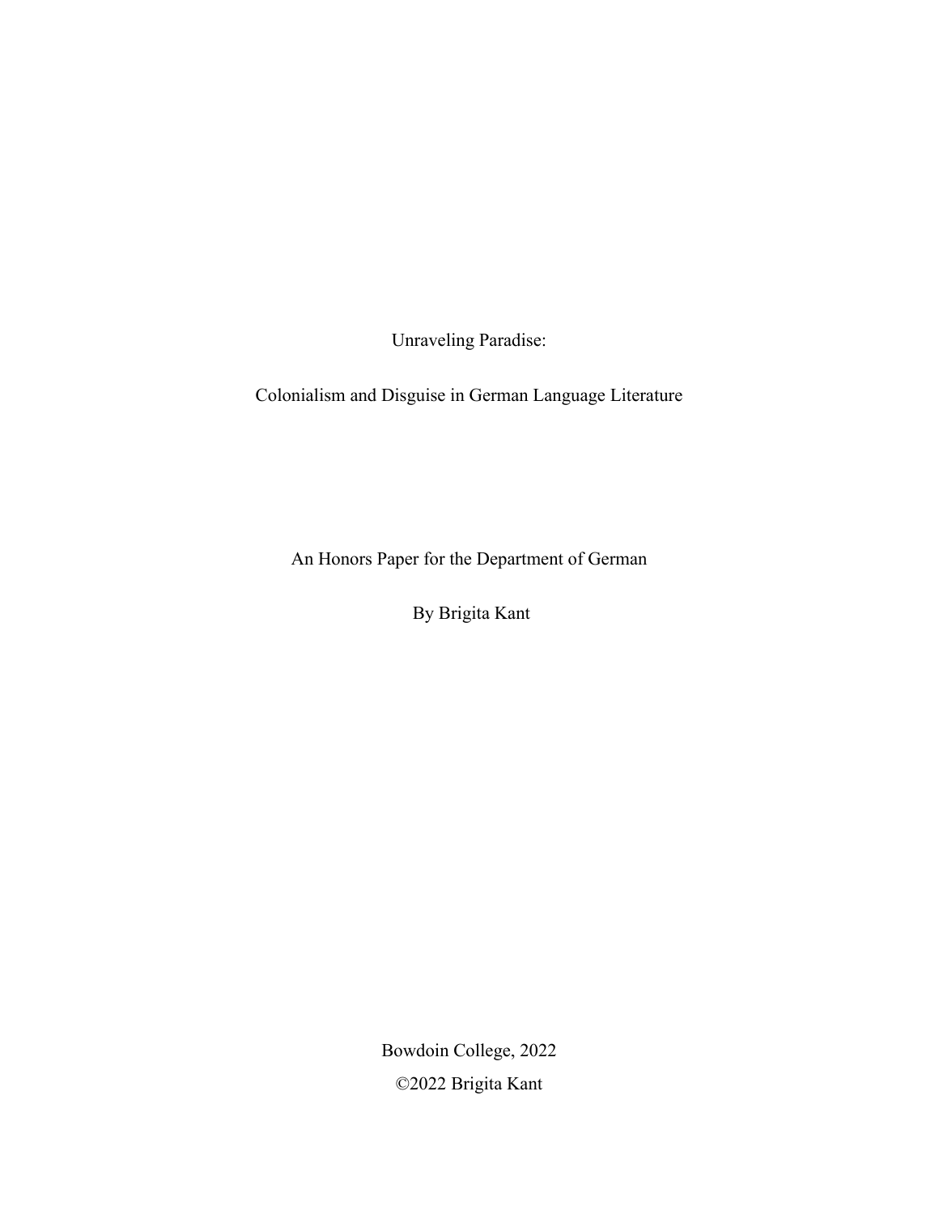# Unraveling Paradise:

## Colonialism and Disguise in German Language Literature

An Honors Paper for the Department of German

By Brigita Kant

Bowdoin College, 2022

©2022 Brigita Kant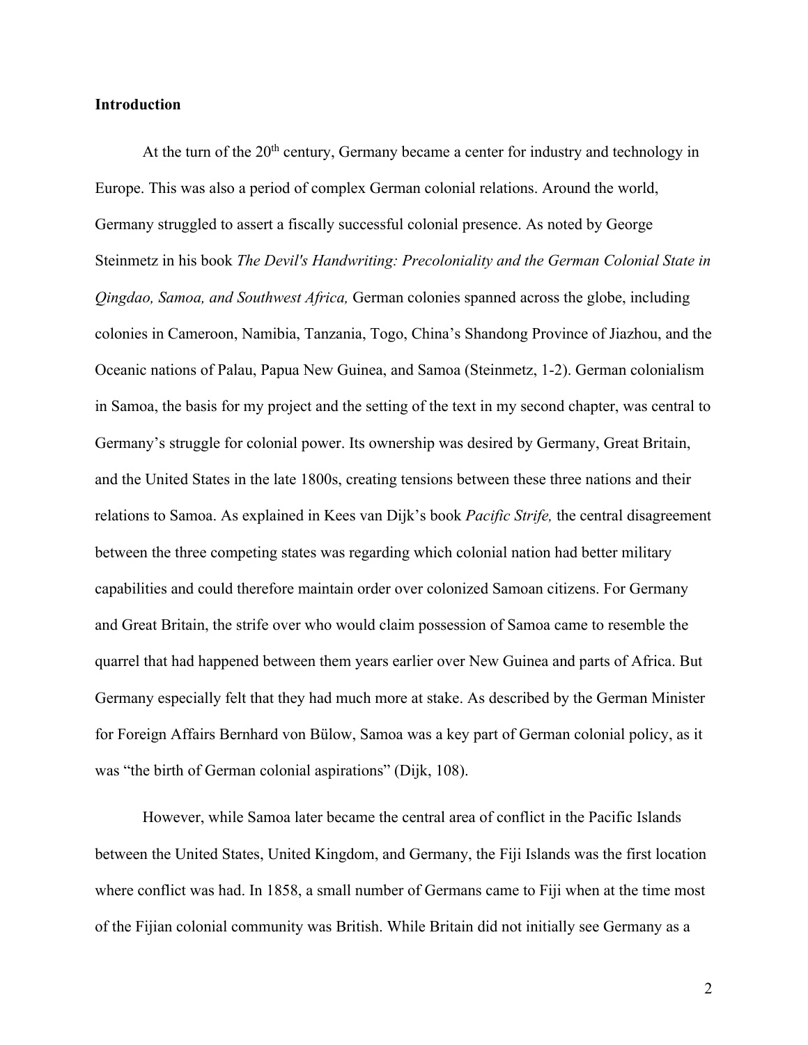**Introduction**

At the turn of the 20th century, Germany became a center for industry and technology in Europe. This was also a period of complex German colonial relations. Around the world, Germany struggled to assert a fiscally successful colonial presence. As noted by George Steinmetz in his book *The Devil's Handwriting: Precoloniality and the German Colonial State in Qingdao, Samoa, and Southwest Africa,* German colonies spanned across the globe, including colonies in Cameroon, Namibia, Tanzania, Togo, China's Shandong Province of Jiazhou, and the Oceanic nations of Palau, Papua New Guinea, and Samoa (Steinmetz, 1-2). German colonialism in Samoa, the basis for my project and the setting of the text in my second chapter, was central to Germany's struggle for colonial power. Its ownership was desired by Germany, Great Britain, and the United States in the late 1800s, creating tensions between these three nations and their relations to Samoa. As explained in Kees van Dijk's book *Pacific Strife,* the central disagreement between the three competing states was regarding which colonial nation had better military capabilities and could therefore maintain order over colonized Samoan citizens. For Germany and Great Britain, the strife over who would claim possession of Samoa came to resemble the quarrel that had happened between them years earlier over New Guinea and parts of Africa. But Germany especially felt that they had much more at stake. As described by the German Minister for Foreign Affairs Bernhard von Bülow, Samoa was a key part of German colonial policy, as it was "the birth of German colonial aspirations" (Dijk, 108).

However, while Samoa later became the central area of conflict in the Pacific Islands between the United States, United Kingdom, and Germany, the Fiji Islands was the first location where conflict was had. In 1858, a small number of Germans came to Fiji when at the time most of the Fijian colonial community was British. While Britain did not initially see Germany as a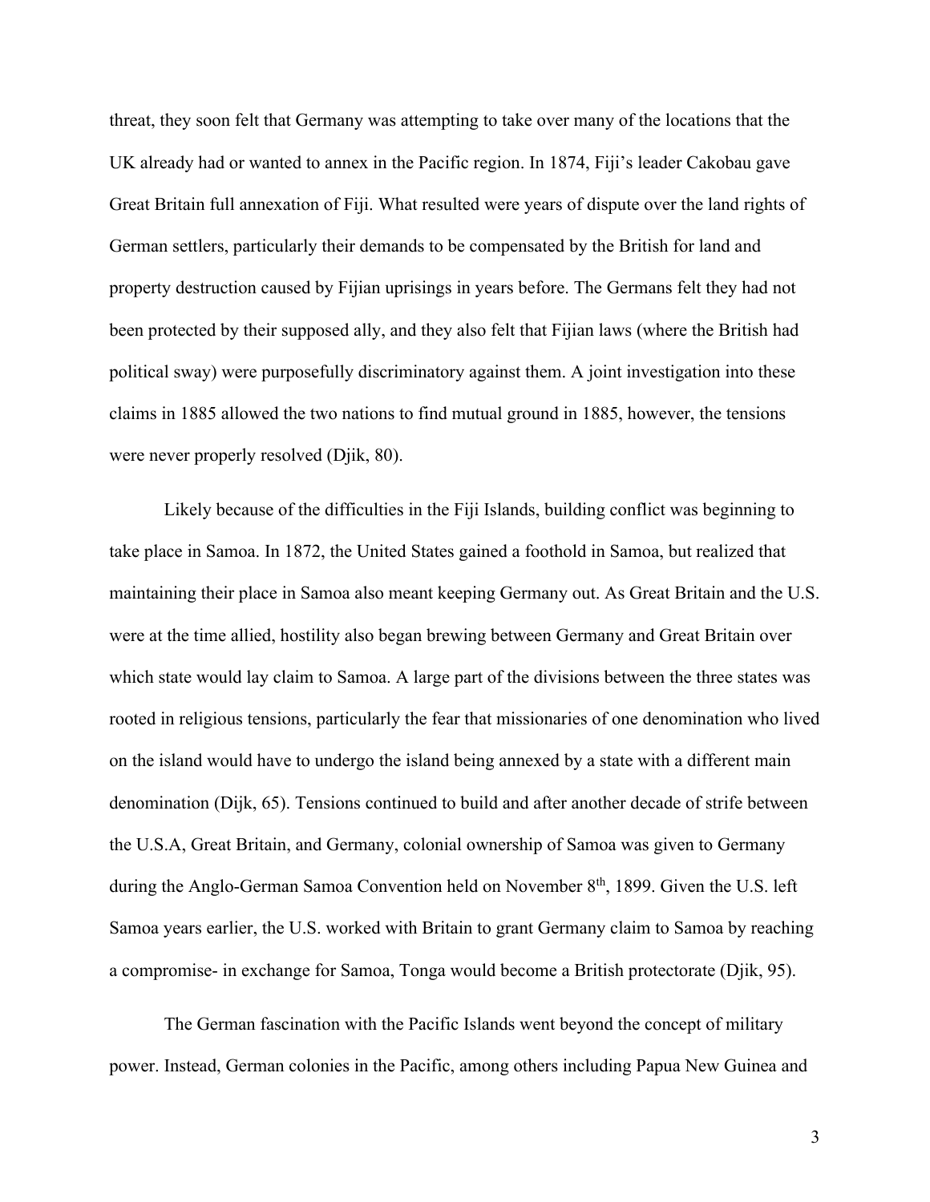threat, they soon felt that Germany was attempting to take over many of the locations that the UK already had or wanted to annex in the Pacific region. In 1874, Fiji's leader Cakobau gave Great Britain full annexation of Fiji. What resulted were years of dispute over the land rights of German settlers, particularly their demands to be compensated by the British for land and property destruction caused by Fijian uprisings in years before. The Germans felt they had not been protected by their supposed ally, and they also felt that Fijian laws (where the British had political sway) were purposefully discriminatory against them. A joint investigation into these claims in 1885 allowed the two nations to find mutual ground in 1885, however, the tensions were never properly resolved (Djik, 80).

Likely because of the difficulties in the Fiji Islands, building conflict was beginning to take place in Samoa. In 1872, the United States gained a foothold in Samoa, but realized that maintaining their place in Samoa also meant keeping Germany out. As Great Britain and the U.S. were at the time allied, hostility also began brewing between Germany and Great Britain over which state would lay claim to Samoa. A large part of the divisions between the three states was rooted in religious tensions, particularly the fear that missionaries of one denomination who lived on the island would have to undergo the island being annexed by a state with a different main denomination (Dijk, 65). Tensions continued to build and after another decade of strife between the U.S.A, Great Britain, and Germany, colonial ownership of Samoa was given to Germany during the Anglo-German Samoa Convention held on November 8th, 1899. Given the U.S. left Samoa years earlier, the U.S. worked with Britain to grant Germany claim to Samoa by reaching a compromise- in exchange for Samoa, Tonga would become a British protectorate (Djik, 95).

The German fascination with the Pacific Islands went beyond the concept of military power. Instead, German colonies in the Pacific, among others including Papua New Guinea and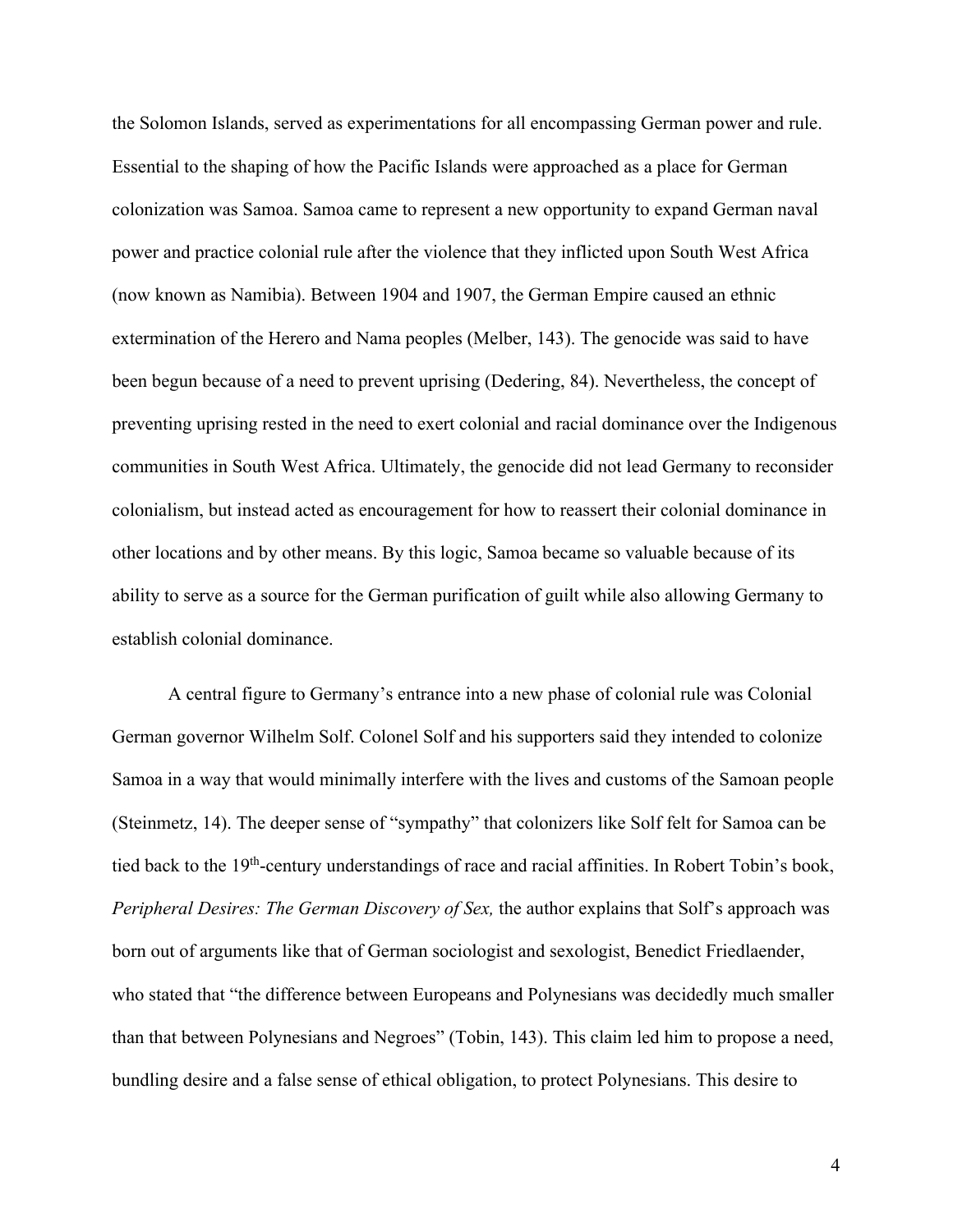the Solomon Islands, served as experimentations for all encompassing German power and rule. Essential to the shaping of how the Pacific Islands were approached as a place for German colonization was Samoa. Samoa came to represent a new opportunity to expand German naval power and practice colonial rule after the violence that they inflicted upon South West Africa (now known as Namibia). Between 1904 and 1907, the German Empire caused an ethnic extermination of the Herero and Nama peoples (Melber, 143). The genocide was said to have been begun because of a need to prevent uprising (Dedering, 84). Nevertheless, the concept of preventing uprising rested in the need to exert colonial and racial dominance over the Indigenous communities in South West Africa. Ultimately, the genocide did not lead Germany to reconsider colonialism, but instead acted as encouragement for how to reassert their colonial dominance in other locations and by other means. By this logic, Samoa became so valuable because of its ability to serve as a source for the German purification of guilt while also allowing Germany to establish colonial dominance.

A central figure to Germany's entrance into a new phase of colonial rule was Colonial German governor Wilhelm Solf. Colonel Solf and his supporters said they intended to colonize Samoa in a way that would minimally interfere with the lives and customs of the Samoan people (Steinmetz, 14). The deeper sense of "sympathy" that colonizers like Solf felt for Samoa can be tied back to the 19th-century understandings of race and racial affinities. In Robert Tobin's book, *Peripheral Desires: The German Discovery of Sex,* the author explains that Solf's approach was born out of arguments like that of German sociologist and sexologist, Benedict Friedlaender, who stated that "the difference between Europeans and Polynesians was decidedly much smaller than that between Polynesians and Negroes" (Tobin, 143). This claim led him to propose a need, bundling desire and a false sense of ethical obligation, to protect Polynesians. This desire to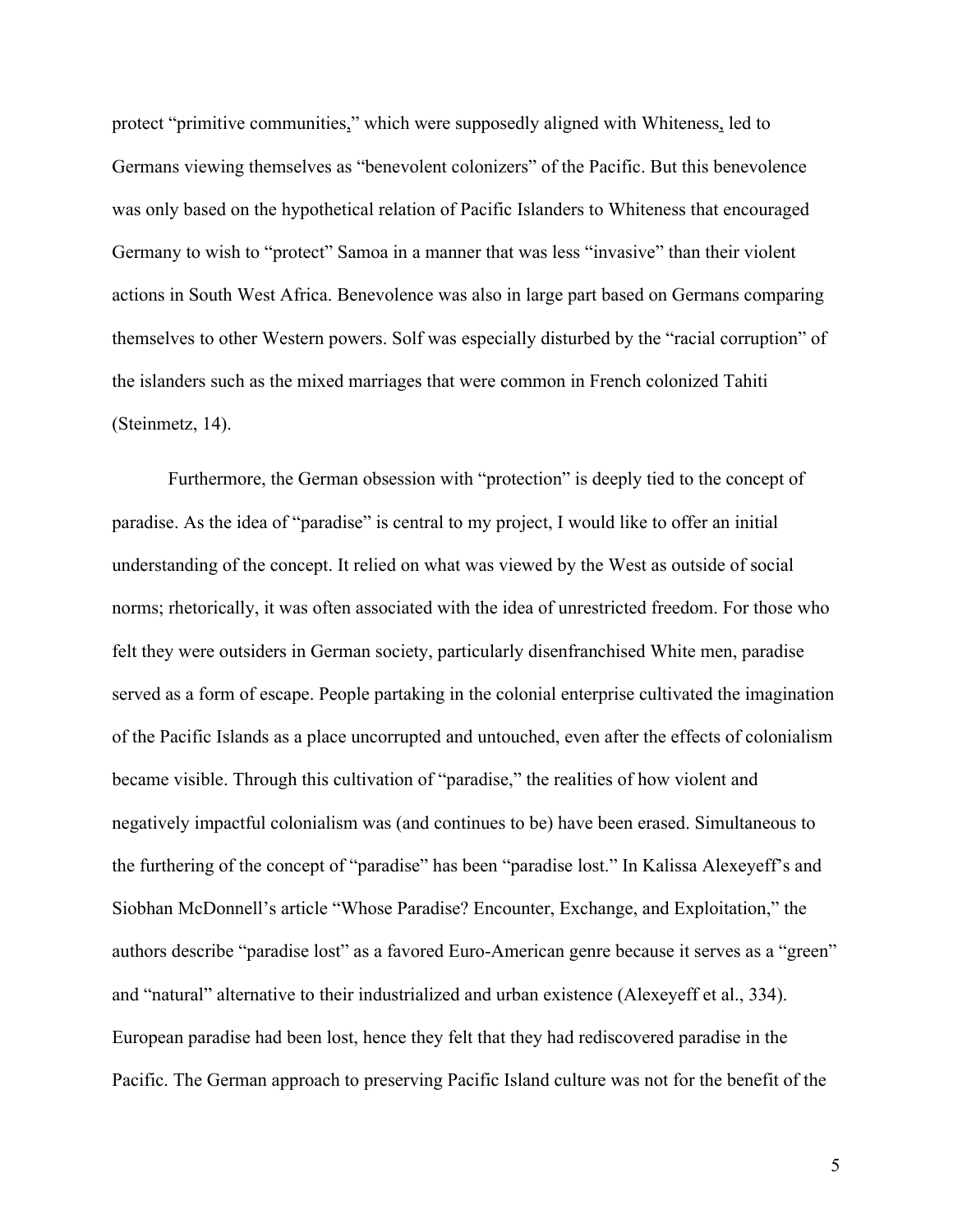protect “primitive communities,” which were supposedly aligned with Whiteness, led to Germans viewing themselves as “benevolent colonizers” of the Pacific. But this benevolence was only based on the hypothetical relation of Pacific Islanders to Whiteness that encouraged Germany to wish to “protect” Samoa in a manner that was less “invasive” than their violent actions in South West Africa. Benevolence was also in large part based on Germans comparing themselves to other Western powers. Solf was especially disturbed by the “racial corruption” of the islanders such as the mixed marriages that were common in French colonized Tahiti (Steinmetz, 14).

Furthermore, the German obsession with “protection” is deeply tied to the concept of paradise. As the idea of “paradise” is central to my project, I would like to offer an initial understanding of the concept. It relied on what was viewed by the West as outside of social norms; rhetorically, it was often associated with the idea of unrestricted freedom. For those who felt they were outsiders in German society, particularly disenfranchised White men, paradise served as a form of escape. People partaking in the colonial enterprise cultivated the imagination of the Pacific Islands as a place uncorrupted and untouched, even after the effects of colonialism became visible. Through this cultivation of “paradise,” the realities of how violent and negatively impactful colonialism was (and continues to be) have been erased. Simultaneous to the furthering of the concept of “paradise” has been “paradise lost.” In Kalissa Alexeyeff’s and Siobhan McDonnell’s article “Whose Paradise? Encounter, Exchange, and Exploitation,” the authors describe “paradise lost” as a favored Euro-American genre because it serves as a “green” and “natural” alternative to their industrialized and urban existence (Alexeyeff et al., 334). European paradise had been lost, hence they felt that they had rediscovered paradise in the Pacific. The German approach to preserving Pacific Island culture was not for the benefit of the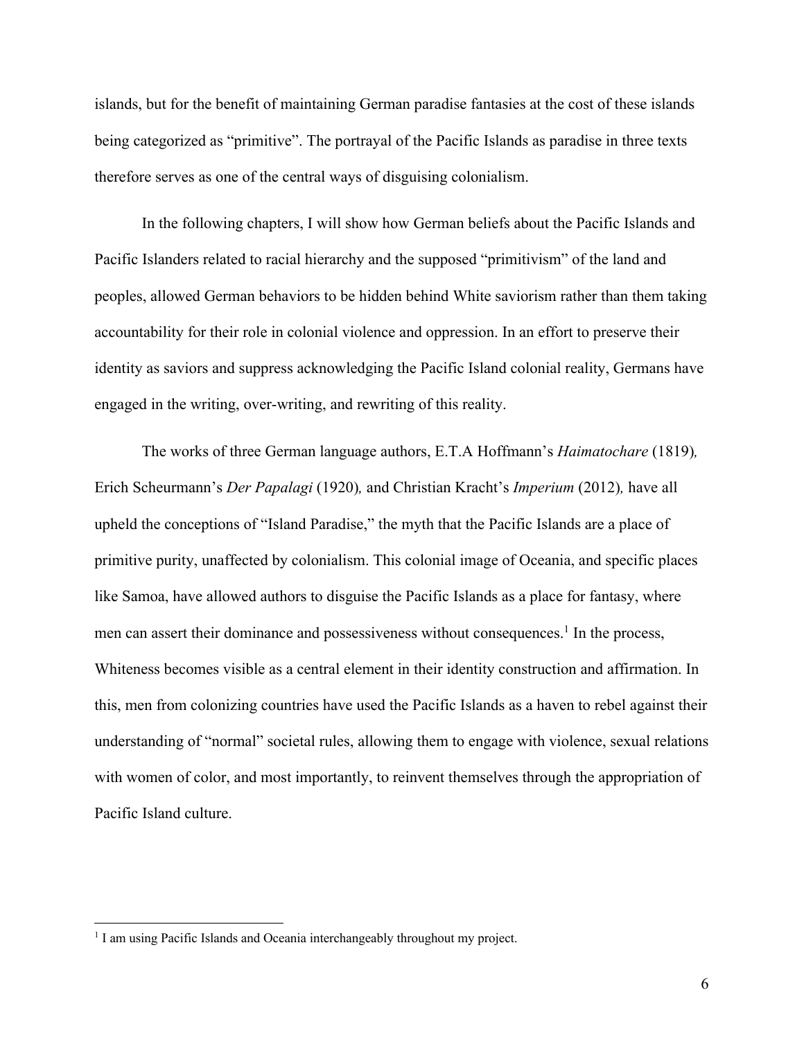islands, but for the benefit of maintaining German paradise fantasies at the cost of these islands being categorized as "primitive". The portrayal of the Pacific Islands as paradise in three texts therefore serves as one of the central ways of disguising colonialism.

In the following chapters, I will show how German beliefs about the Pacific Islands and Pacific Islanders related to racial hierarchy and the supposed "primitivism" of the land and peoples, allowed German behaviors to be hidden behind White saviorism rather than them taking accountability for their role in colonial violence and oppression. In an effort to preserve their identity as saviors and suppress acknowledging the Pacific Island colonial reality, Germans have engaged in the writing, over-writing, and rewriting of this reality.

The works of three German language authors, E.T.A Hoffmann's *Haimatochare* (1819), Erich Scheurmann's *Der Papalagi* (1920), and Christian Kracht's *Imperium* (2012), have all upheld the conceptions of "Island Paradise," the myth that the Pacific Islands are a place of primitive purity, unaffected by colonialism. This colonial image of Oceania, and specific places like Samoa, have allowed authors to disguise the Pacific Islands as a place for fantasy, where men can assert their dominance and possessiveness without consequences.[1] In the process, Whiteness becomes visible as a central element in their identity construction and affirmation. In this, men from colonizing countries have used the Pacific Islands as a haven to rebel against their understanding of "normal" societal rules, allowing them to engage with violence, sexual relations with women of color, and most importantly, to reinvent themselves through the appropriation of Pacific Island culture.

---

[1] I am using Pacific Islands and Oceania interchangeably throughout my project.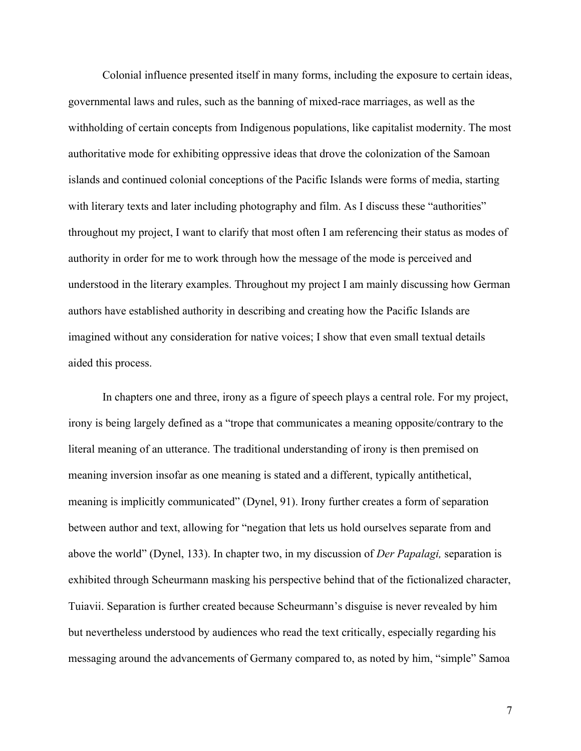Colonial influence presented itself in many forms, including the exposure to certain ideas, governmental laws and rules, such as the banning of mixed-race marriages, as well as the withholding of certain concepts from Indigenous populations, like capitalist modernity. The most authoritative mode for exhibiting oppressive ideas that drove the colonization of the Samoan islands and continued colonial conceptions of the Pacific Islands were forms of media, starting with literary texts and later including photography and film. As I discuss these "authorities" throughout my project, I want to clarify that most often I am referencing their status as modes of authority in order for me to work through how the message of the mode is perceived and understood in the literary examples. Throughout my project I am mainly discussing how German authors have established authority in describing and creating how the Pacific Islands are imagined without any consideration for native voices; I show that even small textual details aided this process.

In chapters one and three, irony as a figure of speech plays a central role. For my project, irony is being largely defined as a "trope that communicates a meaning opposite/contrary to the literal meaning of an utterance. The traditional understanding of irony is then premised on meaning inversion insofar as one meaning is stated and a different, typically antithetical, meaning is implicitly communicated" (Dynel, 91). Irony further creates a form of separation between author and text, allowing for "negation that lets us hold ourselves separate from and above the world" (Dynel, 133). In chapter two, in my discussion of *Der Papalagi,* separation is exhibited through Scheurmann masking his perspective behind that of the fictionalized character, Tuiavii. Separation is further created because Scheurmann's disguise is never revealed by him but nevertheless understood by audiences who read the text critically, especially regarding his messaging around the advancements of Germany compared to, as noted by him, "simple" Samoa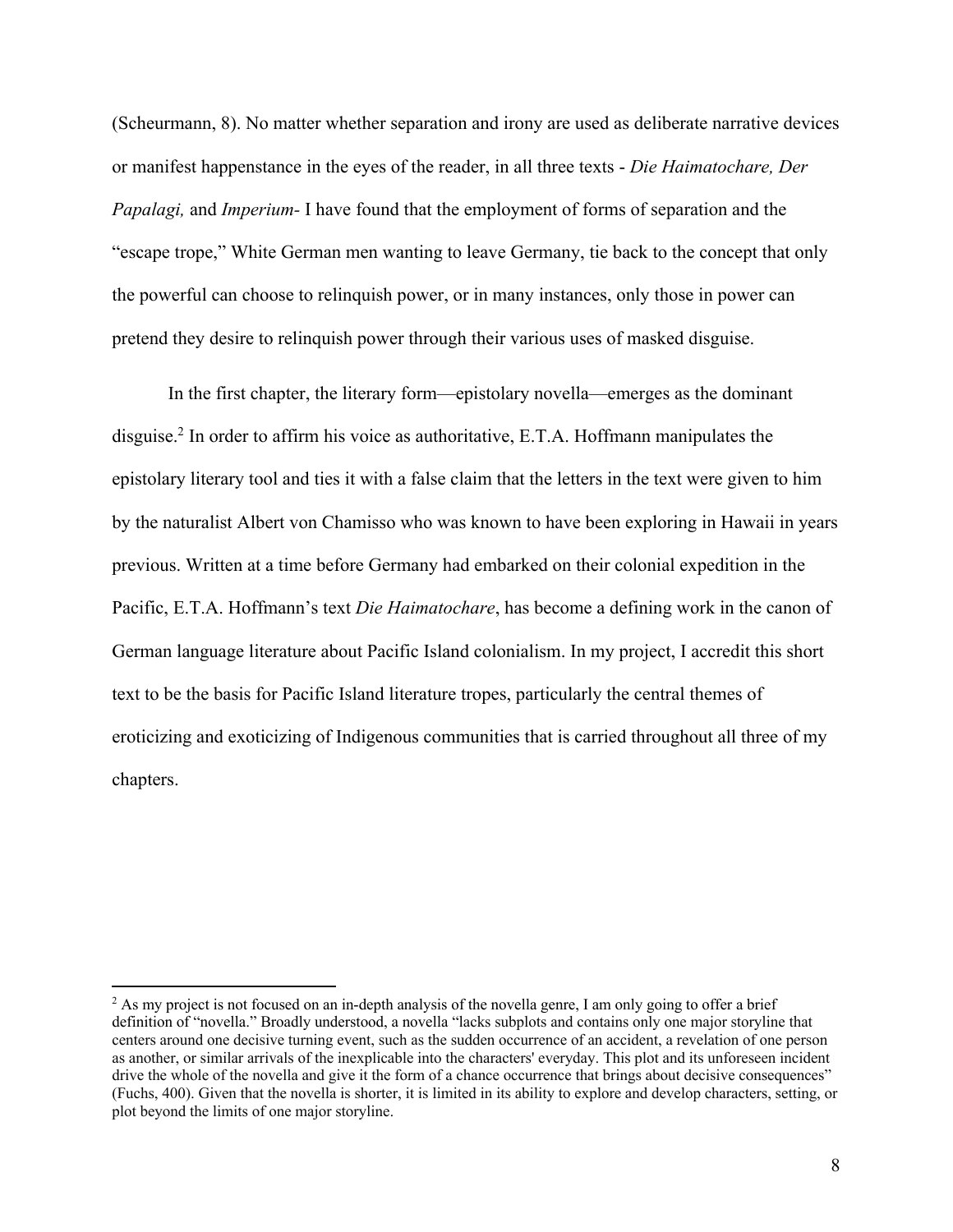(Scheurmann, 8). No matter whether separation and irony are used as deliberate narrative devices or manifest happenstance in the eyes of the reader, in all three texts - *Die Haimatochare, Der Papalagi,* and *Imperium-* I have found that the employment of forms of separation and the "escape trope," White German men wanting to leave Germany, tie back to the concept that only the powerful can choose to relinquish power, or in many instances, only those in power can pretend they desire to relinquish power through their various uses of masked disguise.

In the first chapter, the literary form—epistolary novella—emerges as the dominant disguise.[2] In order to affirm his voice as authoritative, E.T.A. Hoffmann manipulates the epistolary literary tool and ties it with a false claim that the letters in the text were given to him by the naturalist Albert von Chamisso who was known to have been exploring in Hawaii in years previous. Written at a time before Germany had embarked on their colonial expedition in the Pacific, E.T.A. Hoffmann's text *Die Haimatochare*, has become a defining work in the canon of German language literature about Pacific Island colonialism. In my project, I accredit this short text to be the basis for Pacific Island literature tropes, particularly the central themes of eroticizing and exoticizing of Indigenous communities that is carried throughout all three of my chapters.

[2] As my project is not focused on an in-depth analysis of the novella genre, I am only going to offer a brief definition of "novella." Broadly understood, a novella "lacks subplots and contains only one major storyline that centers around one decisive turning event, such as the sudden occurrence of an accident, a revelation of one person as another, or similar arrivals of the inexplicable into the characters' everyday. This plot and its unforeseen incident drive the whole of the novella and give it the form of a chance occurrence that brings about decisive consequences" (Fuchs, 400). Given that the novella is shorter, it is limited in its ability to explore and develop characters, setting, or plot beyond the limits of one major storyline.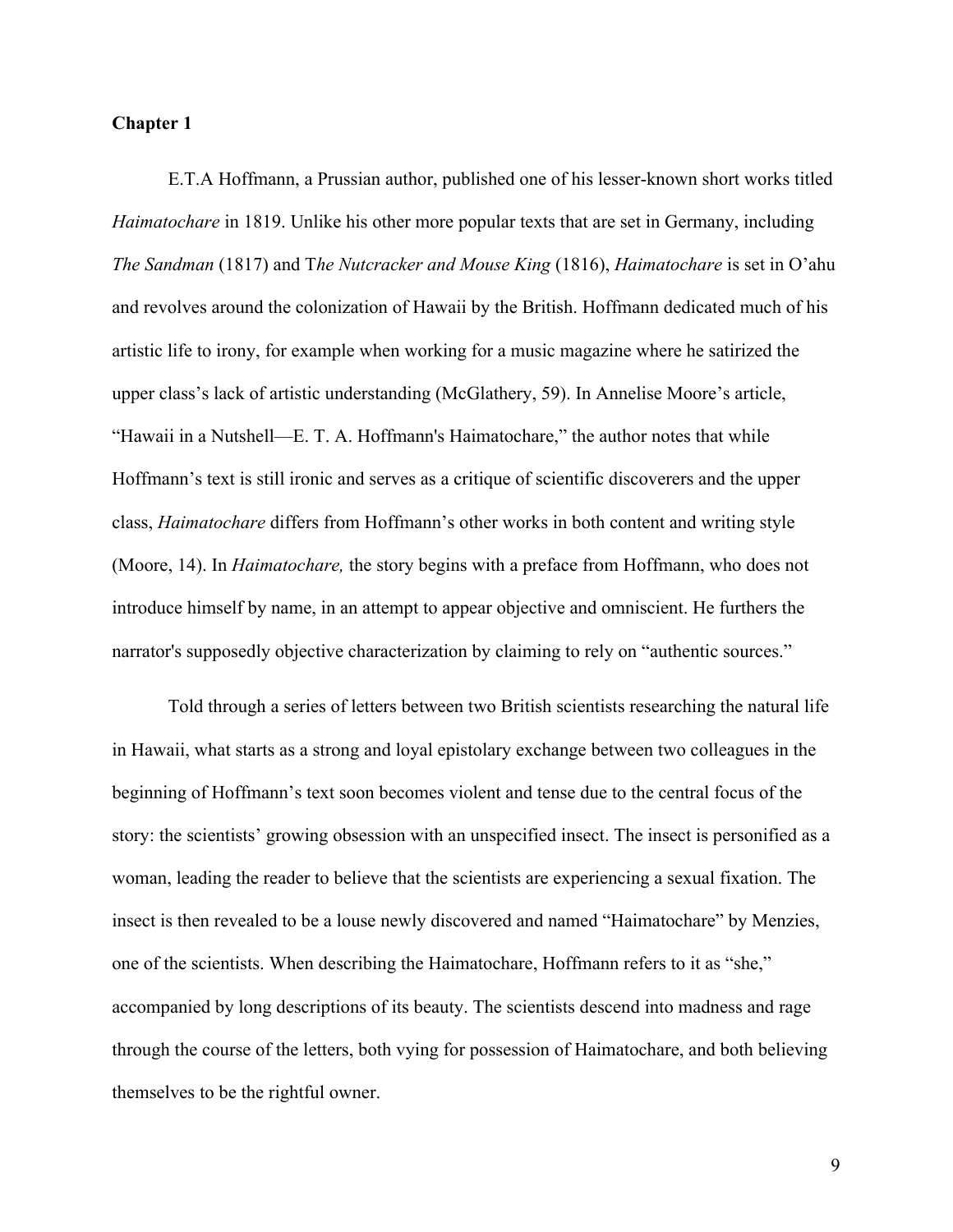## Chapter 1

E.T.A Hoffmann, a Prussian author, published one of his lesser-known short works titled *Haimatochare* in 1819. Unlike his other more popular texts that are set in Germany, including *The Sandman* (1817) and T*he Nutcracker and Mouse King* (1816), *Haimatochare* is set in O'ahu and revolves around the colonization of Hawaii by the British. Hoffmann dedicated much of his artistic life to irony, for example when working for a music magazine where he satirized the upper class's lack of artistic understanding (McGlathery, 59). In Annelise Moore's article, "Hawaii in a Nutshell—E. T. A. Hoffmann's Haimatochare," the author notes that while Hoffmann's text is still ironic and serves as a critique of scientific discoverers and the upper class, *Haimatochare* differs from Hoffmann's other works in both content and writing style (Moore, 14). In *Haimatochare,* the story begins with a preface from Hoffmann, who does not introduce himself by name, in an attempt to appear objective and omniscient. He furthers the narrator's supposedly objective characterization by claiming to rely on "authentic sources."

Told through a series of letters between two British scientists researching the natural life in Hawaii, what starts as a strong and loyal epistolary exchange between two colleagues in the beginning of Hoffmann's text soon becomes violent and tense due to the central focus of the story: the scientists' growing obsession with an unspecified insect. The insect is personified as a woman, leading the reader to believe that the scientists are experiencing a sexual fixation. The insect is then revealed to be a louse newly discovered and named "Haimatochare" by Menzies, one of the scientists. When describing the Haimatochare, Hoffmann refers to it as "she," accompanied by long descriptions of its beauty. The scientists descend into madness and rage through the course of the letters, both vying for possession of Haimatochare, and both believing themselves to be the rightful owner.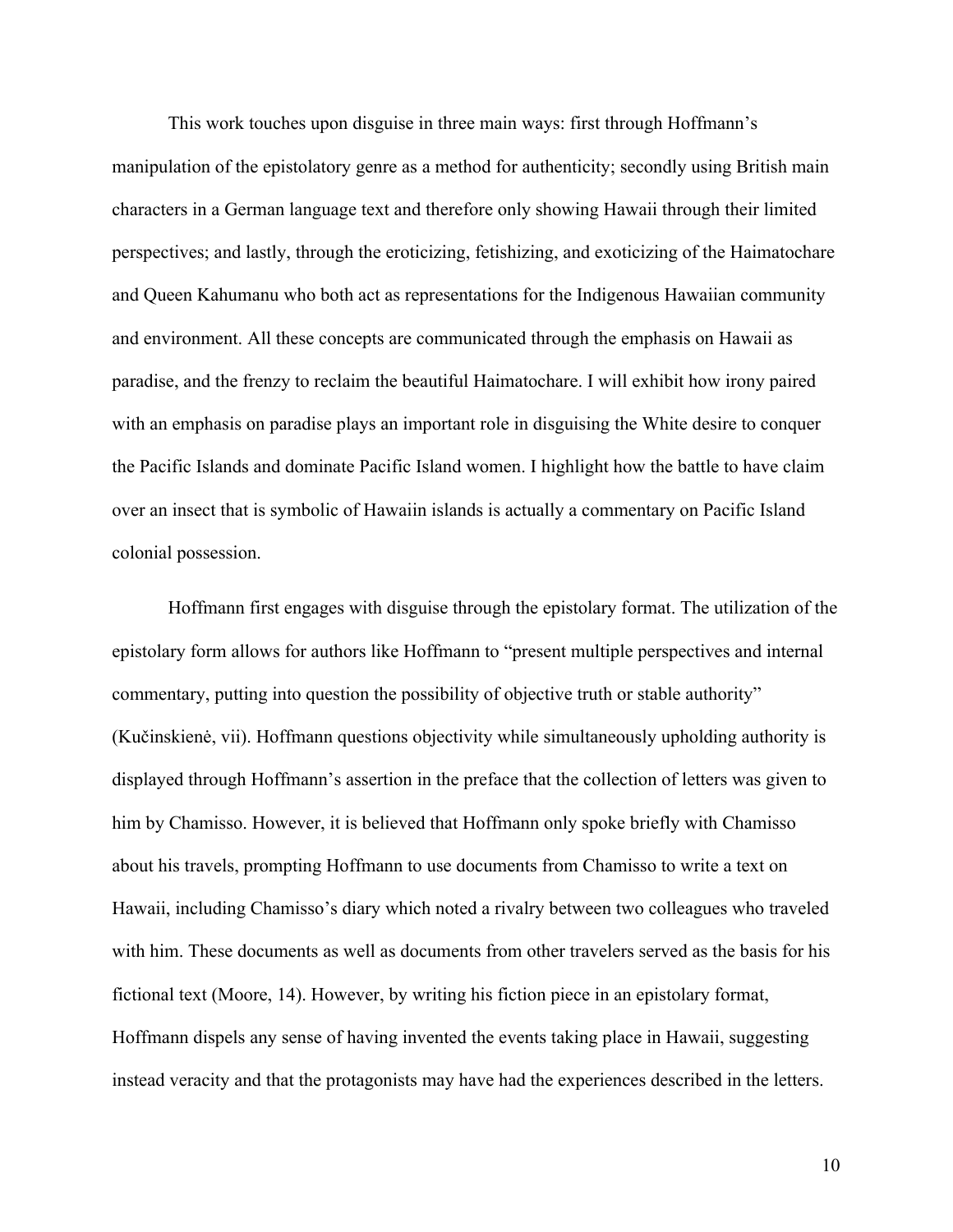This work touches upon disguise in three main ways: first through Hoffmann's manipulation of the epistolatory genre as a method for authenticity; secondly using British main characters in a German language text and therefore only showing Hawaii through their limited perspectives; and lastly, through the eroticizing, fetishizing, and exoticizing of the Haimatochare and Queen Kahumanu who both act as representations for the Indigenous Hawaiian community and environment. All these concepts are communicated through the emphasis on Hawaii as paradise, and the frenzy to reclaim the beautiful Haimatochare. I will exhibit how irony paired with an emphasis on paradise plays an important role in disguising the White desire to conquer the Pacific Islands and dominate Pacific Island women. I highlight how the battle to have claim over an insect that is symbolic of Hawaiin islands is actually a commentary on Pacific Island colonial possession.

Hoffmann first engages with disguise through the epistolary format. The utilization of the epistolary form allows for authors like Hoffmann to "present multiple perspectives and internal commentary, putting into question the possibility of objective truth or stable authority" (Kučinskienė, vii). Hoffmann questions objectivity while simultaneously upholding authority is displayed through Hoffmann's assertion in the preface that the collection of letters was given to him by Chamisso. However, it is believed that Hoffmann only spoke briefly with Chamisso about his travels, prompting Hoffmann to use documents from Chamisso to write a text on Hawaii, including Chamisso's diary which noted a rivalry between two colleagues who traveled with him. These documents as well as documents from other travelers served as the basis for his fictional text (Moore, 14). However, by writing his fiction piece in an epistolary format, Hoffmann dispels any sense of having invented the events taking place in Hawaii, suggesting instead veracity and that the protagonists may have had the experiences described in the letters.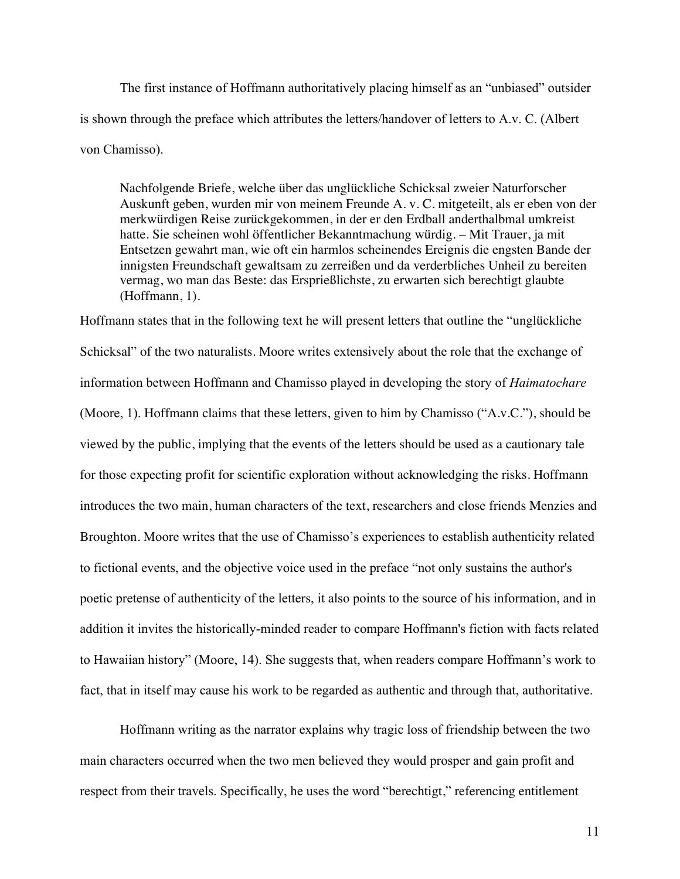The first instance of Hoffmann authoritatively placing himself as an "unbiased" outsider is shown through the preface which attributes the letters/handover of letters to A.v. C. (Albert von Chamisso).

> Nachfolgende Briefe, welche über das unglückliche Schicksal zweier Naturforscher Auskunft geben, wurden mir von meinem Freunde A. v. C. mitgeteilt, als er eben von der merkwürdigen Reise zurückgekommen, in der er den Erdball anderthalbmal umkreist hatte. Sie scheinen wohl öffentlicher Bekanntmachung würdig. – Mit Trauer, ja mit Entsetzen gewahrt man, wie oft ein harmlos scheinendes Ereignis die engsten Bande der innigsten Freundschaft gewaltsam zu zerreißen und da verderbliches Unheil zu bereiten vermag, wo man das Beste: das Ersprießlichste, zu erwarten sich berechtigt glaubte (Hoffmann, 1).

Hoffmann states that in the following text he will present letters that outline the "unglückliche Schicksal" of the two naturalists. Moore writes extensively about the role that the exchange of information between Hoffmann and Chamisso played in developing the story of *Haimatochare* (Moore, 1). Hoffmann claims that these letters, given to him by Chamisso ("A.v.C."), should be viewed by the public, implying that the events of the letters should be used as a cautionary tale for those expecting profit for scientific exploration without acknowledging the risks. Hoffmann introduces the two main, human characters of the text, researchers and close friends Menzies and Broughton. Moore writes that the use of Chamisso's experiences to establish authenticity related to fictional events, and the objective voice used in the preface "not only sustains the author's poetic pretense of authenticity of the letters, it also points to the source of his information, and in addition it invites the historically-minded reader to compare Hoffmann's fiction with facts related to Hawaiian history" (Moore, 14). She suggests that, when readers compare Hoffmann's work to fact, that in itself may cause his work to be regarded as authentic and through that, authoritative.

Hoffmann writing as the narrator explains why tragic loss of friendship between the two main characters occurred when the two men believed they would prosper and gain profit and respect from their travels. Specifically, he uses the word "berechtigt," referencing entitlement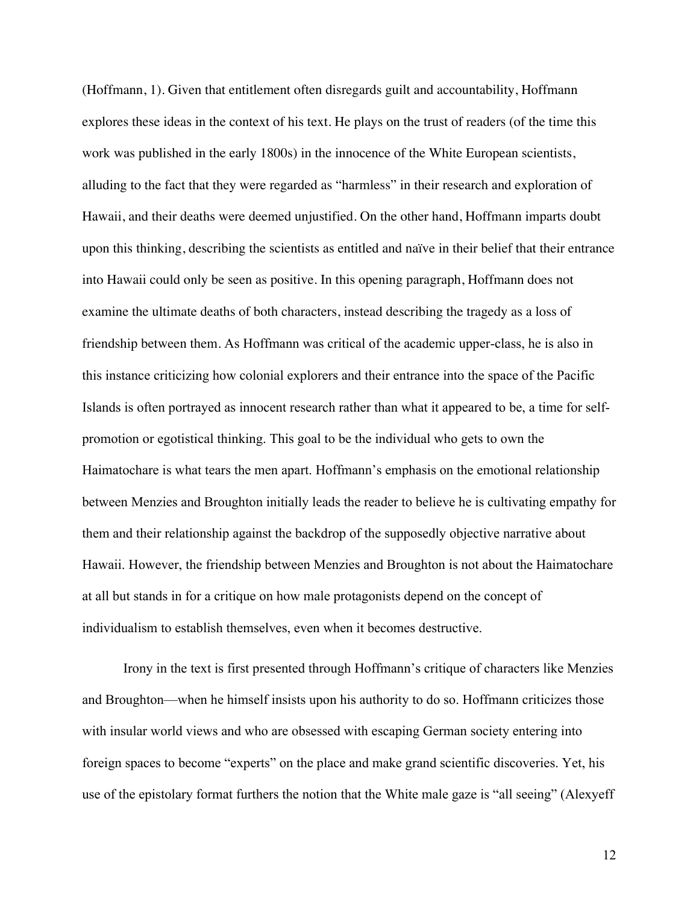(Hoffmann, 1). Given that entitlement often disregards guilt and accountability, Hoffmann explores these ideas in the context of his text. He plays on the trust of readers (of the time this work was published in the early 1800s) in the innocence of the White European scientists, alluding to the fact that they were regarded as "harmless" in their research and exploration of Hawaii, and their deaths were deemed unjustified. On the other hand, Hoffmann imparts doubt upon this thinking, describing the scientists as entitled and naïve in their belief that their entrance into Hawaii could only be seen as positive. In this opening paragraph, Hoffmann does not examine the ultimate deaths of both characters, instead describing the tragedy as a loss of friendship between them. As Hoffmann was critical of the academic upper-class, he is also in this instance criticizing how colonial explorers and their entrance into the space of the Pacific Islands is often portrayed as innocent research rather than what it appeared to be, a time for self-promotion or egotistical thinking. This goal to be the individual who gets to own the Haimatochare is what tears the men apart. Hoffmann's emphasis on the emotional relationship between Menzies and Broughton initially leads the reader to believe he is cultivating empathy for them and their relationship against the backdrop of the supposedly objective narrative about Hawaii. However, the friendship between Menzies and Broughton is not about the Haimatochare at all but stands in for a critique on how male protagonists depend on the concept of individualism to establish themselves, even when it becomes destructive.

Irony in the text is first presented through Hoffmann's critique of characters like Menzies and Broughton—when he himself insists upon his authority to do so. Hoffmann criticizes those with insular world views and who are obsessed with escaping German society entering into foreign spaces to become "experts" on the place and make grand scientific discoveries. Yet, his use of the epistolary format furthers the notion that the White male gaze is "all seeing" (Alexyeff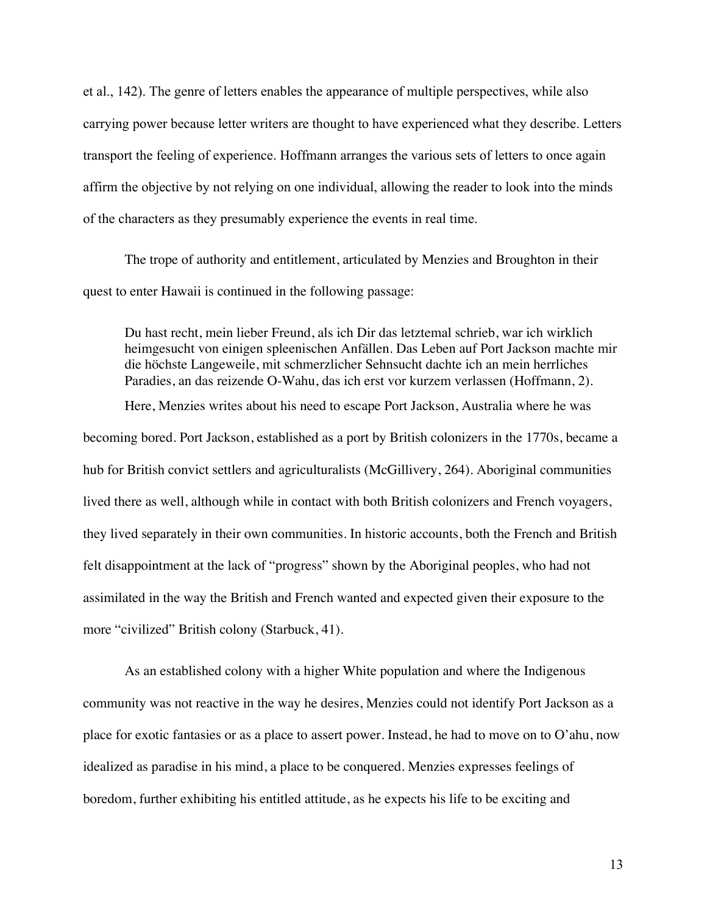et al., 142). The genre of letters enables the appearance of multiple perspectives, while also carrying power because letter writers are thought to have experienced what they describe. Letters transport the feeling of experience. Hoffmann arranges the various sets of letters to once again affirm the objective by not relying on one individual, allowing the reader to look into the minds of the characters as they presumably experience the events in real time.

The trope of authority and entitlement, articulated by Menzies and Broughton in their quest to enter Hawaii is continued in the following passage:

> Du hast recht, mein lieber Freund, als ich Dir das letztemal schrieb, war ich wirklich heimgesucht von einigen spleenischen Anfällen. Das Leben auf Port Jackson machte mir die höchste Langeweile, mit schmerzlicher Sehnsucht dachte ich an mein herrliches Paradies, an das reizende O-Wahu, das ich erst vor kurzem verlassen (Hoffmann, 2).

Here, Menzies writes about his need to escape Port Jackson, Australia where he was becoming bored. Port Jackson, established as a port by British colonizers in the 1770s, became a hub for British convict settlers and agriculturalists (McGillivery, 264). Aboriginal communities lived there as well, although while in contact with both British colonizers and French voyagers, they lived separately in their own communities. In historic accounts, both the French and British felt disappointment at the lack of "progress" shown by the Aboriginal peoples, who had not assimilated in the way the British and French wanted and expected given their exposure to the more "civilized" British colony (Starbuck, 41).

As an established colony with a higher White population and where the Indigenous community was not reactive in the way he desires, Menzies could not identify Port Jackson as a place for exotic fantasies or as a place to assert power. Instead, he had to move on to O'ahu, now idealized as paradise in his mind, a place to be conquered. Menzies expresses feelings of boredom, further exhibiting his entitled attitude, as he expects his life to be exciting and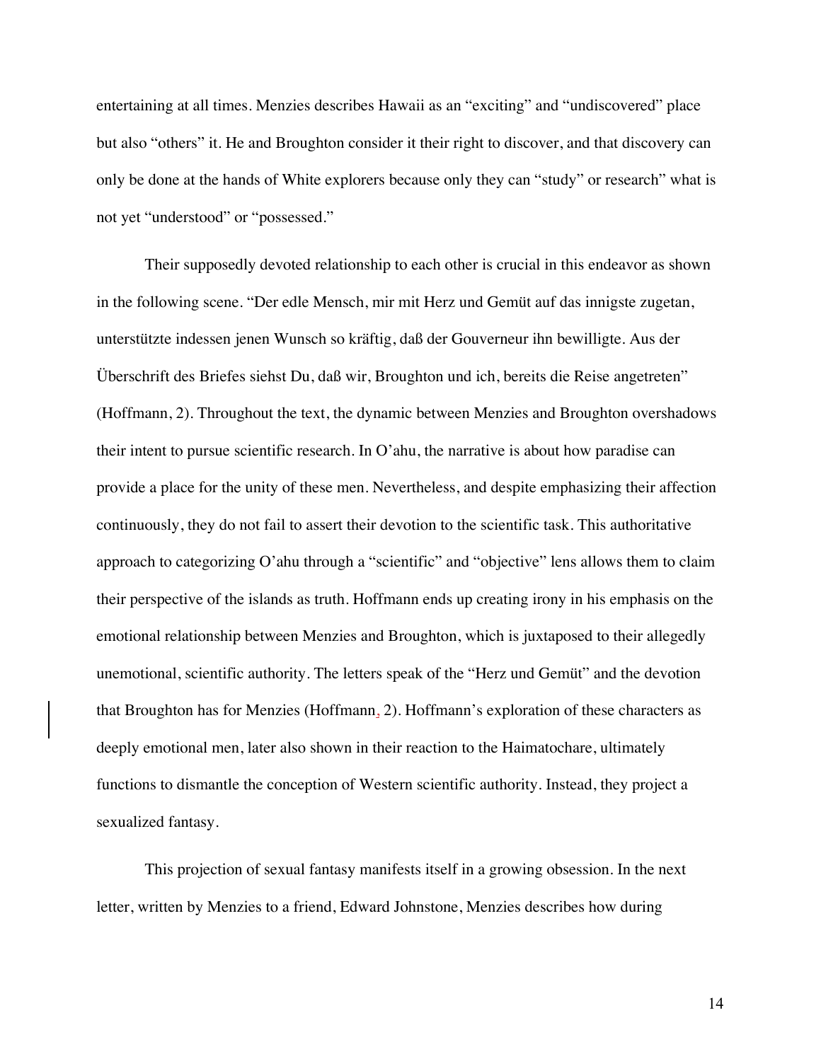entertaining at all times. Menzies describes Hawaii as an "exciting" and "undiscovered" place but also "others" it. He and Broughton consider it their right to discover, and that discovery can only be done at the hands of White explorers because only they can "study" or research" what is not yet "understood" or "possessed."

Their supposedly devoted relationship to each other is crucial in this endeavor as shown in the following scene. "Der edle Mensch, mir mit Herz und Gemüt auf das innigste zugetan, unterstützte indessen jenen Wunsch so kräftig, daß der Gouverneur ihn bewilligte. Aus der Überschrift des Briefes siehst Du, daß wir, Broughton und ich, bereits die Reise angetreten" (Hoffmann, 2). Throughout the text, the dynamic between Menzies and Broughton overshadows their intent to pursue scientific research. In O'ahu, the narrative is about how paradise can provide a place for the unity of these men. Nevertheless, and despite emphasizing their affection continuously, they do not fail to assert their devotion to the scientific task. This authoritative approach to categorizing O'ahu through a "scientific" and "objective" lens allows them to claim their perspective of the islands as truth. Hoffmann ends up creating irony in his emphasis on the emotional relationship between Menzies and Broughton, which is juxtaposed to their allegedly unemotional, scientific authority. The letters speak of the "Herz und Gemüt" and the devotion that Broughton has for Menzies (Hoffmann, 2). Hoffmann's exploration of these characters as deeply emotional men, later also shown in their reaction to the Haimatochare, ultimately functions to dismantle the conception of Western scientific authority. Instead, they project a sexualized fantasy.

This projection of sexual fantasy manifests itself in a growing obsession. In the next letter, written by Menzies to a friend, Edward Johnstone, Menzies describes how during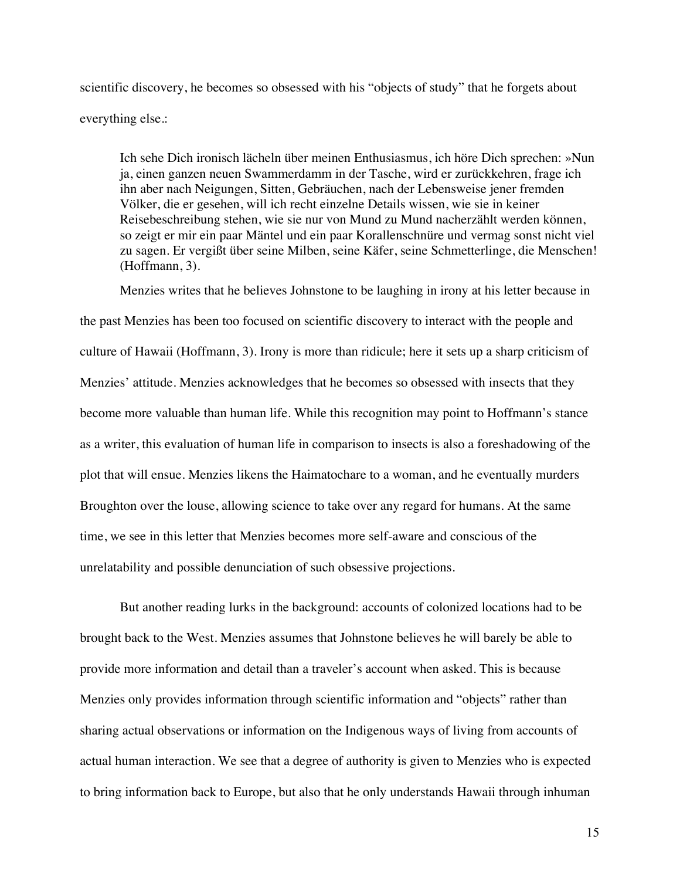scientific discovery, he becomes so obsessed with his "objects of study" that he forgets about everything else.:

> Ich sehe Dich ironisch lächeln über meinen Enthusiasmus, ich höre Dich sprechen: »Nun ja, einen ganzen neuen Swammerdamm in der Tasche, wird er zurückkehren, frage ich ihn aber nach Neigungen, Sitten, Gebräuchen, nach der Lebensweise jener fremden Völker, die er gesehen, will ich recht einzelne Details wissen, wie sie in keiner Reisebeschreibung stehen, wie sie nur von Mund zu Mund nacherzählt werden können, so zeigt er mir ein paar Mäntel und ein paar Korallenschnüre und vermag sonst nicht viel zu sagen. Er vergißt über seine Milben, seine Käfer, seine Schmetterlinge, die Menschen! (Hoffmann, 3).

Menzies writes that he believes Johnstone to be laughing in irony at his letter because in the past Menzies has been too focused on scientific discovery to interact with the people and culture of Hawaii (Hoffmann, 3). Irony is more than ridicule; here it sets up a sharp criticism of Menzies' attitude. Menzies acknowledges that he becomes so obsessed with insects that they become more valuable than human life. While this recognition may point to Hoffmann's stance as a writer, this evaluation of human life in comparison to insects is also a foreshadowing of the plot that will ensue. Menzies likens the Haimatochare to a woman, and he eventually murders Broughton over the louse, allowing science to take over any regard for humans. At the same time, we see in this letter that Menzies becomes more self-aware and conscious of the unrelatability and possible denunciation of such obsessive projections.

But another reading lurks in the background: accounts of colonized locations had to be brought back to the West. Menzies assumes that Johnstone believes he will barely be able to provide more information and detail than a traveler's account when asked. This is because Menzies only provides information through scientific information and "objects" rather than sharing actual observations or information on the Indigenous ways of living from accounts of actual human interaction. We see that a degree of authority is given to Menzies who is expected to bring information back to Europe, but also that he only understands Hawaii through inhuman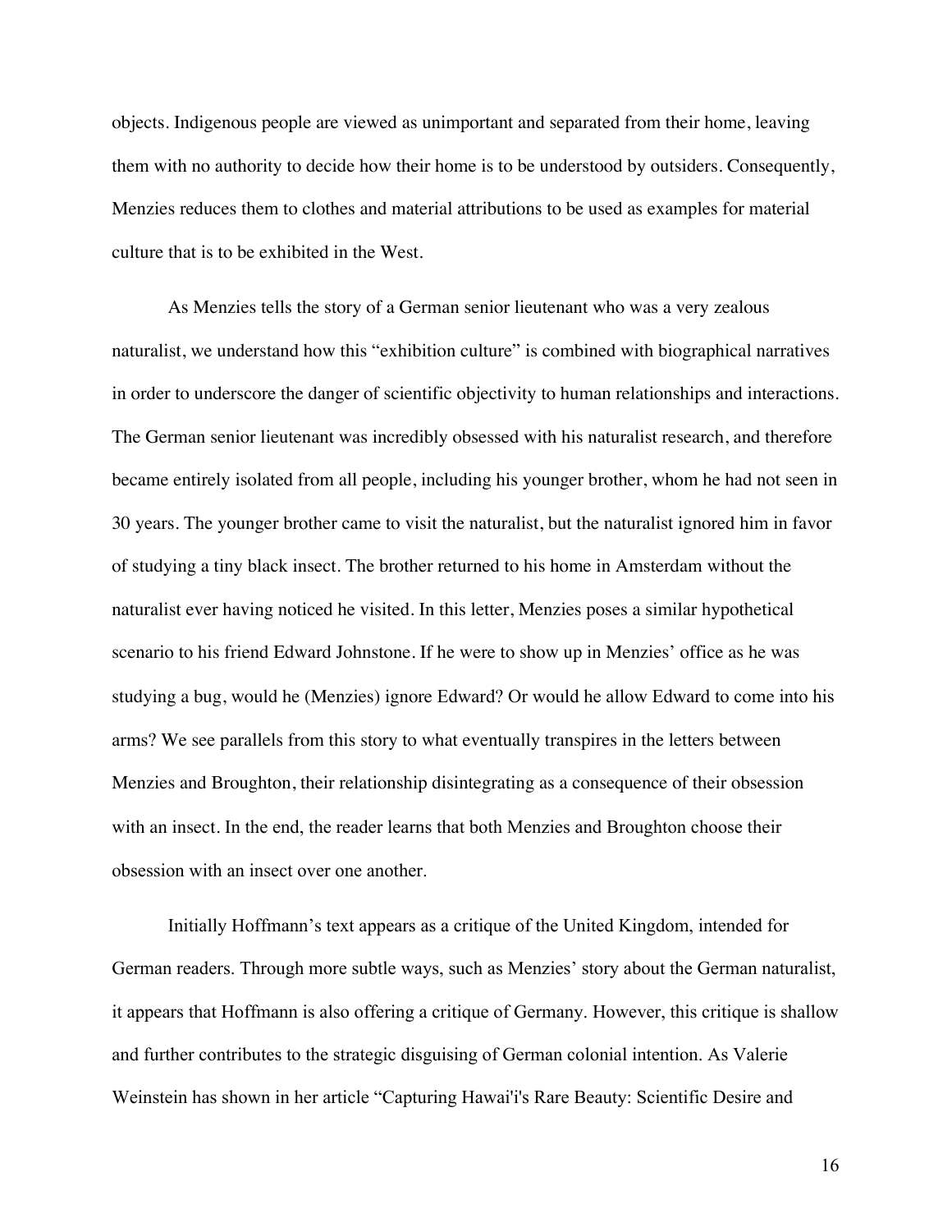objects. Indigenous people are viewed as unimportant and separated from their home, leaving them with no authority to decide how their home is to be understood by outsiders. Consequently, Menzies reduces them to clothes and material attributions to be used as examples for material culture that is to be exhibited in the West.

As Menzies tells the story of a German senior lieutenant who was a very zealous naturalist, we understand how this "exhibition culture" is combined with biographical narratives in order to underscore the danger of scientific objectivity to human relationships and interactions. The German senior lieutenant was incredibly obsessed with his naturalist research, and therefore became entirely isolated from all people, including his younger brother, whom he had not seen in 30 years. The younger brother came to visit the naturalist, but the naturalist ignored him in favor of studying a tiny black insect. The brother returned to his home in Amsterdam without the naturalist ever having noticed he visited. In this letter, Menzies poses a similar hypothetical scenario to his friend Edward Johnstone. If he were to show up in Menzies' office as he was studying a bug, would he (Menzies) ignore Edward? Or would he allow Edward to come into his arms? We see parallels from this story to what eventually transpires in the letters between Menzies and Broughton, their relationship disintegrating as a consequence of their obsession with an insect. In the end, the reader learns that both Menzies and Broughton choose their obsession with an insect over one another.

Initially Hoffmann's text appears as a critique of the United Kingdom, intended for German readers. Through more subtle ways, such as Menzies' story about the German naturalist, it appears that Hoffmann is also offering a critique of Germany. However, this critique is shallow and further contributes to the strategic disguising of German colonial intention. As Valerie Weinstein has shown in her article "Capturing Hawai'i's Rare Beauty: Scientific Desire and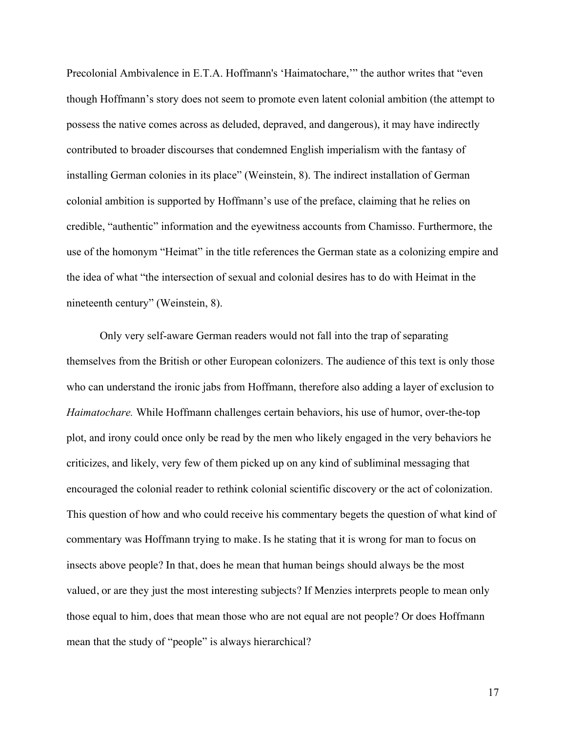Precolonial Ambivalence in E.T.A. Hoffmann's 'Haimatochare,'" the author writes that "even though Hoffmann's story does not seem to promote even latent colonial ambition (the attempt to possess the native comes across as deluded, depraved, and dangerous), it may have indirectly contributed to broader discourses that condemned English imperialism with the fantasy of installing German colonies in its place" (Weinstein, 8). The indirect installation of German colonial ambition is supported by Hoffmann's use of the preface, claiming that he relies on credible, "authentic" information and the eyewitness accounts from Chamisso. Furthermore, the use of the homonym "Heimat" in the title references the German state as a colonizing empire and the idea of what "the intersection of sexual and colonial desires has to do with Heimat in the nineteenth century" (Weinstein, 8).

Only very self-aware German readers would not fall into the trap of separating themselves from the British or other European colonizers. The audience of this text is only those who can understand the ironic jabs from Hoffmann, therefore also adding a layer of exclusion to *Haimatochare.* While Hoffmann challenges certain behaviors, his use of humor, over-the-top plot, and irony could once only be read by the men who likely engaged in the very behaviors he criticizes, and likely, very few of them picked up on any kind of subliminal messaging that encouraged the colonial reader to rethink colonial scientific discovery or the act of colonization. This question of how and who could receive his commentary begets the question of what kind of commentary was Hoffmann trying to make. Is he stating that it is wrong for man to focus on insects above people? In that, does he mean that human beings should always be the most valued, or are they just the most interesting subjects? If Menzies interprets people to mean only those equal to him, does that mean those who are not equal are not people? Or does Hoffmann mean that the study of "people" is always hierarchical?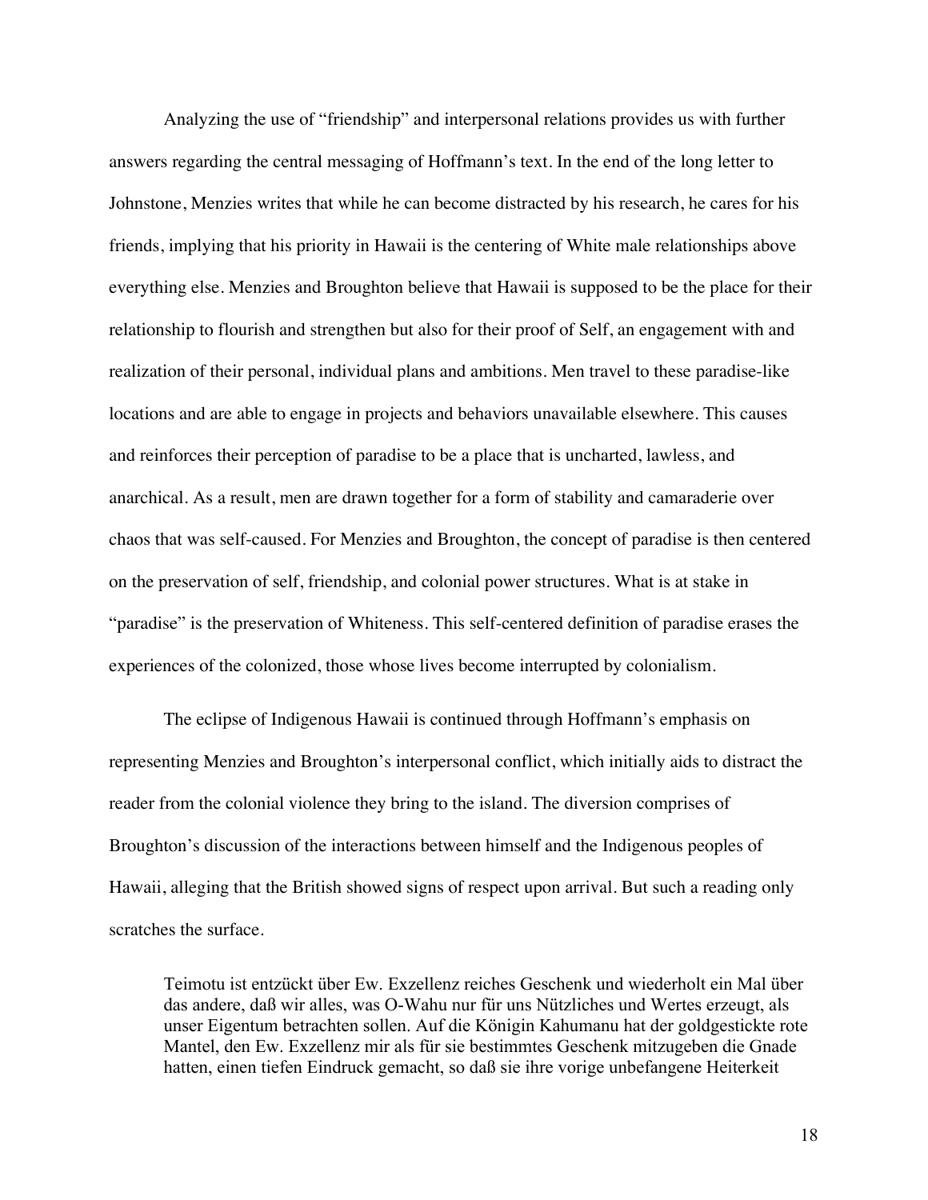Analyzing the use of "friendship" and interpersonal relations provides us with further answers regarding the central messaging of Hoffmann's text. In the end of the long letter to Johnstone, Menzies writes that while he can become distracted by his research, he cares for his friends, implying that his priority in Hawaii is the centering of White male relationships above everything else. Menzies and Broughton believe that Hawaii is supposed to be the place for their relationship to flourish and strengthen but also for their proof of Self, an engagement with and realization of their personal, individual plans and ambitions. Men travel to these paradise-like locations and are able to engage in projects and behaviors unavailable elsewhere. This causes and reinforces their perception of paradise to be a place that is uncharted, lawless, and anarchical. As a result, men are drawn together for a form of stability and camaraderie over chaos that was self-caused. For Menzies and Broughton, the concept of paradise is then centered on the preservation of self, friendship, and colonial power structures. What is at stake in "paradise" is the preservation of Whiteness. This self-centered definition of paradise erases the experiences of the colonized, those whose lives become interrupted by colonialism.

The eclipse of Indigenous Hawaii is continued through Hoffmann's emphasis on representing Menzies and Broughton's interpersonal conflict, which initially aids to distract the reader from the colonial violence they bring to the island. The diversion comprises of Broughton's discussion of the interactions between himself and the Indigenous peoples of Hawaii, alleging that the British showed signs of respect upon arrival. But such a reading only scratches the surface.

> Teimotu ist entzückt über Ew. Exzellenz reiches Geschenk und wiederholt ein Mal über das andere, daß wir alles, was O-Wahu nur für uns Nützliches und Wertes erzeugt, als unser Eigentum betrachten sollen. Auf die Königin Kahumanu hat der goldgestickte rote Mantel, den Ew. Exzellenz mir als für sie bestimmtes Geschenk mitzugeben die Gnade hatten, einen tiefen Eindruck gemacht, so daß sie ihre vorige unbefangene Heiterkeit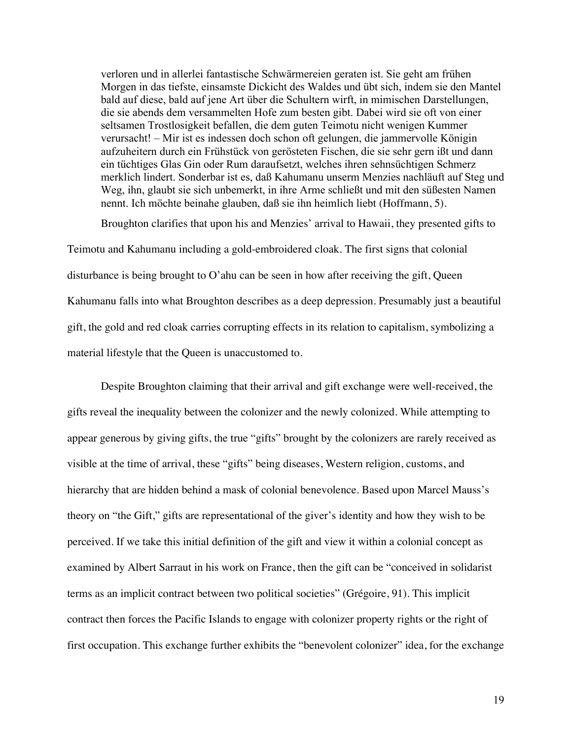> verloren und in allerlei fantastische Schwärmereien geraten ist. Sie geht am frühen Morgen in das tiefste, einsamste Dickicht des Waldes und übt sich, indem sie den Mantel bald auf diese, bald auf jene Art über die Schultern wirft, in mimischen Darstellungen, die sie abends dem versammelten Hofe zum besten gibt. Dabei wird sie oft von einer seltsamen Trostlosigkeit befallen, die dem guten Teimotu nicht wenigen Kummer verursacht! – Mir ist es indessen doch schon oft gelungen, die jammervolle Königin aufzuheitern durch ein Frühstück von gerösteten Fischen, die sie sehr gern ißt und dann ein tüchtiges Glas Gin oder Rum daraufsetzt, welches ihren sehnsüchtigen Schmerz merklich lindert. Sonderbar ist es, daß Kahumanu unserm Menzies nachläuft auf Steg und Weg, ihn, glaubt sie sich unbemerkt, in ihre Arme schließt und mit den süßesten Namen nennt. Ich möchte beinahe glauben, daß sie ihn heimlich liebt (Hoffmann, 5).

Broughton clarifies that upon his and Menzies' arrival to Hawaii, they presented gifts to Teimotu and Kahumanu including a gold-embroidered cloak. The first signs that colonial disturbance is being brought to O'ahu can be seen in how after receiving the gift, Queen Kahumanu falls into what Broughton describes as a deep depression. Presumably just a beautiful gift, the gold and red cloak carries corrupting effects in its relation to capitalism, symbolizing a material lifestyle that the Queen is unaccustomed to.

Despite Broughton claiming that their arrival and gift exchange were well-received, the gifts reveal the inequality between the colonizer and the newly colonized. While attempting to appear generous by giving gifts, the true "gifts" brought by the colonizers are rarely received as visible at the time of arrival, these "gifts" being diseases, Western religion, customs, and hierarchy that are hidden behind a mask of colonial benevolence. Based upon Marcel Mauss's theory on "the Gift," gifts are representational of the giver's identity and how they wish to be perceived. If we take this initial definition of the gift and view it within a colonial concept as examined by Albert Sarraut in his work on France, then the gift can be "conceived in solidarist terms as an implicit contract between two political societies" (Grégoire, 91). This implicit contract then forces the Pacific Islands to engage with colonizer property rights or the right of first occupation. This exchange further exhibits the "benevolent colonizer" idea, for the exchange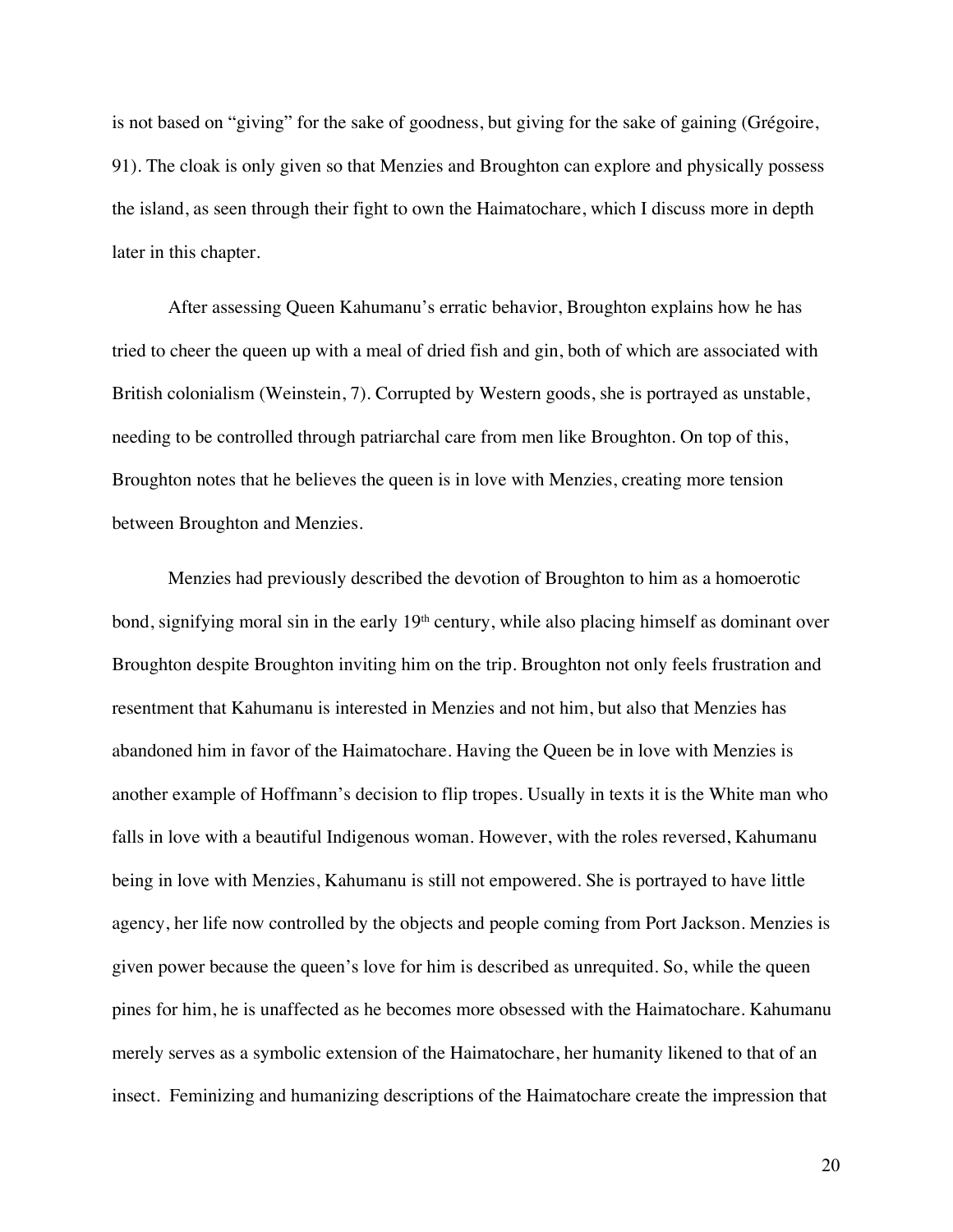is not based on "giving" for the sake of goodness, but giving for the sake of gaining (Grégoire, 91). The cloak is only given so that Menzies and Broughton can explore and physically possess the island, as seen through their fight to own the Haimatochare, which I discuss more in depth later in this chapter.

After assessing Queen Kahumanu's erratic behavior, Broughton explains how he has tried to cheer the queen up with a meal of dried fish and gin, both of which are associated with British colonialism (Weinstein, 7). Corrupted by Western goods, she is portrayed as unstable, needing to be controlled through patriarchal care from men like Broughton. On top of this, Broughton notes that he believes the queen is in love with Menzies, creating more tension between Broughton and Menzies.

Menzies had previously described the devotion of Broughton to him as a homoerotic bond, signifying moral sin in the early 19th century, while also placing himself as dominant over Broughton despite Broughton inviting him on the trip. Broughton not only feels frustration and resentment that Kahumanu is interested in Menzies and not him, but also that Menzies has abandoned him in favor of the Haimatochare. Having the Queen be in love with Menzies is another example of Hoffmann's decision to flip tropes. Usually in texts it is the White man who falls in love with a beautiful Indigenous woman. However, with the roles reversed, Kahumanu being in love with Menzies, Kahumanu is still not empowered. She is portrayed to have little agency, her life now controlled by the objects and people coming from Port Jackson. Menzies is given power because the queen's love for him is described as unrequited. So, while the queen pines for him, he is unaffected as he becomes more obsessed with the Haimatochare. Kahumanu merely serves as a symbolic extension of the Haimatochare, her humanity likened to that of an insect. Feminizing and humanizing descriptions of the Haimatochare create the impression that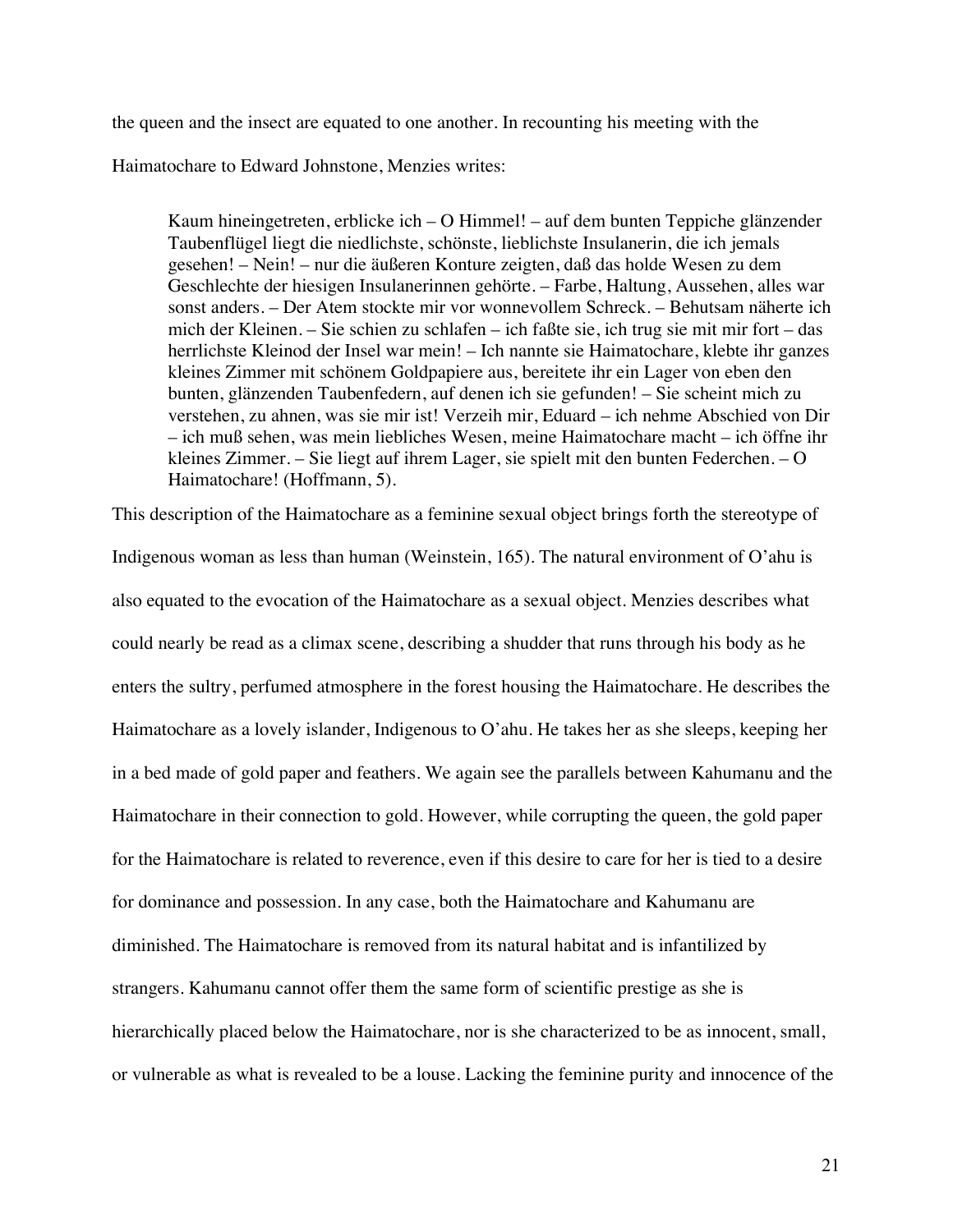the queen and the insect are equated to one another. In recounting his meeting with the Haimatochare to Edward Johnstone, Menzies writes:

> Kaum hineingetreten, erblicke ich – O Himmel! – auf dem bunten Teppiche glänzender Taubenflügel liegt die niedlichste, schönste, lieblichste Insulanerin, die ich jemals gesehen! – Nein! – nur die äußeren Konture zeigten, daß das holde Wesen zu dem Geschlechte der hiesigen Insulanerinnen gehörte. – Farbe, Haltung, Aussehen, alles war sonst anders. – Der Atem stockte mir vor wonnevollem Schreck. – Behutsam näherte ich mich der Kleinen. – Sie schien zu schlafen – ich faßte sie, ich trug sie mit mir fort – das herrlichste Kleinod der Insel war mein! – Ich nannte sie Haimatochare, klebte ihr ganzes kleines Zimmer mit schönem Goldpapiere aus, bereitete ihr ein Lager von eben den bunten, glänzenden Taubenfedern, auf denen ich sie gefunden! – Sie scheint mich zu verstehen, zu ahnen, was sie mir ist! Verzeih mir, Eduard – ich nehme Abschied von Dir – ich muß sehen, was mein liebliches Wesen, meine Haimatochare macht – ich öffne ihr kleines Zimmer. – Sie liegt auf ihrem Lager, sie spielt mit den bunten Federchen. – O Haimatochare! (Hoffmann, 5).

This description of the Haimatochare as a feminine sexual object brings forth the stereotype of Indigenous woman as less than human (Weinstein, 165). The natural environment of O'ahu is also equated to the evocation of the Haimatochare as a sexual object. Menzies describes what could nearly be read as a climax scene, describing a shudder that runs through his body as he enters the sultry, perfumed atmosphere in the forest housing the Haimatochare. He describes the Haimatochare as a lovely islander, Indigenous to O'ahu. He takes her as she sleeps, keeping her in a bed made of gold paper and feathers. We again see the parallels between Kahumanu and the Haimatochare in their connection to gold. However, while corrupting the queen, the gold paper for the Haimatochare is related to reverence, even if this desire to care for her is tied to a desire for dominance and possession. In any case, both the Haimatochare and Kahumanu are diminished. The Haimatochare is removed from its natural habitat and is infantilized by strangers. Kahumanu cannot offer them the same form of scientific prestige as she is hierarchically placed below the Haimatochare, nor is she characterized to be as innocent, small, or vulnerable as what is revealed to be a louse. Lacking the feminine purity and innocence of the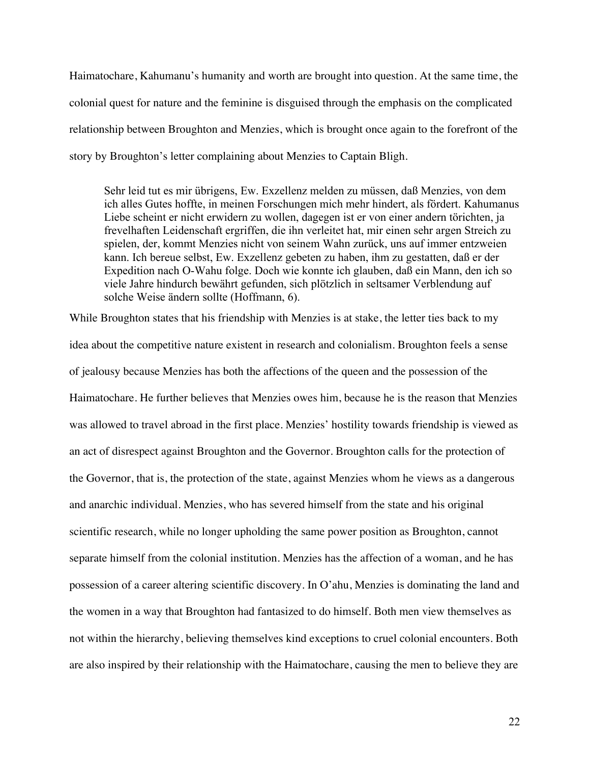Haimatochare, Kahumanu's humanity and worth are brought into question. At the same time, the colonial quest for nature and the feminine is disguised through the emphasis on the complicated relationship between Broughton and Menzies, which is brought once again to the forefront of the story by Broughton's letter complaining about Menzies to Captain Bligh.

> Sehr leid tut es mir übrigens, Ew. Exzellenz melden zu müssen, daß Menzies, von dem ich alles Gutes hoffte, in meinen Forschungen mich mehr hindert, als fördert. Kahumanus Liebe scheint er nicht erwidern zu wollen, dagegen ist er von einer andern törichten, ja frevelhaften Leidenschaft ergriffen, die ihn verleitet hat, mir einen sehr argen Streich zu spielen, der, kommt Menzies nicht von seinem Wahn zurück, uns auf immer entzweien kann. Ich bereue selbst, Ew. Exzellenz gebeten zu haben, ihm zu gestatten, daß er der Expedition nach O-Wahu folge. Doch wie konnte ich glauben, daß ein Mann, den ich so viele Jahre hindurch bewährt gefunden, sich plötzlich in seltsamer Verblendung auf solche Weise ändern sollte (Hoffmann, 6).

While Broughton states that his friendship with Menzies is at stake, the letter ties back to my idea about the competitive nature existent in research and colonialism. Broughton feels a sense of jealousy because Menzies has both the affections of the queen and the possession of the Haimatochare. He further believes that Menzies owes him, because he is the reason that Menzies was allowed to travel abroad in the first place. Menzies' hostility towards friendship is viewed as an act of disrespect against Broughton and the Governor. Broughton calls for the protection of the Governor, that is, the protection of the state, against Menzies whom he views as a dangerous and anarchic individual. Menzies, who has severed himself from the state and his original scientific research, while no longer upholding the same power position as Broughton, cannot separate himself from the colonial institution. Menzies has the affection of a woman, and he has possession of a career altering scientific discovery. In O'ahu, Menzies is dominating the land and the women in a way that Broughton had fantasized to do himself. Both men view themselves as not within the hierarchy, believing themselves kind exceptions to cruel colonial encounters. Both are also inspired by their relationship with the Haimatochare, causing the men to believe they are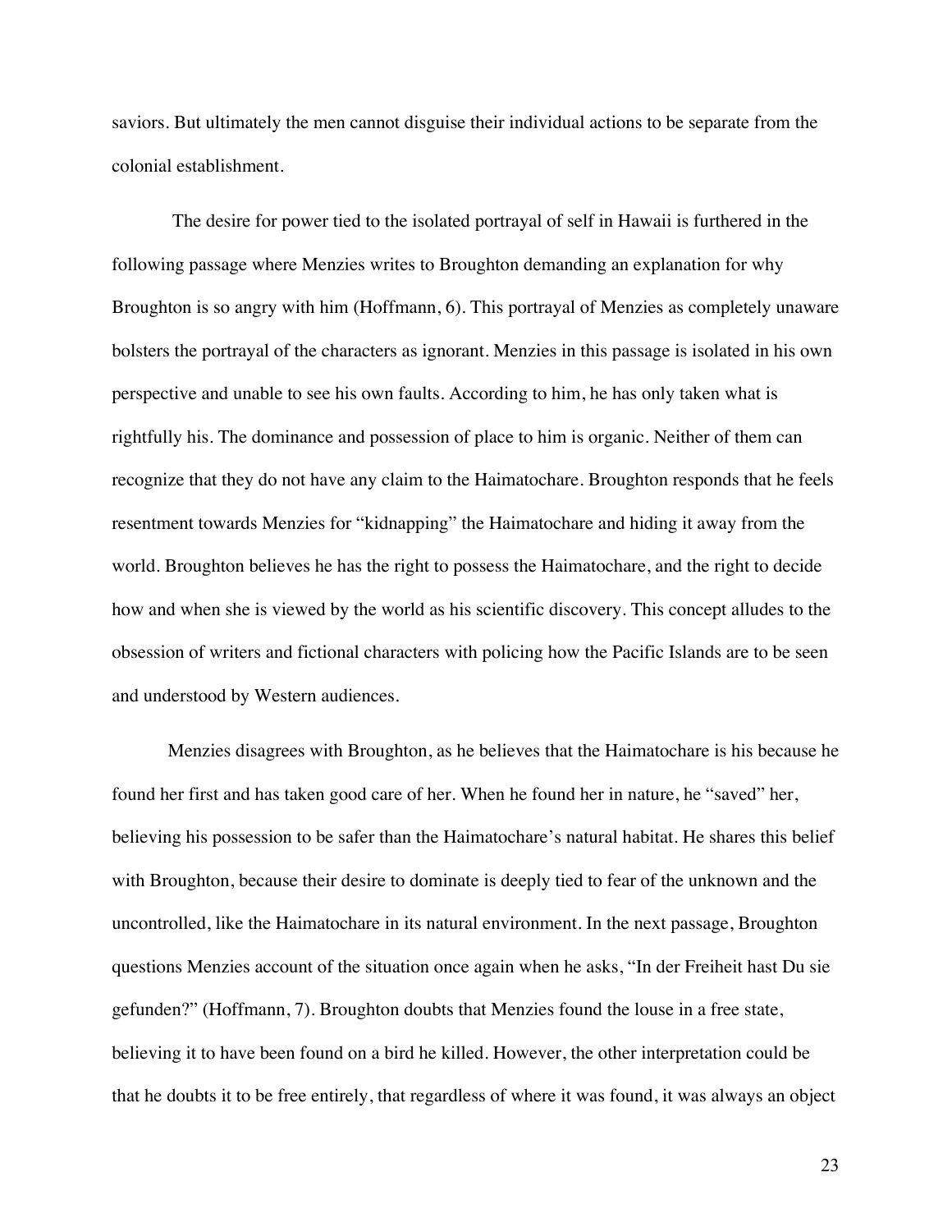saviors. But ultimately the men cannot disguise their individual actions to be separate from the colonial establishment.

The desire for power tied to the isolated portrayal of self in Hawaii is furthered in the following passage where Menzies writes to Broughton demanding an explanation for why Broughton is so angry with him (Hoffmann, 6). This portrayal of Menzies as completely unaware bolsters the portrayal of the characters as ignorant. Menzies in this passage is isolated in his own perspective and unable to see his own faults. According to him, he has only taken what is rightfully his. The dominance and possession of place to him is organic. Neither of them can recognize that they do not have any claim to the Haimatochare. Broughton responds that he feels resentment towards Menzies for "kidnapping" the Haimatochare and hiding it away from the world. Broughton believes he has the right to possess the Haimatochare, and the right to decide how and when she is viewed by the world as his scientific discovery. This concept alludes to the obsession of writers and fictional characters with policing how the Pacific Islands are to be seen and understood by Western audiences.

Menzies disagrees with Broughton, as he believes that the Haimatochare is his because he found her first and has taken good care of her. When he found her in nature, he "saved" her, believing his possession to be safer than the Haimatochare's natural habitat. He shares this belief with Broughton, because their desire to dominate is deeply tied to fear of the unknown and the uncontrolled, like the Haimatochare in its natural environment. In the next passage, Broughton questions Menzies account of the situation once again when he asks, "In der Freiheit hast Du sie gefunden?" (Hoffmann, 7). Broughton doubts that Menzies found the louse in a free state, believing it to have been found on a bird he killed. However, the other interpretation could be that he doubts it to be free entirely, that regardless of where it was found, it was always an object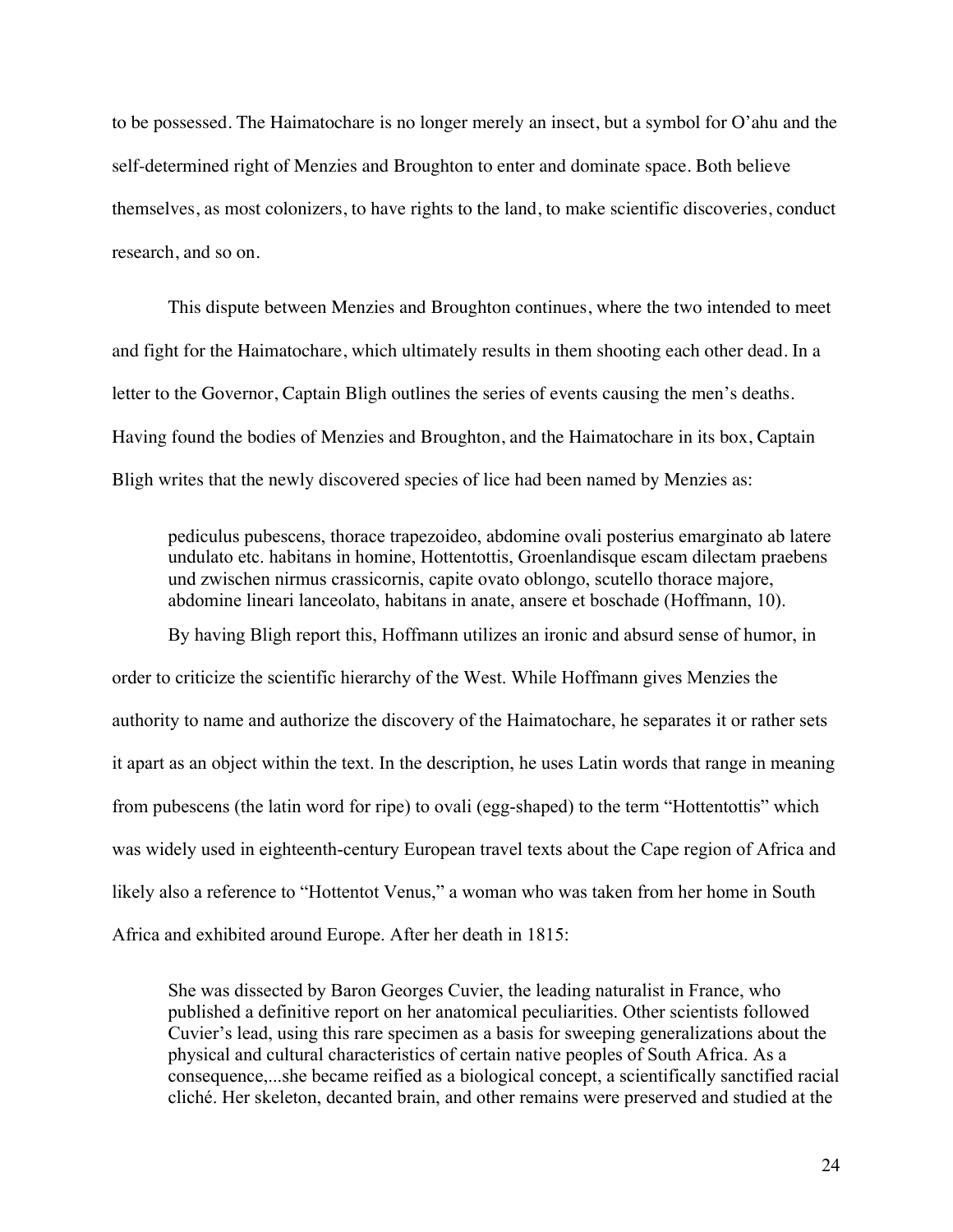to be possessed. The Haimatochare is no longer merely an insect, but a symbol for O'ahu and the self-determined right of Menzies and Broughton to enter and dominate space. Both believe themselves, as most colonizers, to have rights to the land, to make scientific discoveries, conduct research, and so on.

This dispute between Menzies and Broughton continues, where the two intended to meet and fight for the Haimatochare, which ultimately results in them shooting each other dead. In a letter to the Governor, Captain Bligh outlines the series of events causing the men's deaths. Having found the bodies of Menzies and Broughton, and the Haimatochare in its box, Captain Bligh writes that the newly discovered species of lice had been named by Menzies as:

> pediculus pubescens, thorace trapezoideo, abdomine ovali posterius emarginato ab latere undulato etc. habitans in homine, Hottentottis, Groenlandisque escam dilectam praebens und zwischen nirmus crassicornis, capite ovato oblongo, scutello thorace majore, abdomine lineari lanceolato, habitans in anate, ansere et boschade (Hoffmann, 10).

By having Bligh report this, Hoffmann utilizes an ironic and absurd sense of humor, in order to criticize the scientific hierarchy of the West. While Hoffmann gives Menzies the authority to name and authorize the discovery of the Haimatochare, he separates it or rather sets it apart as an object within the text. In the description, he uses Latin words that range in meaning from pubescens (the latin word for ripe) to ovali (egg-shaped) to the term "Hottentottis" which was widely used in eighteenth-century European travel texts about the Cape region of Africa and likely also a reference to "Hottentot Venus," a woman who was taken from her home in South Africa and exhibited around Europe. After her death in 1815:

> She was dissected by Baron Georges Cuvier, the leading naturalist in France, who published a definitive report on her anatomical peculiarities. Other scientists followed Cuvier's lead, using this rare specimen as a basis for sweeping generalizations about the physical and cultural characteristics of certain native peoples of South Africa. As a consequence,...she became reified as a biological concept, a scientifically sanctified racial cliché. Her skeleton, decanted brain, and other remains were preserved and studied at the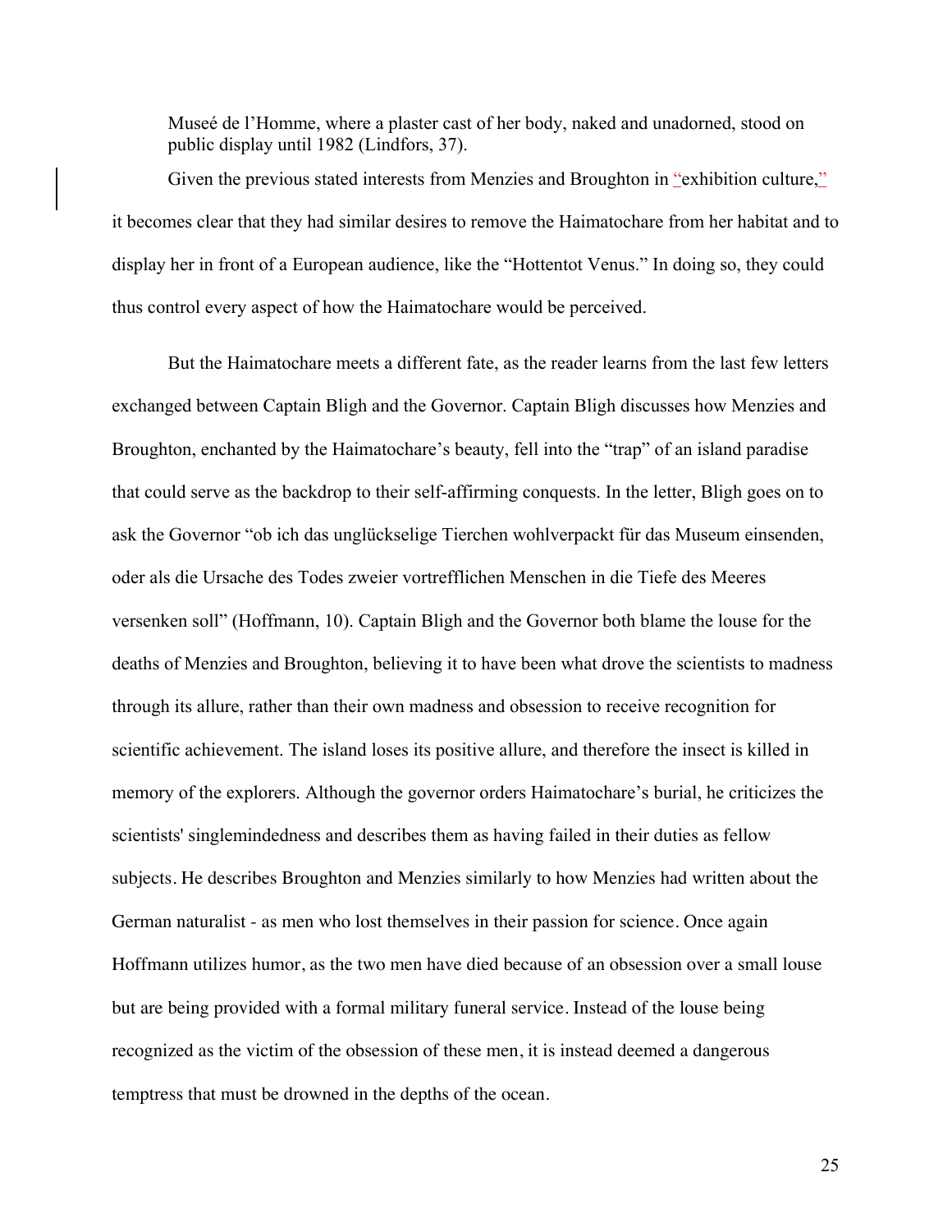Museé de l'Homme, where a plaster cast of her body, naked and unadorned, stood on public display until 1982 (Lindfors, 37).

Given the previous stated interests from Menzies and Broughton in "exhibition culture," it becomes clear that they had similar desires to remove the Haimatochare from her habitat and to display her in front of a European audience, like the "Hottentot Venus." In doing so, they could thus control every aspect of how the Haimatochare would be perceived.

But the Haimatochare meets a different fate, as the reader learns from the last few letters exchanged between Captain Bligh and the Governor. Captain Bligh discusses how Menzies and Broughton, enchanted by the Haimatochare's beauty, fell into the "trap" of an island paradise that could serve as the backdrop to their self-affirming conquests. In the letter, Bligh goes on to ask the Governor "ob ich das unglückselige Tierchen wohlverpackt für das Museum einsenden, oder als die Ursache des Todes zweier vortrefflichen Menschen in die Tiefe des Meeres versenken soll" (Hoffmann, 10). Captain Bligh and the Governor both blame the louse for the deaths of Menzies and Broughton, believing it to have been what drove the scientists to madness through its allure, rather than their own madness and obsession to receive recognition for scientific achievement. The island loses its positive allure, and therefore the insect is killed in memory of the explorers. Although the governor orders Haimatochare's burial, he criticizes the scientists' singlemindedness and describes them as having failed in their duties as fellow subjects. He describes Broughton and Menzies similarly to how Menzies had written about the German naturalist - as men who lost themselves in their passion for science. Once again Hoffmann utilizes humor, as the two men have died because of an obsession over a small louse but are being provided with a formal military funeral service. Instead of the louse being recognized as the victim of the obsession of these men, it is instead deemed a dangerous temptress that must be drowned in the depths of the ocean.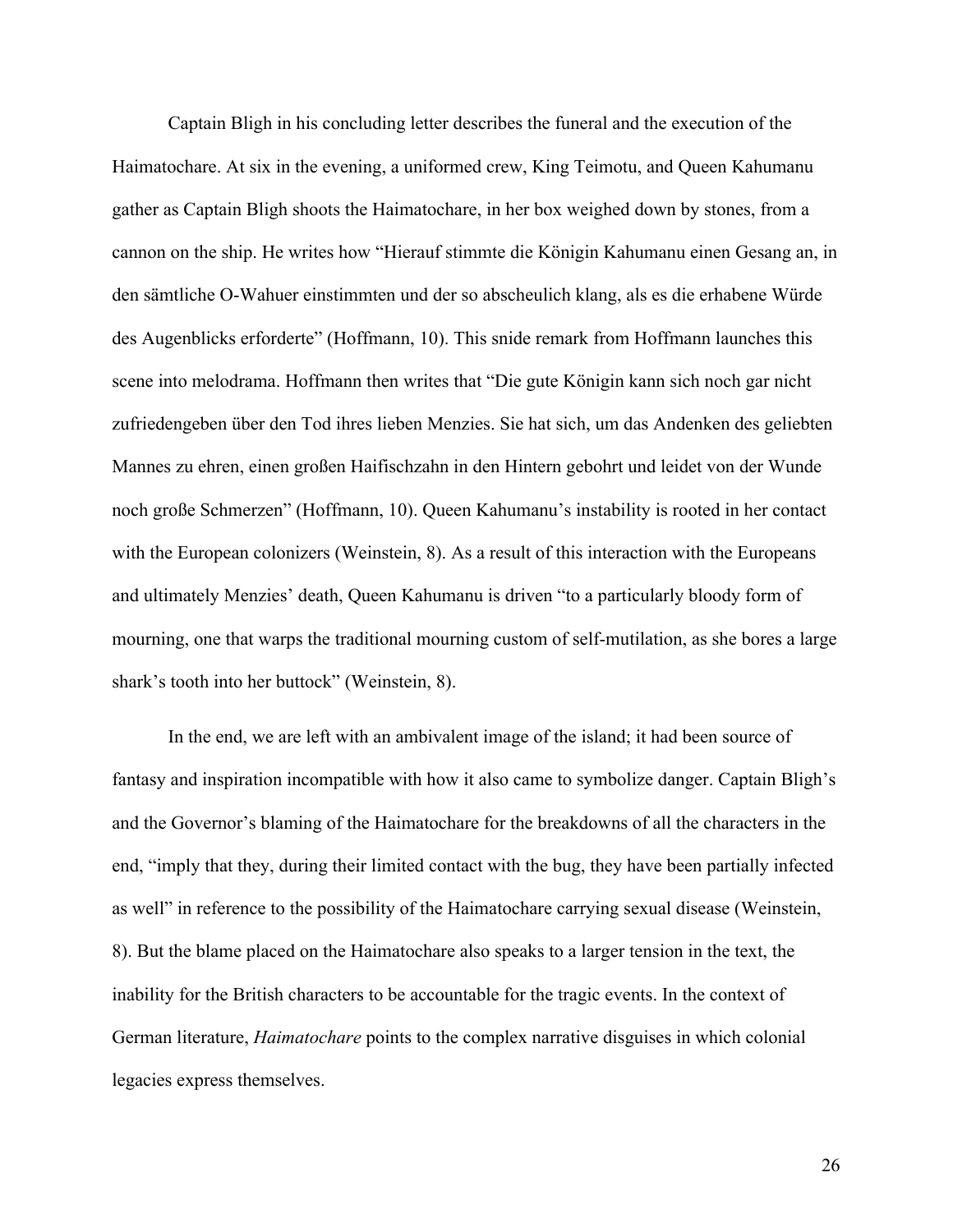Captain Bligh in his concluding letter describes the funeral and the execution of the Haimatochare. At six in the evening, a uniformed crew, King Teimotu, and Queen Kahumanu gather as Captain Bligh shoots the Haimatochare, in her box weighed down by stones, from a cannon on the ship. He writes how "Hierauf stimmte die Königin Kahumanu einen Gesang an, in den sämtliche O-Wahuer einstimmten und der so abscheulich klang, als es die erhabene Würde des Augenblicks erforderte" (Hoffmann, 10). This snide remark from Hoffmann launches this scene into melodrama. Hoffmann then writes that "Die gute Königin kann sich noch gar nicht zufriedengeben über den Tod ihres lieben Menzies. Sie hat sich, um das Andenken des geliebten Mannes zu ehren, einen großen Haifischzahn in den Hintern gebohrt und leidet von der Wunde noch große Schmerzen" (Hoffmann, 10). Queen Kahumanu's instability is rooted in her contact with the European colonizers (Weinstein, 8). As a result of this interaction with the Europeans and ultimately Menzies' death, Queen Kahumanu is driven "to a particularly bloody form of mourning, one that warps the traditional mourning custom of self-mutilation, as she bores a large shark's tooth into her buttock" (Weinstein, 8).

In the end, we are left with an ambivalent image of the island; it had been source of fantasy and inspiration incompatible with how it also came to symbolize danger. Captain Bligh's and the Governor's blaming of the Haimatochare for the breakdowns of all the characters in the end, "imply that they, during their limited contact with the bug, they have been partially infected as well" in reference to the possibility of the Haimatochare carrying sexual disease (Weinstein, 8). But the blame placed on the Haimatochare also speaks to a larger tension in the text, the inability for the British characters to be accountable for the tragic events. In the context of German literature, *Haimatochare* points to the complex narrative disguises in which colonial legacies express themselves.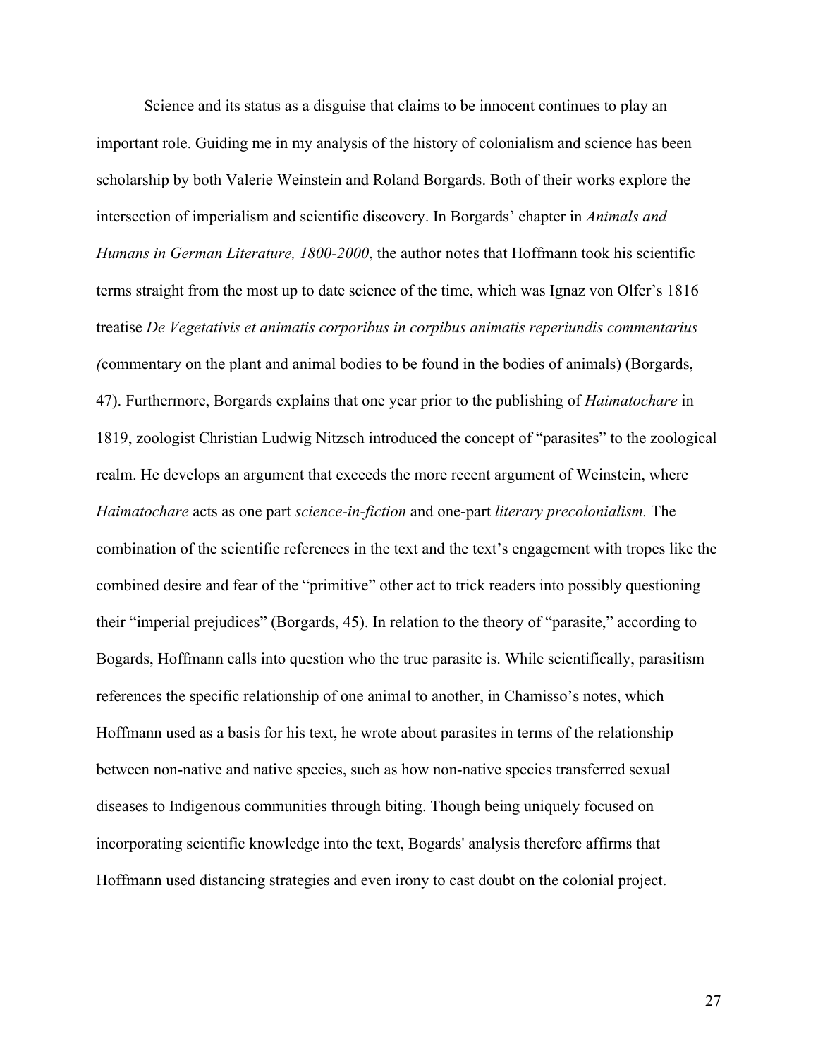Science and its status as a disguise that claims to be innocent continues to play an important role. Guiding me in my analysis of the history of colonialism and science has been scholarship by both Valerie Weinstein and Roland Borgards. Both of their works explore the intersection of imperialism and scientific discovery. In Borgards' chapter in *Animals and Humans in German Literature, 1800-2000*, the author notes that Hoffmann took his scientific terms straight from the most up to date science of the time, which was Ignaz von Olfer's 1816 treatise *De Vegetativis et animatis corporibus in corpibus animatis reperiundis commentarius (*commentary on the plant and animal bodies to be found in the bodies of animals) (Borgards, 47). Furthermore, Borgards explains that one year prior to the publishing of *Haimatochare* in 1819, zoologist Christian Ludwig Nitzsch introduced the concept of "parasites" to the zoological realm. He develops an argument that exceeds the more recent argument of Weinstein, where *Haimatochare* acts as one part *science-in-fiction* and one-part *literary precolonialism.* The combination of the scientific references in the text and the text's engagement with tropes like the combined desire and fear of the "primitive" other act to trick readers into possibly questioning their "imperial prejudices" (Borgards, 45). In relation to the theory of "parasite," according to Bogards, Hoffmann calls into question who the true parasite is. While scientifically, parasitism references the specific relationship of one animal to another, in Chamisso's notes, which Hoffmann used as a basis for his text, he wrote about parasites in terms of the relationship between non-native and native species, such as how non-native species transferred sexual diseases to Indigenous communities through biting. Though being uniquely focused on incorporating scientific knowledge into the text, Bogards' analysis therefore affirms that Hoffmann used distancing strategies and even irony to cast doubt on the colonial project.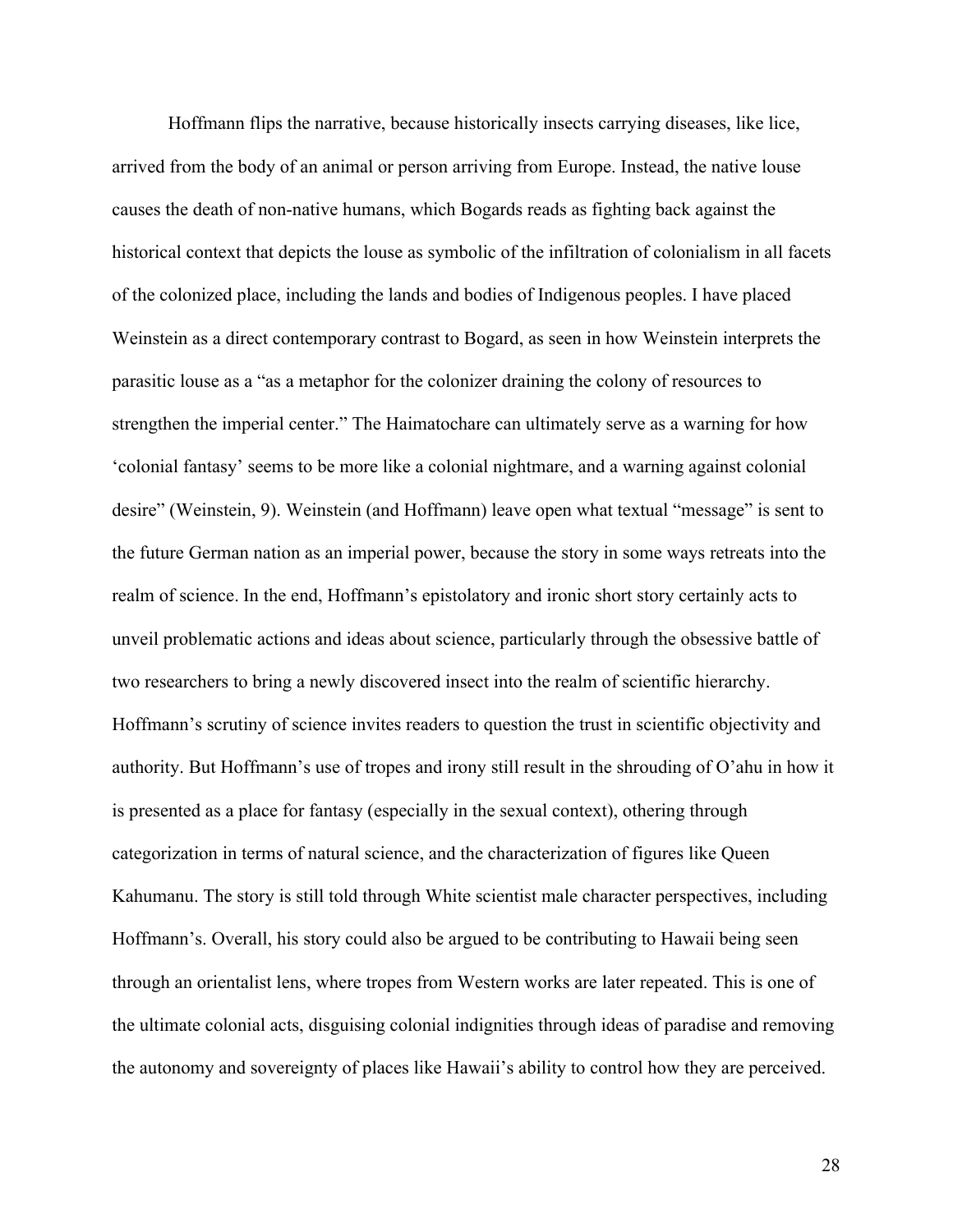Hoffmann flips the narrative, because historically insects carrying diseases, like lice, arrived from the body of an animal or person arriving from Europe. Instead, the native louse causes the death of non-native humans, which Bogards reads as fighting back against the historical context that depicts the louse as symbolic of the infiltration of colonialism in all facets of the colonized place, including the lands and bodies of Indigenous peoples. I have placed Weinstein as a direct contemporary contrast to Bogard, as seen in how Weinstein interprets the parasitic louse as a "as a metaphor for the colonizer draining the colony of resources to strengthen the imperial center." The Haimatochare can ultimately serve as a warning for how 'colonial fantasy' seems to be more like a colonial nightmare, and a warning against colonial desire" (Weinstein, 9). Weinstein (and Hoffmann) leave open what textual "message" is sent to the future German nation as an imperial power, because the story in some ways retreats into the realm of science. In the end, Hoffmann's epistolatory and ironic short story certainly acts to unveil problematic actions and ideas about science, particularly through the obsessive battle of two researchers to bring a newly discovered insect into the realm of scientific hierarchy. Hoffmann's scrutiny of science invites readers to question the trust in scientific objectivity and authority. But Hoffmann's use of tropes and irony still result in the shrouding of O'ahu in how it is presented as a place for fantasy (especially in the sexual context), othering through categorization in terms of natural science, and the characterization of figures like Queen Kahumanu. The story is still told through White scientist male character perspectives, including Hoffmann's. Overall, his story could also be argued to be contributing to Hawaii being seen through an orientalist lens, where tropes from Western works are later repeated. This is one of the ultimate colonial acts, disguising colonial indignities through ideas of paradise and removing the autonomy and sovereignty of places like Hawaii's ability to control how they are perceived.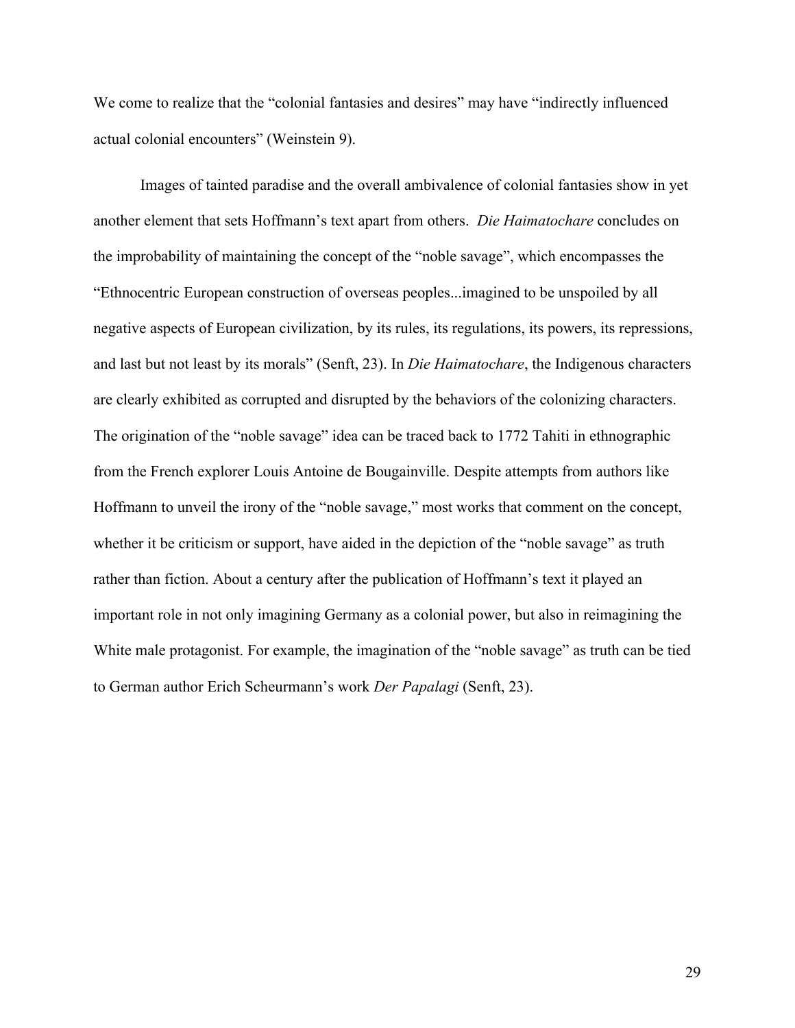We come to realize that the "colonial fantasies and desires" may have "indirectly influenced actual colonial encounters" (Weinstein 9).

Images of tainted paradise and the overall ambivalence of colonial fantasies show in yet another element that sets Hoffmann's text apart from others. *Die Haimatochare* concludes on the improbability of maintaining the concept of the "noble savage", which encompasses the "Ethnocentric European construction of overseas peoples...imagined to be unspoiled by all negative aspects of European civilization, by its rules, its regulations, its powers, its repressions, and last but not least by its morals" (Senft, 23). In *Die Haimatochare*, the Indigenous characters are clearly exhibited as corrupted and disrupted by the behaviors of the colonizing characters. The origination of the "noble savage" idea can be traced back to 1772 Tahiti in ethnographic from the French explorer Louis Antoine de Bougainville. Despite attempts from authors like Hoffmann to unveil the irony of the "noble savage," most works that comment on the concept, whether it be criticism or support, have aided in the depiction of the "noble savage" as truth rather than fiction. About a century after the publication of Hoffmann's text it played an important role in not only imagining Germany as a colonial power, but also in reimagining the White male protagonist. For example, the imagination of the "noble savage" as truth can be tied to German author Erich Scheurmann's work *Der Papalagi* (Senft, 23).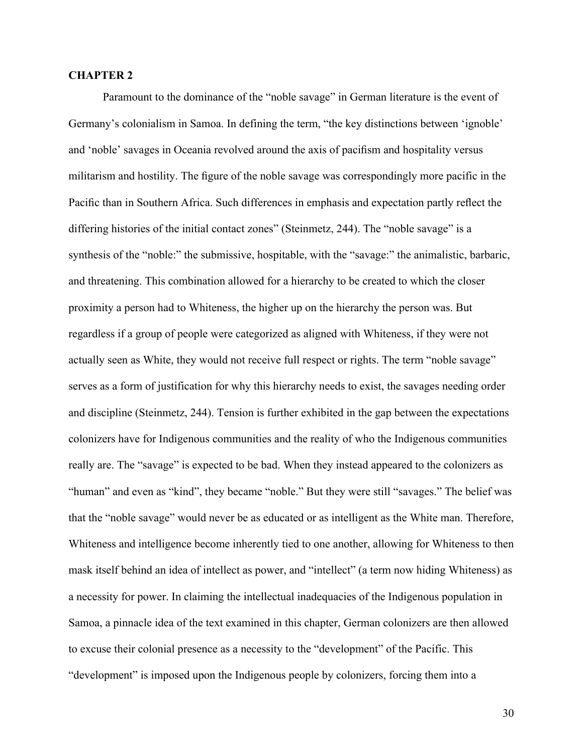## CHAPTER 2

Paramount to the dominance of the "noble savage" in German literature is the event of Germany's colonialism in Samoa. In defining the term, "the key distinctions between 'ignoble' and 'noble' savages in Oceania revolved around the axis of pacifism and hospitality versus militarism and hostility. The figure of the noble savage was correspondingly more pacific in the Pacific than in Southern Africa. Such differences in emphasis and expectation partly reflect the differing histories of the initial contact zones" (Steinmetz, 244). The "noble savage" is a synthesis of the "noble:" the submissive, hospitable, with the "savage:" the animalistic, barbaric, and threatening. This combination allowed for a hierarchy to be created to which the closer proximity a person had to Whiteness, the higher up on the hierarchy the person was. But regardless if a group of people were categorized as aligned with Whiteness, if they were not actually seen as White, they would not receive full respect or rights. The term "noble savage" serves as a form of justification for why this hierarchy needs to exist, the savages needing order and discipline (Steinmetz, 244). Tension is further exhibited in the gap between the expectations colonizers have for Indigenous communities and the reality of who the Indigenous communities really are. The "savage" is expected to be bad. When they instead appeared to the colonizers as "human" and even as "kind", they became "noble." But they were still "savages." The belief was that the "noble savage" would never be as educated or as intelligent as the White man. Therefore, Whiteness and intelligence become inherently tied to one another, allowing for Whiteness to then mask itself behind an idea of intellect as power, and "intellect" (a term now hiding Whiteness) as a necessity for power. In claiming the intellectual inadequacies of the Indigenous population in Samoa, a pinnacle idea of the text examined in this chapter, German colonizers are then allowed to excuse their colonial presence as a necessity to the "development" of the Pacific. This "development" is imposed upon the Indigenous people by colonizers, forcing them into a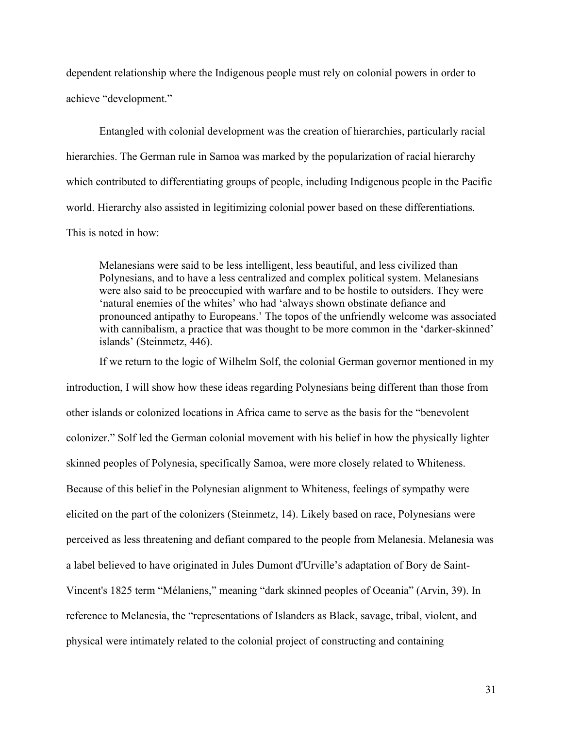dependent relationship where the Indigenous people must rely on colonial powers in order to achieve "development."

Entangled with colonial development was the creation of hierarchies, particularly racial hierarchies. The German rule in Samoa was marked by the popularization of racial hierarchy which contributed to differentiating groups of people, including Indigenous people in the Pacific world. Hierarchy also assisted in legitimizing colonial power based on these differentiations. This is noted in how:

> Melanesians were said to be less intelligent, less beautiful, and less civilized than Polynesians, and to have a less centralized and complex political system. Melanesians were also said to be preoccupied with warfare and to be hostile to outsiders. They were 'natural enemies of the whites' who had 'always shown obstinate defiance and pronounced antipathy to Europeans.' The topos of the unfriendly welcome was associated with cannibalism, a practice that was thought to be more common in the 'darker-skinned' islands' (Steinmetz, 446).

If we return to the logic of Wilhelm Solf, the colonial German governor mentioned in my introduction, I will show how these ideas regarding Polynesians being different than those from other islands or colonized locations in Africa came to serve as the basis for the "benevolent colonizer." Solf led the German colonial movement with his belief in how the physically lighter skinned peoples of Polynesia, specifically Samoa, were more closely related to Whiteness. Because of this belief in the Polynesian alignment to Whiteness, feelings of sympathy were elicited on the part of the colonizers (Steinmetz, 14). Likely based on race, Polynesians were perceived as less threatening and defiant compared to the people from Melanesia. Melanesia was a label believed to have originated in Jules Dumont d'Urville's adaptation of Bory de Saint-Vincent's 1825 term "Mélaniens," meaning "dark skinned peoples of Oceania" (Arvin, 39). In reference to Melanesia, the "representations of Islanders as Black, savage, tribal, violent, and physical were intimately related to the colonial project of constructing and containing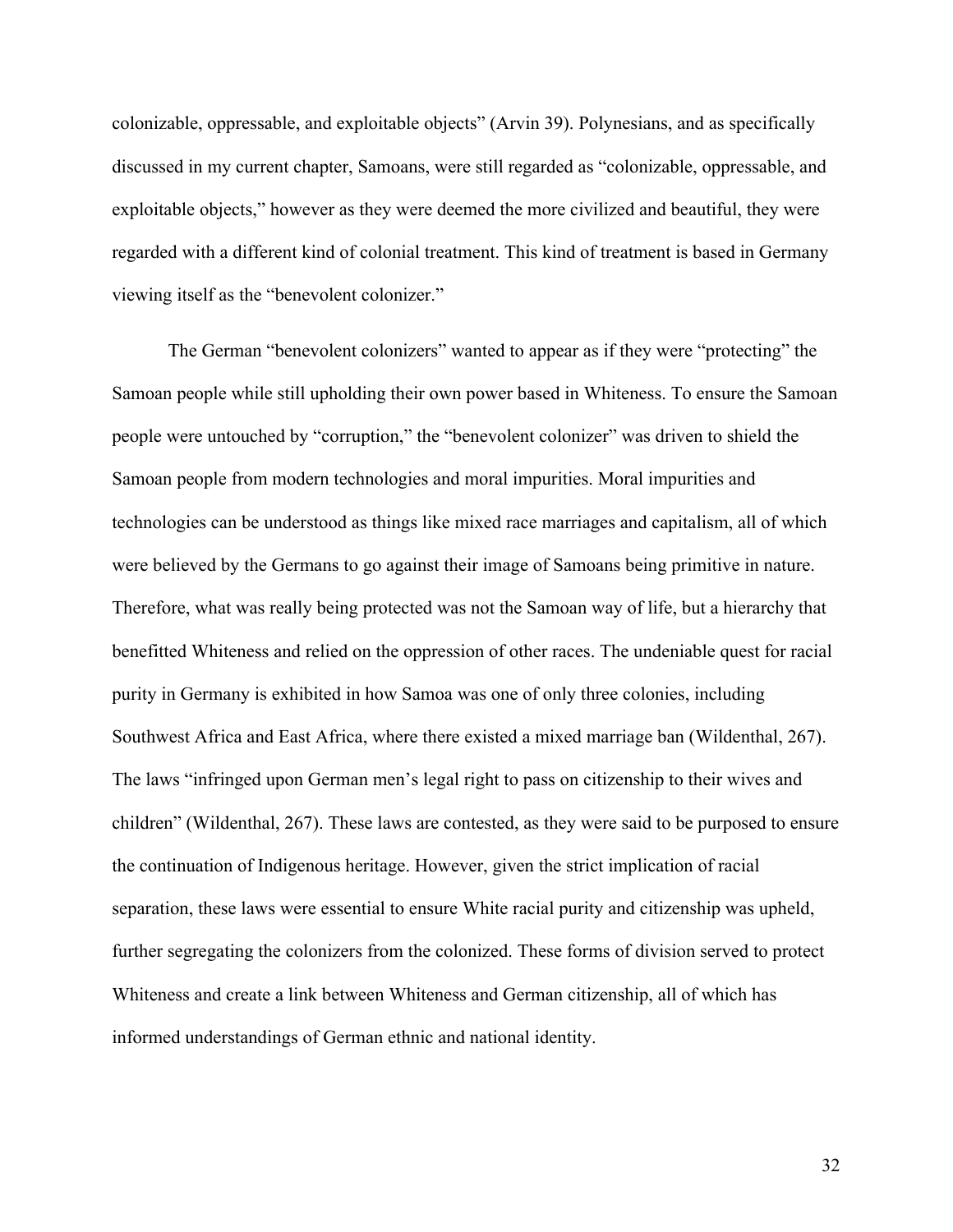colonizable, oppressable, and exploitable objects" (Arvin 39). Polynesians, and as specifically discussed in my current chapter, Samoans, were still regarded as "colonizable, oppressable, and exploitable objects," however as they were deemed the more civilized and beautiful, they were regarded with a different kind of colonial treatment. This kind of treatment is based in Germany viewing itself as the "benevolent colonizer."

The German "benevolent colonizers" wanted to appear as if they were "protecting" the Samoan people while still upholding their own power based in Whiteness. To ensure the Samoan people were untouched by "corruption," the "benevolent colonizer" was driven to shield the Samoan people from modern technologies and moral impurities. Moral impurities and technologies can be understood as things like mixed race marriages and capitalism, all of which were believed by the Germans to go against their image of Samoans being primitive in nature. Therefore, what was really being protected was not the Samoan way of life, but a hierarchy that benefitted Whiteness and relied on the oppression of other races. The undeniable quest for racial purity in Germany is exhibited in how Samoa was one of only three colonies, including Southwest Africa and East Africa, where there existed a mixed marriage ban (Wildenthal, 267). The laws "infringed upon German men's legal right to pass on citizenship to their wives and children" (Wildenthal, 267). These laws are contested, as they were said to be purposed to ensure the continuation of Indigenous heritage. However, given the strict implication of racial separation, these laws were essential to ensure White racial purity and citizenship was upheld, further segregating the colonizers from the colonized. These forms of division served to protect Whiteness and create a link between Whiteness and German citizenship, all of which has informed understandings of German ethnic and national identity.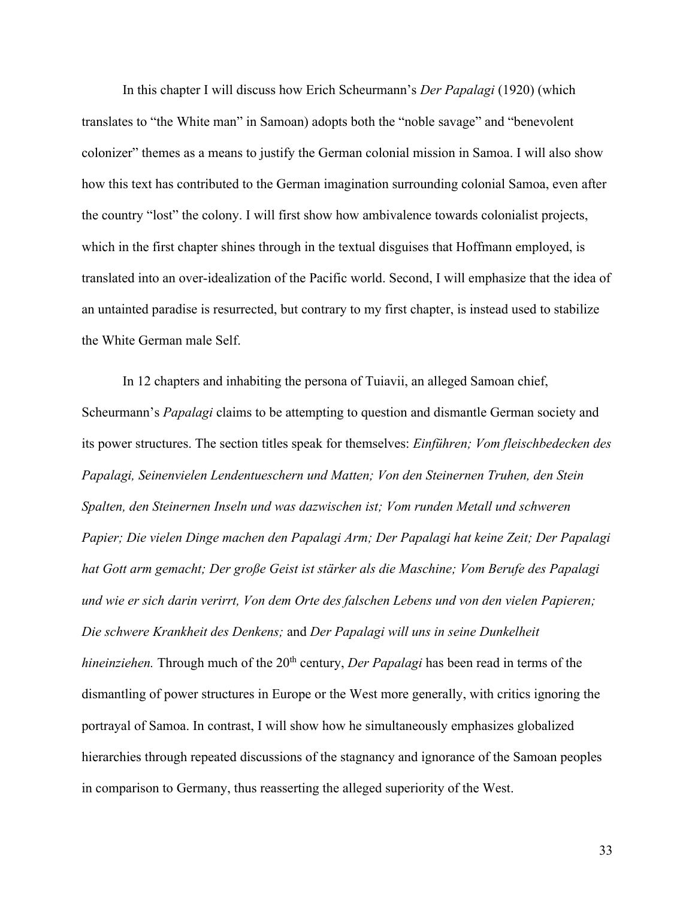In this chapter I will discuss how Erich Scheurmann's *Der Papalagi* (1920) (which translates to "the White man" in Samoan) adopts both the "noble savage" and "benevolent colonizer" themes as a means to justify the German colonial mission in Samoa. I will also show how this text has contributed to the German imagination surrounding colonial Samoa, even after the country "lost" the colony. I will first show how ambivalence towards colonialist projects, which in the first chapter shines through in the textual disguises that Hoffmann employed, is translated into an over-idealization of the Pacific world. Second, I will emphasize that the idea of an untainted paradise is resurrected, but contrary to my first chapter, is instead used to stabilize the White German male Self.

In 12 chapters and inhabiting the persona of Tuiavii, an alleged Samoan chief, Scheurmann's *Papalagi* claims to be attempting to question and dismantle German society and its power structures. The section titles speak for themselves: *Einführen; Vom fleischbedecken des Papalagi, Seinenvielen Lendentueschern und Matten; Von den Steinernen Truhen, den Stein Spalten, den Steinernen Inseln und was dazwischen ist; Vom runden Metall und schweren Papier; Die vielen Dinge machen den Papalagi Arm; Der Papalagi hat keine Zeit; Der Papalagi hat Gott arm gemacht; Der große Geist ist stärker als die Maschine; Vom Berufe des Papalagi und wie er sich darin verirrt, Von dem Orte des falschen Lebens und von den vielen Papieren; Die schwere Krankheit des Denkens;* and *Der Papalagi will uns in seine Dunkelheit hineinziehen.* Through much of the 20th century, *Der Papalagi* has been read in terms of the dismantling of power structures in Europe or the West more generally, with critics ignoring the portrayal of Samoa. In contrast, I will show how he simultaneously emphasizes globalized hierarchies through repeated discussions of the stagnancy and ignorance of the Samoan peoples in comparison to Germany, thus reasserting the alleged superiority of the West.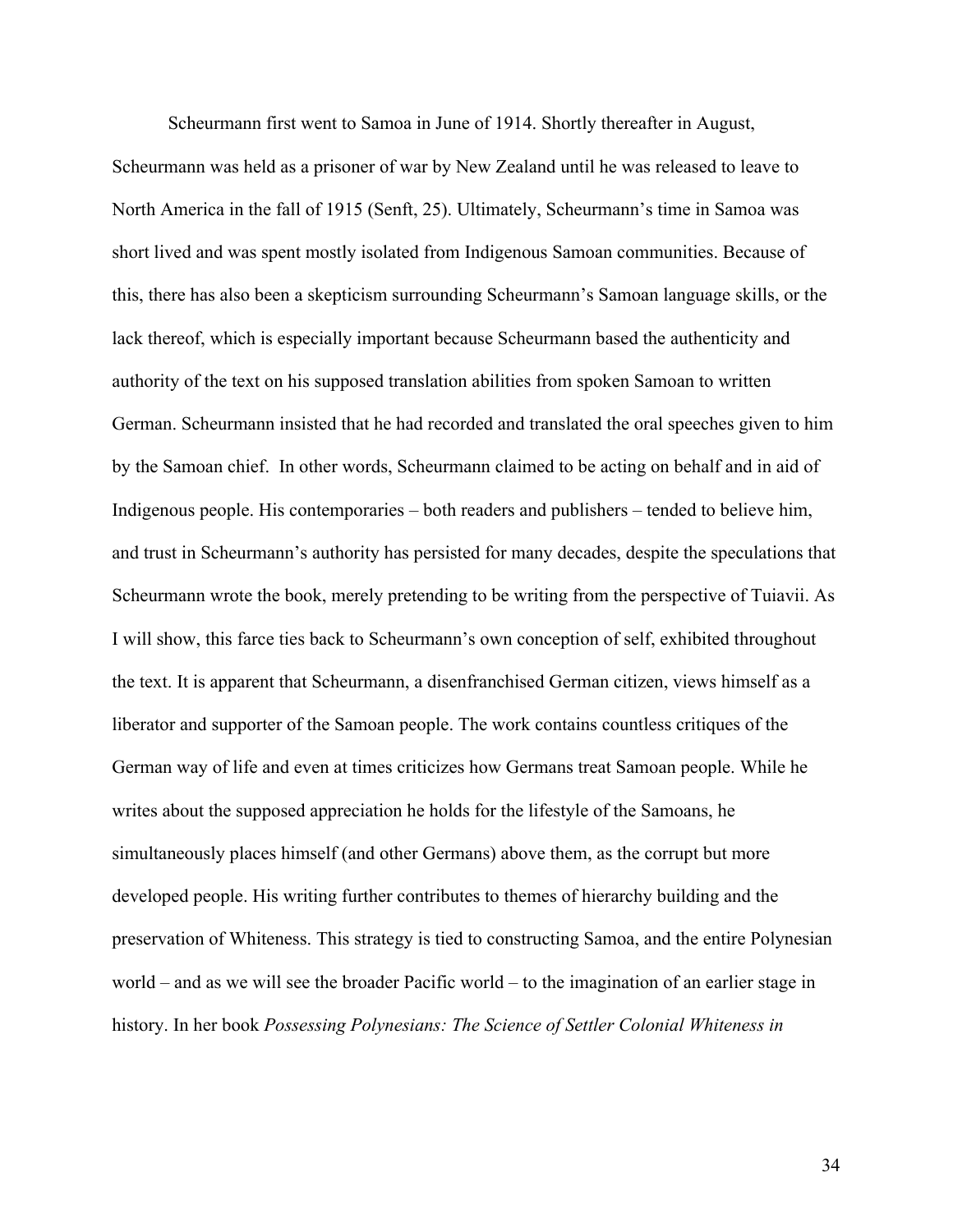Scheurmann first went to Samoa in June of 1914. Shortly thereafter in August, Scheurmann was held as a prisoner of war by New Zealand until he was released to leave to North America in the fall of 1915 (Senft, 25). Ultimately, Scheurmann's time in Samoa was short lived and was spent mostly isolated from Indigenous Samoan communities. Because of this, there has also been a skepticism surrounding Scheurmann's Samoan language skills, or the lack thereof, which is especially important because Scheurmann based the authenticity and authority of the text on his supposed translation abilities from spoken Samoan to written German. Scheurmann insisted that he had recorded and translated the oral speeches given to him by the Samoan chief. In other words, Scheurmann claimed to be acting on behalf and in aid of Indigenous people. His contemporaries – both readers and publishers – tended to believe him, and trust in Scheurmann's authority has persisted for many decades, despite the speculations that Scheurmann wrote the book, merely pretending to be writing from the perspective of Tuiavii. As I will show, this farce ties back to Scheurmann's own conception of self, exhibited throughout the text. It is apparent that Scheurmann, a disenfranchised German citizen, views himself as a liberator and supporter of the Samoan people. The work contains countless critiques of the German way of life and even at times criticizes how Germans treat Samoan people. While he writes about the supposed appreciation he holds for the lifestyle of the Samoans, he simultaneously places himself (and other Germans) above them, as the corrupt but more developed people. His writing further contributes to themes of hierarchy building and the preservation of Whiteness. This strategy is tied to constructing Samoa, and the entire Polynesian world – and as we will see the broader Pacific world – to the imagination of an earlier stage in history. In her book *Possessing Polynesians: The Science of Settler Colonial Whiteness in*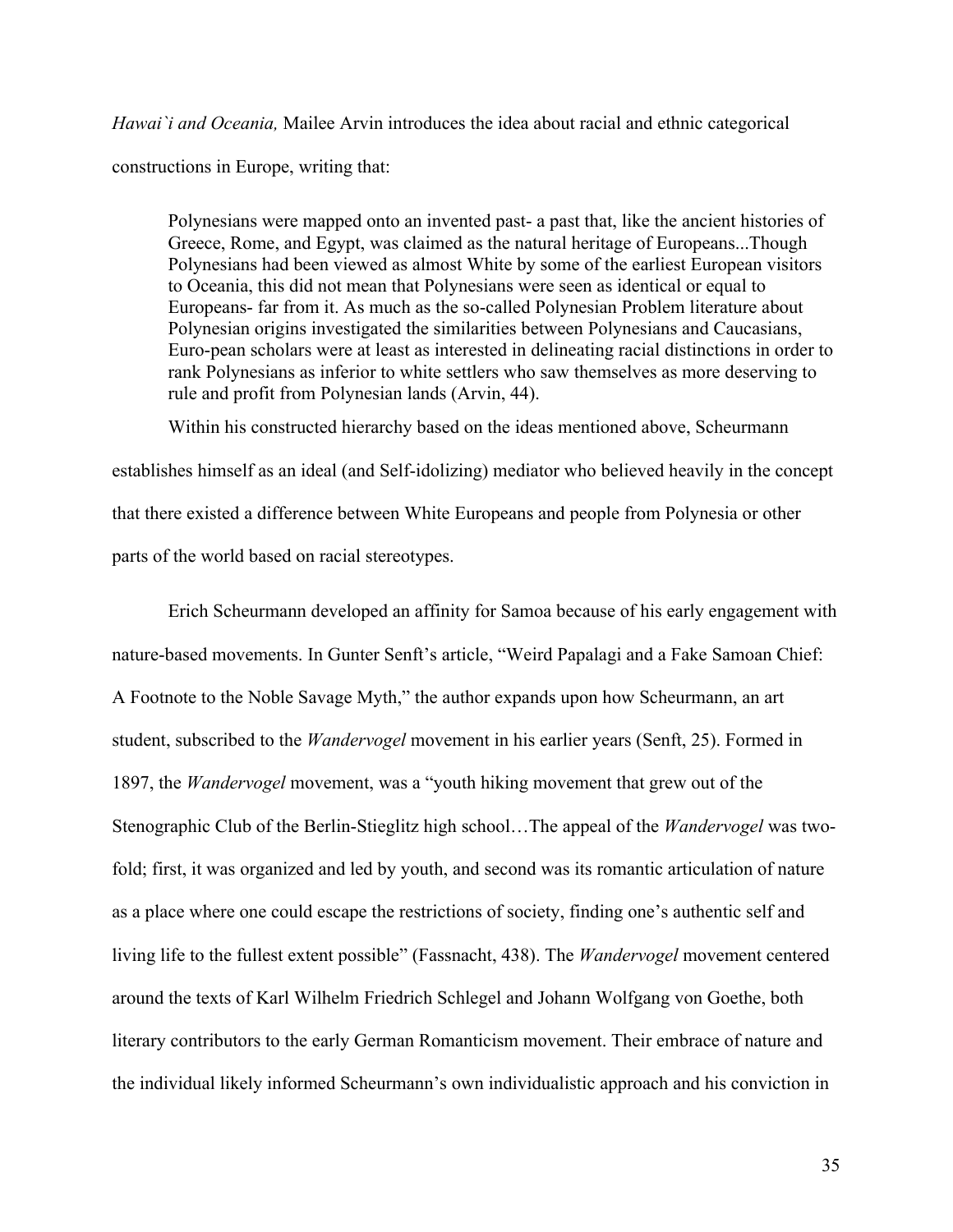*Hawai`i and Oceania,* Mailee Arvin introduces the idea about racial and ethnic categorical constructions in Europe, writing that:

> Polynesians were mapped onto an invented past- a past that, like the ancient histories of Greece, Rome, and Egypt, was claimed as the natural heritage of Europeans...Though Polynesians had been viewed as almost White by some of the earliest European visitors to Oceania, this did not mean that Polynesians were seen as identical or equal to Europeans- far from it. As much as the so-called Polynesian Problem literature about Polynesian origins investigated the similarities between Polynesians and Caucasians, Euro-pean scholars were at least as interested in delineating racial distinctions in order to rank Polynesians as inferior to white settlers who saw themselves as more deserving to rule and profit from Polynesian lands (Arvin, 44).

Within his constructed hierarchy based on the ideas mentioned above, Scheurmann establishes himself as an ideal (and Self-idolizing) mediator who believed heavily in the concept that there existed a difference between White Europeans and people from Polynesia or other parts of the world based on racial stereotypes.

Erich Scheurmann developed an affinity for Samoa because of his early engagement with nature-based movements. In Gunter Senft's article, "Weird Papalagi and a Fake Samoan Chief: A Footnote to the Noble Savage Myth," the author expands upon how Scheurmann, an art student, subscribed to the *Wandervogel* movement in his earlier years (Senft, 25). Formed in 1897, the *Wandervogel* movement, was a "youth hiking movement that grew out of the Stenographic Club of the Berlin-Stieglitz high school…The appeal of the *Wandervogel* was two-fold; first, it was organized and led by youth, and second was its romantic articulation of nature as a place where one could escape the restrictions of society, finding one's authentic self and living life to the fullest extent possible" (Fassnacht, 438). The *Wandervogel* movement centered around the texts of Karl Wilhelm Friedrich Schlegel and Johann Wolfgang von Goethe, both literary contributors to the early German Romanticism movement. Their embrace of nature and the individual likely informed Scheurmann's own individualistic approach and his conviction in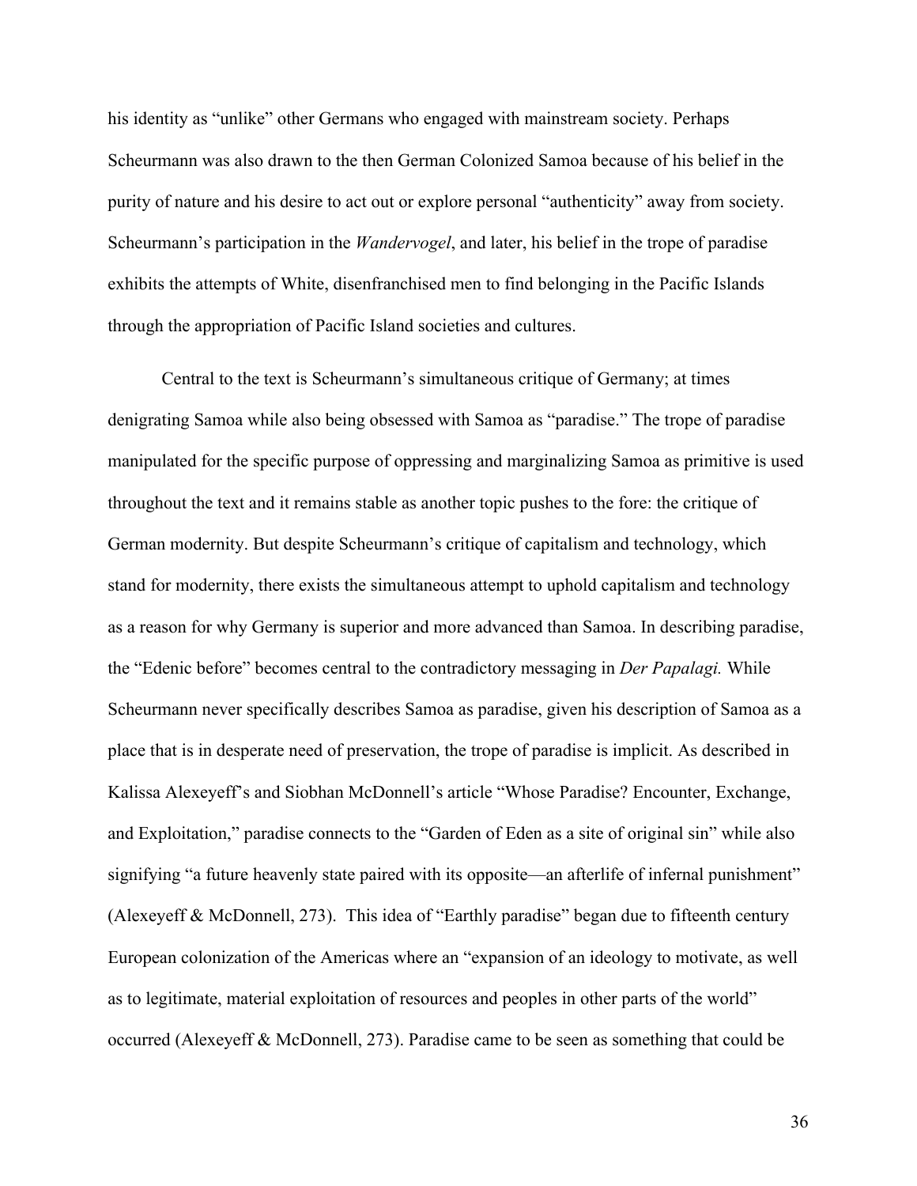his identity as "unlike" other Germans who engaged with mainstream society. Perhaps Scheurmann was also drawn to the then German Colonized Samoa because of his belief in the purity of nature and his desire to act out or explore personal "authenticity" away from society. Scheurmann's participation in the *Wandervogel*, and later, his belief in the trope of paradise exhibits the attempts of White, disenfranchised men to find belonging in the Pacific Islands through the appropriation of Pacific Island societies and cultures.

Central to the text is Scheurmann's simultaneous critique of Germany; at times denigrating Samoa while also being obsessed with Samoa as "paradise." The trope of paradise manipulated for the specific purpose of oppressing and marginalizing Samoa as primitive is used throughout the text and it remains stable as another topic pushes to the fore: the critique of German modernity. But despite Scheurmann's critique of capitalism and technology, which stand for modernity, there exists the simultaneous attempt to uphold capitalism and technology as a reason for why Germany is superior and more advanced than Samoa. In describing paradise, the "Edenic before" becomes central to the contradictory messaging in *Der Papalagi.* While Scheurmann never specifically describes Samoa as paradise, given his description of Samoa as a place that is in desperate need of preservation, the trope of paradise is implicit. As described in Kalissa Alexeyeff's and Siobhan McDonnell's article "Whose Paradise? Encounter, Exchange, and Exploitation," paradise connects to the "Garden of Eden as a site of original sin" while also signifying "a future heavenly state paired with its opposite—an afterlife of infernal punishment" (Alexeyeff & McDonnell, 273). This idea of "Earthly paradise" began due to fifteenth century European colonization of the Americas where an "expansion of an ideology to motivate, as well as to legitimate, material exploitation of resources and peoples in other parts of the world" occurred (Alexeyeff & McDonnell, 273). Paradise came to be seen as something that could be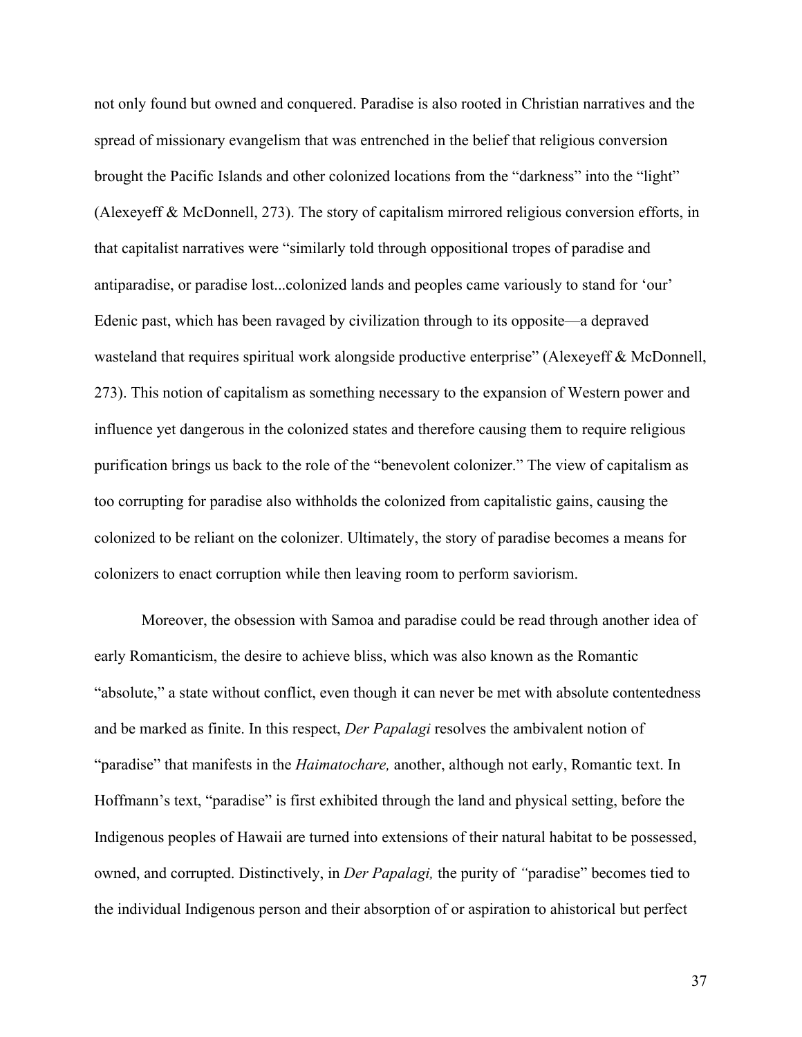not only found but owned and conquered. Paradise is also rooted in Christian narratives and the spread of missionary evangelism that was entrenched in the belief that religious conversion brought the Pacific Islands and other colonized locations from the "darkness" into the "light" (Alexeyeff & McDonnell, 273). The story of capitalism mirrored religious conversion efforts, in that capitalist narratives were "similarly told through oppositional tropes of paradise and antiparadise, or paradise lost...colonized lands and peoples came variously to stand for 'our' Edenic past, which has been ravaged by civilization through to its opposite—a depraved wasteland that requires spiritual work alongside productive enterprise" (Alexeyeff & McDonnell, 273). This notion of capitalism as something necessary to the expansion of Western power and influence yet dangerous in the colonized states and therefore causing them to require religious purification brings us back to the role of the "benevolent colonizer." The view of capitalism as too corrupting for paradise also withholds the colonized from capitalistic gains, causing the colonized to be reliant on the colonizer. Ultimately, the story of paradise becomes a means for colonizers to enact corruption while then leaving room to perform saviorism.

Moreover, the obsession with Samoa and paradise could be read through another idea of early Romanticism, the desire to achieve bliss, which was also known as the Romantic "absolute," a state without conflict, even though it can never be met with absolute contentedness and be marked as finite. In this respect, *Der Papalagi* resolves the ambivalent notion of "paradise" that manifests in the *Haimatochare,* another, although not early, Romantic text. In Hoffmann's text, "paradise" is first exhibited through the land and physical setting, before the Indigenous peoples of Hawaii are turned into extensions of their natural habitat to be possessed, owned, and corrupted. Distinctively, in *Der Papalagi,* the purity of "paradise" becomes tied to the individual Indigenous person and their absorption of or aspiration to ahistorical but perfect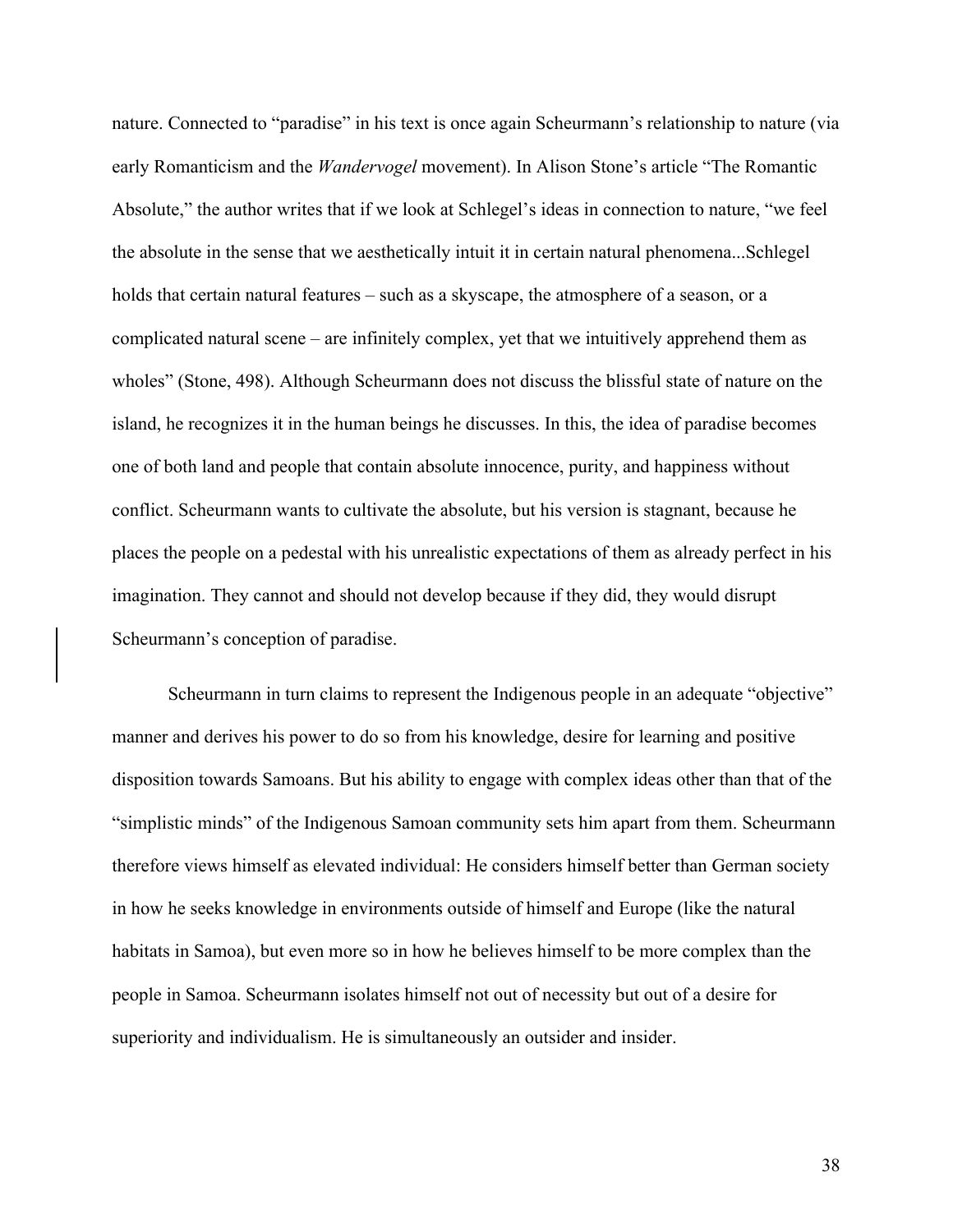nature. Connected to "paradise" in his text is once again Scheurmann's relationship to nature (via early Romanticism and the *Wandervogel* movement). In Alison Stone's article "The Romantic Absolute," the author writes that if we look at Schlegel's ideas in connection to nature, "we feel the absolute in the sense that we aesthetically intuit it in certain natural phenomena...Schlegel holds that certain natural features – such as a skyscape, the atmosphere of a season, or a complicated natural scene – are infinitely complex, yet that we intuitively apprehend them as wholes" (Stone, 498). Although Scheurmann does not discuss the blissful state of nature on the island, he recognizes it in the human beings he discusses. In this, the idea of paradise becomes one of both land and people that contain absolute innocence, purity, and happiness without conflict. Scheurmann wants to cultivate the absolute, but his version is stagnant, because he places the people on a pedestal with his unrealistic expectations of them as already perfect in his imagination. They cannot and should not develop because if they did, they would disrupt Scheurmann's conception of paradise.

Scheurmann in turn claims to represent the Indigenous people in an adequate "objective" manner and derives his power to do so from his knowledge, desire for learning and positive disposition towards Samoans. But his ability to engage with complex ideas other than that of the "simplistic minds" of the Indigenous Samoan community sets him apart from them. Scheurmann therefore views himself as elevated individual: He considers himself better than German society in how he seeks knowledge in environments outside of himself and Europe (like the natural habitats in Samoa), but even more so in how he believes himself to be more complex than the people in Samoa. Scheurmann isolates himself not out of necessity but out of a desire for superiority and individualism. He is simultaneously an outsider and insider.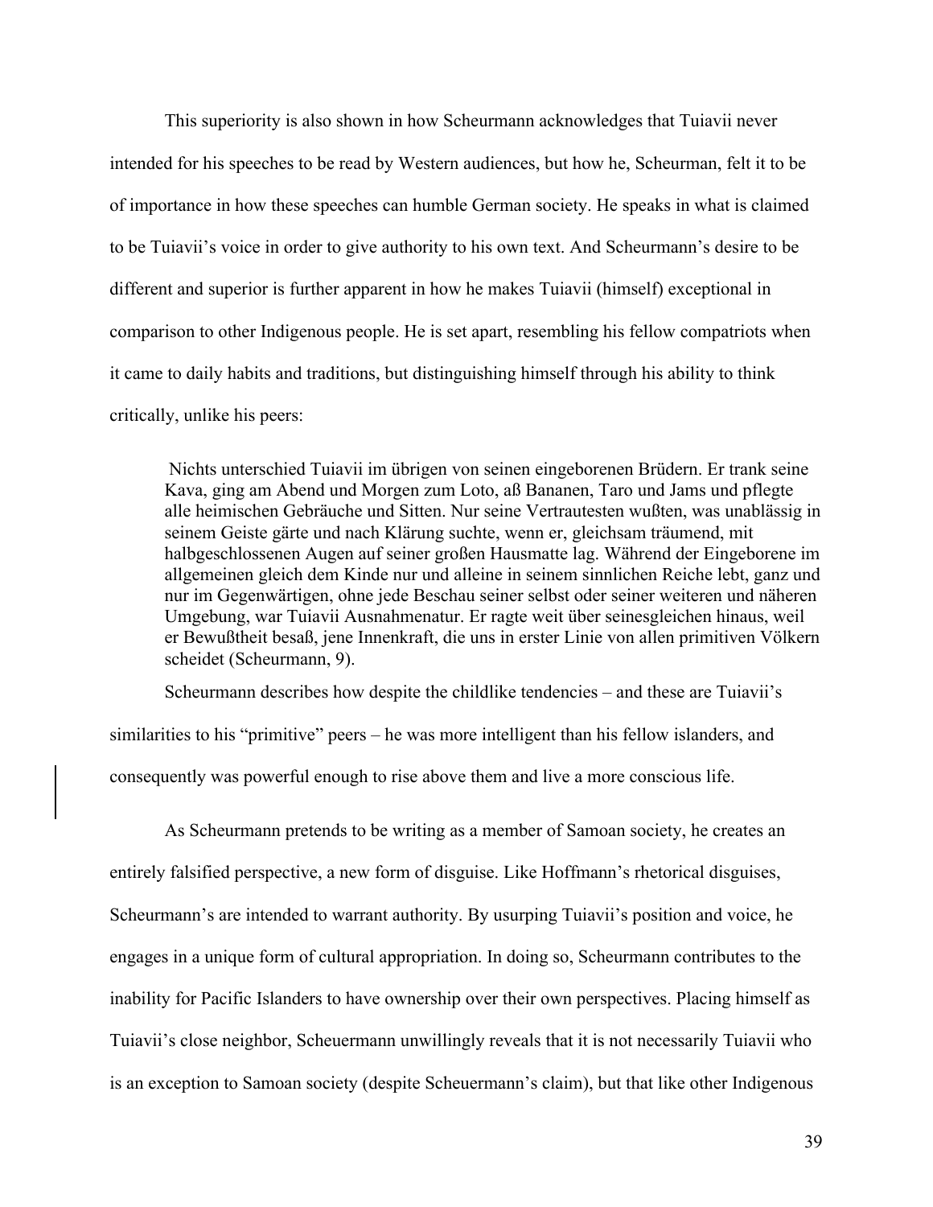This superiority is also shown in how Scheurmann acknowledges that Tuiavii never intended for his speeches to be read by Western audiences, but how he, Scheurman, felt it to be of importance in how these speeches can humble German society. He speaks in what is claimed to be Tuiavii's voice in order to give authority to his own text. And Scheurmann's desire to be different and superior is further apparent in how he makes Tuiavii (himself) exceptional in comparison to other Indigenous people. He is set apart, resembling his fellow compatriots when it came to daily habits and traditions, but distinguishing himself through his ability to think critically, unlike his peers:

> Nichts unterschied Tuiavii im übrigen von seinen eingeborenen Brüdern. Er trank seine Kava, ging am Abend und Morgen zum Loto, aß Bananen, Taro und Jams und pflegte alle heimischen Gebräuche und Sitten. Nur seine Vertrautesten wußten, was unablässig in seinem Geiste gärte und nach Klärung suchte, wenn er, gleichsam träumend, mit halbgeschlossenen Augen auf seiner großen Hausmatte lag. Während der Eingeborene im allgemeinen gleich dem Kinde nur und alleine in seinem sinnlichen Reiche lebt, ganz und nur im Gegenwärtigen, ohne jede Beschau seiner selbst oder seiner weiteren und näheren Umgebung, war Tuiavii Ausnahmenatur. Er ragte weit über seinesgleichen hinaus, weil er Bewußtheit besaß, jene Innenkraft, die uns in erster Linie von allen primitiven Völkern scheidet (Scheurmann, 9).

Scheurmann describes how despite the childlike tendencies – and these are Tuiavii's similarities to his "primitive" peers – he was more intelligent than his fellow islanders, and consequently was powerful enough to rise above them and live a more conscious life.

As Scheurmann pretends to be writing as a member of Samoan society, he creates an entirely falsified perspective, a new form of disguise. Like Hoffmann's rhetorical disguises, Scheurmann's are intended to warrant authority. By usurping Tuiavii's position and voice, he engages in a unique form of cultural appropriation. In doing so, Scheurmann contributes to the inability for Pacific Islanders to have ownership over their own perspectives. Placing himself as Tuiavii's close neighbor, Scheuermann unwillingly reveals that it is not necessarily Tuiavii who is an exception to Samoan society (despite Scheuermann's claim), but that like other Indigenous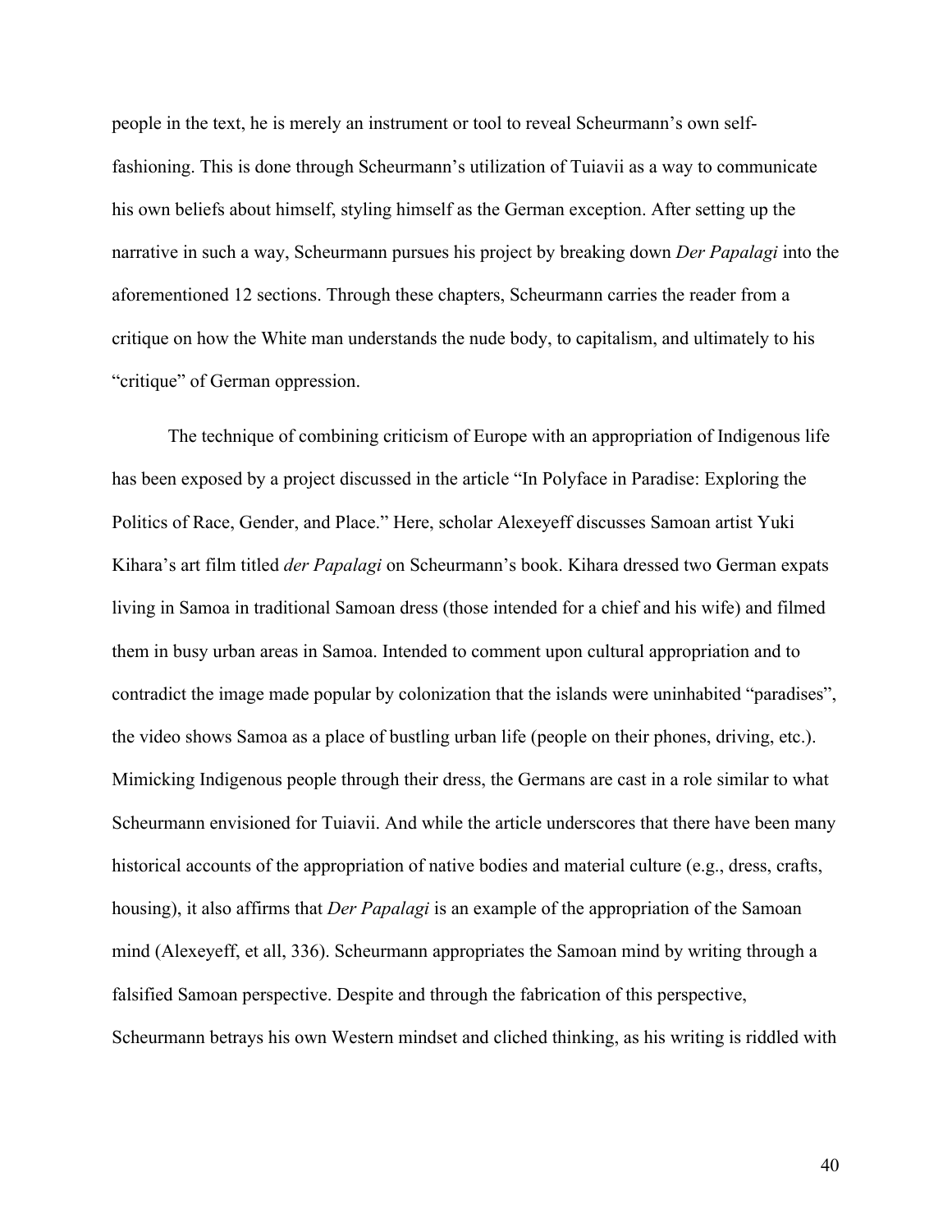people in the text, he is merely an instrument or tool to reveal Scheurmann's own self-fashioning. This is done through Scheurmann's utilization of Tuiavii as a way to communicate his own beliefs about himself, styling himself as the German exception. After setting up the narrative in such a way, Scheurmann pursues his project by breaking down *Der Papalagi* into the aforementioned 12 sections. Through these chapters, Scheurmann carries the reader from a critique on how the White man understands the nude body, to capitalism, and ultimately to his "critique" of German oppression.

The technique of combining criticism of Europe with an appropriation of Indigenous life has been exposed by a project discussed in the article "In Polyface in Paradise: Exploring the Politics of Race, Gender, and Place." Here, scholar Alexeyeff discusses Samoan artist Yuki Kihara's art film titled *der Papalagi* on Scheurmann's book. Kihara dressed two German expats living in Samoa in traditional Samoan dress (those intended for a chief and his wife) and filmed them in busy urban areas in Samoa. Intended to comment upon cultural appropriation and to contradict the image made popular by colonization that the islands were uninhabited "paradises", the video shows Samoa as a place of bustling urban life (people on their phones, driving, etc.). Mimicking Indigenous people through their dress, the Germans are cast in a role similar to what Scheurmann envisioned for Tuiavii. And while the article underscores that there have been many historical accounts of the appropriation of native bodies and material culture (e.g., dress, crafts, housing), it also affirms that *Der Papalagi* is an example of the appropriation of the Samoan mind (Alexeyeff, et all, 336). Scheurmann appropriates the Samoan mind by writing through a falsified Samoan perspective. Despite and through the fabrication of this perspective, Scheurmann betrays his own Western mindset and cliched thinking, as his writing is riddled with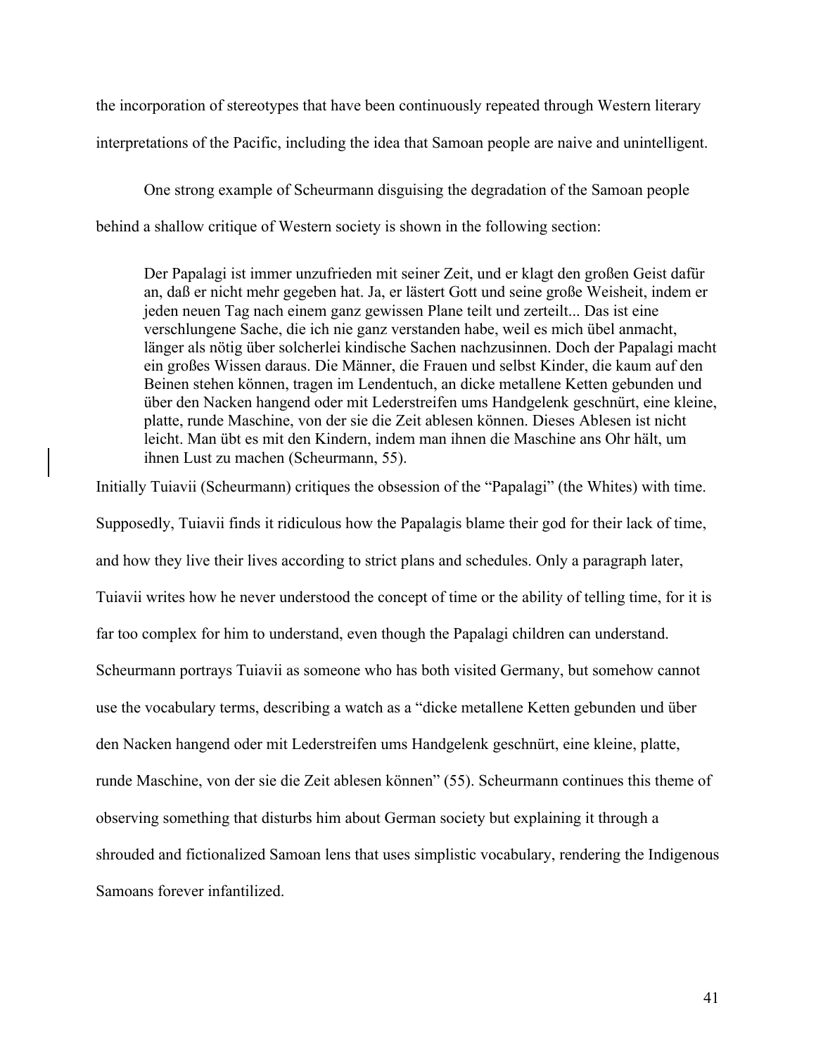the incorporation of stereotypes that have been continuously repeated through Western literary interpretations of the Pacific, including the idea that Samoan people are naive and unintelligent.

One strong example of Scheurmann disguising the degradation of the Samoan people behind a shallow critique of Western society is shown in the following section:

> Der Papalagi ist immer unzufrieden mit seiner Zeit, und er klagt den großen Geist dafür an, daß er nicht mehr gegeben hat. Ja, er lästert Gott und seine große Weisheit, indem er jeden neuen Tag nach einem ganz gewissen Plane teilt und zerteilt... Das ist eine verschlungene Sache, die ich nie ganz verstanden habe, weil es mich übel anmacht, länger als nötig über solcherlei kindische Sachen nachzusinnen. Doch der Papalagi macht ein großes Wissen daraus. Die Männer, die Frauen und selbst Kinder, die kaum auf den Beinen stehen können, tragen im Lendentuch, an dicke metallene Ketten gebunden und über den Nacken hangend oder mit Lederstreifen ums Handgelenk geschnürt, eine kleine, platte, runde Maschine, von der sie die Zeit ablesen können. Dieses Ablesen ist nicht leicht. Man übt es mit den Kindern, indem man ihnen die Maschine ans Ohr hält, um ihnen Lust zu machen (Scheurmann, 55).

Initially Tuiavii (Scheurmann) critiques the obsession of the "Papalagi" (the Whites) with time. Supposedly, Tuiavii finds it ridiculous how the Papalagis blame their god for their lack of time, and how they live their lives according to strict plans and schedules. Only a paragraph later, Tuiavii writes how he never understood the concept of time or the ability of telling time, for it is far too complex for him to understand, even though the Papalagi children can understand. Scheurmann portrays Tuiavii as someone who has both visited Germany, but somehow cannot use the vocabulary terms, describing a watch as a "dicke metallene Ketten gebunden und über den Nacken hangend oder mit Lederstreifen ums Handgelenk geschnürt, eine kleine, platte, runde Maschine, von der sie die Zeit ablesen können" (55). Scheurmann continues this theme of observing something that disturbs him about German society but explaining it through a shrouded and fictionalized Samoan lens that uses simplistic vocabulary, rendering the Indigenous Samoans forever infantilized.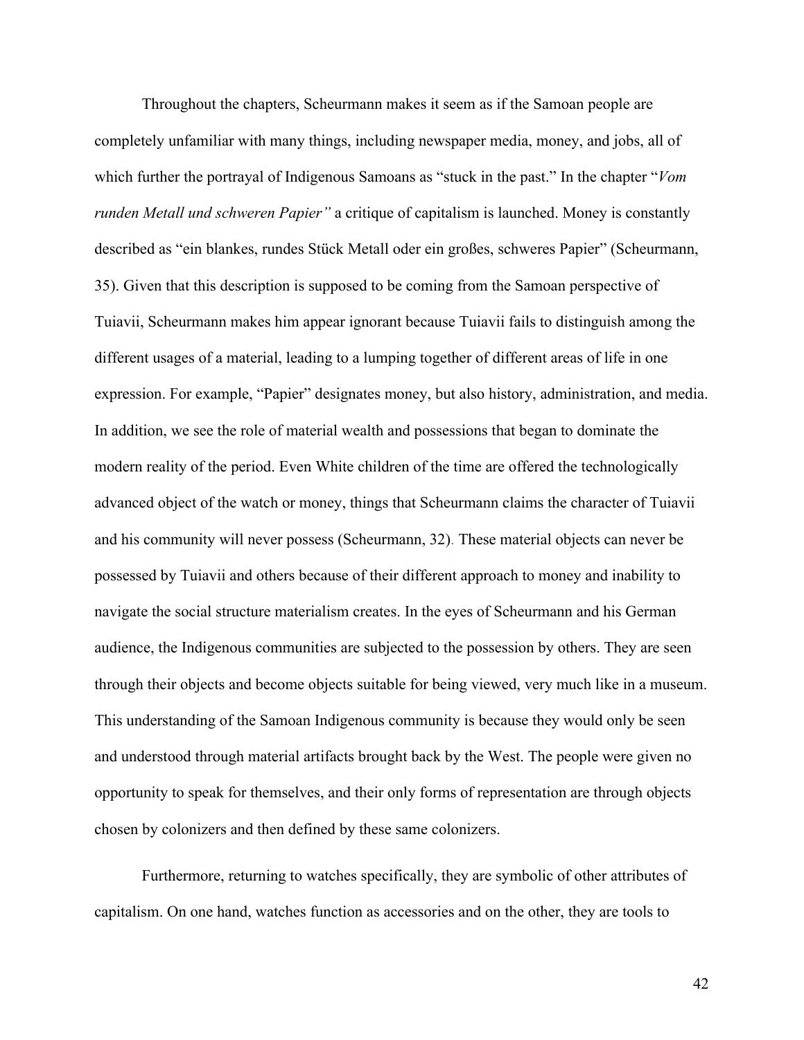Throughout the chapters, Scheurmann makes it seem as if the Samoan people are completely unfamiliar with many things, including newspaper media, money, and jobs, all of which further the portrayal of Indigenous Samoans as "stuck in the past." In the chapter "*Vom runden Metall und schweren Papier"* a critique of capitalism is launched. Money is constantly described as "ein blankes, rundes Stück Metall oder ein großes, schweres Papier" (Scheurmann, 35). Given that this description is supposed to be coming from the Samoan perspective of Tuiavii, Scheurmann makes him appear ignorant because Tuiavii fails to distinguish among the different usages of a material, leading to a lumping together of different areas of life in one expression. For example, "Papier" designates money, but also history, administration, and media. In addition, we see the role of material wealth and possessions that began to dominate the modern reality of the period. Even White children of the time are offered the technologically advanced object of the watch or money, things that Scheurmann claims the character of Tuiavii and his community will never possess (Scheurmann, 32). These material objects can never be possessed by Tuiavii and others because of their different approach to money and inability to navigate the social structure materialism creates. In the eyes of Scheurmann and his German audience, the Indigenous communities are subjected to the possession by others. They are seen through their objects and become objects suitable for being viewed, very much like in a museum. This understanding of the Samoan Indigenous community is because they would only be seen and understood through material artifacts brought back by the West. The people were given no opportunity to speak for themselves, and their only forms of representation are through objects chosen by colonizers and then defined by these same colonizers.

Furthermore, returning to watches specifically, they are symbolic of other attributes of capitalism. On one hand, watches function as accessories and on the other, they are tools to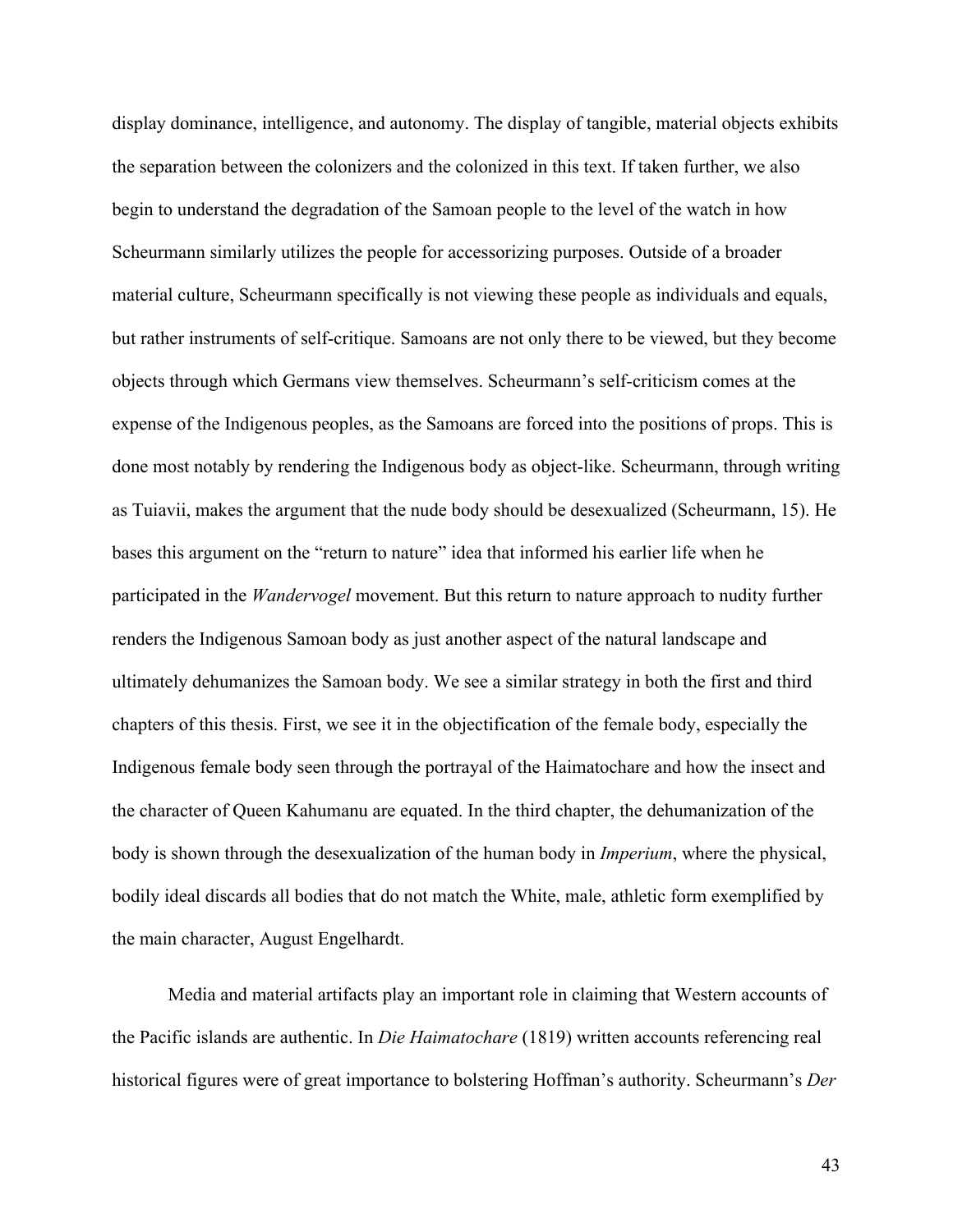display dominance, intelligence, and autonomy. The display of tangible, material objects exhibits the separation between the colonizers and the colonized in this text. If taken further, we also begin to understand the degradation of the Samoan people to the level of the watch in how Scheurmann similarly utilizes the people for accessorizing purposes. Outside of a broader material culture, Scheurmann specifically is not viewing these people as individuals and equals, but rather instruments of self-critique. Samoans are not only there to be viewed, but they become objects through which Germans view themselves. Scheurmann's self-criticism comes at the expense of the Indigenous peoples, as the Samoans are forced into the positions of props. This is done most notably by rendering the Indigenous body as object-like. Scheurmann, through writing as Tuiavii, makes the argument that the nude body should be desexualized (Scheurmann, 15). He bases this argument on the "return to nature" idea that informed his earlier life when he participated in the *Wandervogel* movement. But this return to nature approach to nudity further renders the Indigenous Samoan body as just another aspect of the natural landscape and ultimately dehumanizes the Samoan body. We see a similar strategy in both the first and third chapters of this thesis. First, we see it in the objectification of the female body, especially the Indigenous female body seen through the portrayal of the Haimatochare and how the insect and the character of Queen Kahumanu are equated. In the third chapter, the dehumanization of the body is shown through the desexualization of the human body in *Imperium*, where the physical, bodily ideal discards all bodies that do not match the White, male, athletic form exemplified by the main character, August Engelhardt.

Media and material artifacts play an important role in claiming that Western accounts of the Pacific islands are authentic. In *Die Haimatochare* (1819) written accounts referencing real historical figures were of great importance to bolstering Hoffman's authority. Scheurmann's *Der*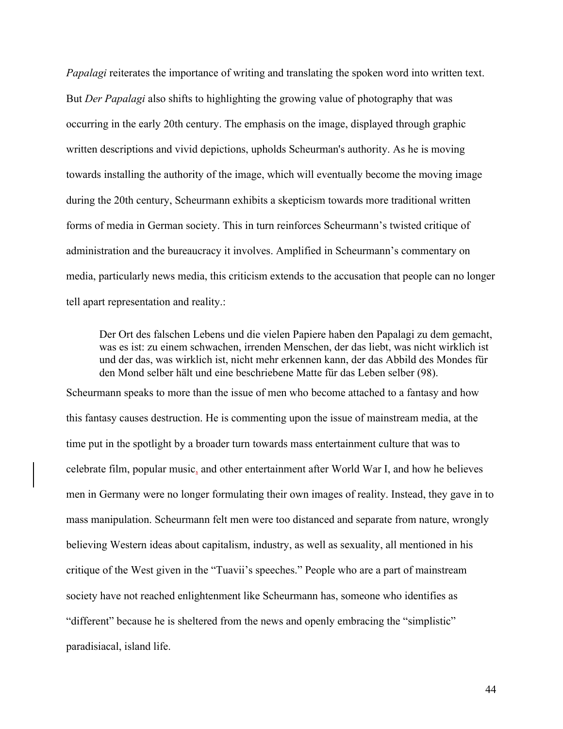*Papalagi* reiterates the importance of writing and translating the spoken word into written text. But *Der Papalagi* also shifts to highlighting the growing value of photography that was occurring in the early 20th century. The emphasis on the image, displayed through graphic written descriptions and vivid depictions, upholds Scheurman's authority. As he is moving towards installing the authority of the image, which will eventually become the moving image during the 20th century, Scheurmann exhibits a skepticism towards more traditional written forms of media in German society. This in turn reinforces Scheurmann's twisted critique of administration and the bureaucracy it involves. Amplified in Scheurmann's commentary on media, particularly news media, this criticism extends to the accusation that people can no longer tell apart representation and reality.:

> Der Ort des falschen Lebens und die vielen Papiere haben den Papalagi zu dem gemacht, was es ist: zu einem schwachen, irrenden Menschen, der das liebt, was nicht wirklich ist und der das, was wirklich ist, nicht mehr erkennen kann, der das Abbild des Mondes für den Mond selber hält und eine beschriebene Matte für das Leben selber (98).

Scheurmann speaks to more than the issue of men who become attached to a fantasy and how this fantasy causes destruction. He is commenting upon the issue of mainstream media, at the time put in the spotlight by a broader turn towards mass entertainment culture that was to celebrate film, popular music, and other entertainment after World War I, and how he believes men in Germany were no longer formulating their own images of reality. Instead, they gave in to mass manipulation. Scheurmann felt men were too distanced and separate from nature, wrongly believing Western ideas about capitalism, industry, as well as sexuality, all mentioned in his critique of the West given in the "Tuavii's speeches." People who are a part of mainstream society have not reached enlightenment like Scheurmann has, someone who identifies as "different" because he is sheltered from the news and openly embracing the "simplistic" paradisiacal, island life.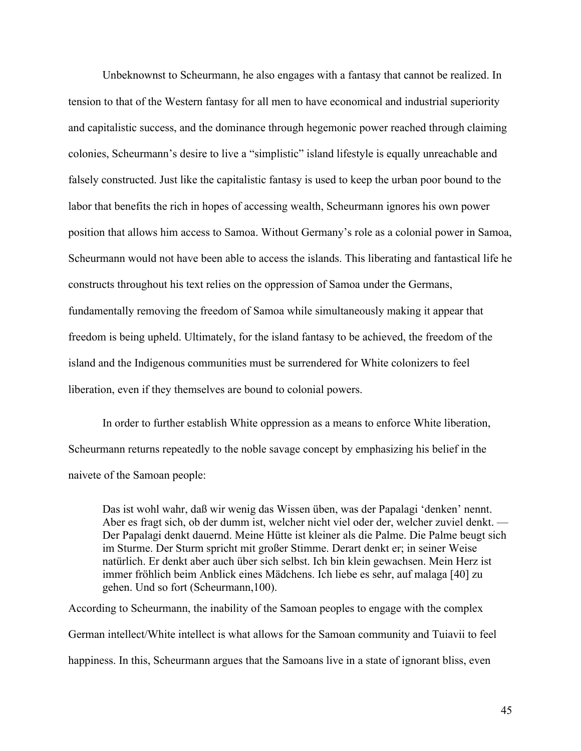Unbeknownst to Scheurmann, he also engages with a fantasy that cannot be realized. In tension to that of the Western fantasy for all men to have economical and industrial superiority and capitalistic success, and the dominance through hegemonic power reached through claiming colonies, Scheurmann's desire to live a "simplistic" island lifestyle is equally unreachable and falsely constructed. Just like the capitalistic fantasy is used to keep the urban poor bound to the labor that benefits the rich in hopes of accessing wealth, Scheurmann ignores his own power position that allows him access to Samoa. Without Germany's role as a colonial power in Samoa, Scheurmann would not have been able to access the islands. This liberating and fantastical life he constructs throughout his text relies on the oppression of Samoa under the Germans, fundamentally removing the freedom of Samoa while simultaneously making it appear that freedom is being upheld. Ultimately, for the island fantasy to be achieved, the freedom of the island and the Indigenous communities must be surrendered for White colonizers to feel liberation, even if they themselves are bound to colonial powers.

In order to further establish White oppression as a means to enforce White liberation, Scheurmann returns repeatedly to the noble savage concept by emphasizing his belief in the naivete of the Samoan people:

> Das ist wohl wahr, daß wir wenig das Wissen üben, was der Papalagi 'denken' nennt. Aber es fragt sich, ob der dumm ist, welcher nicht viel oder der, welcher zuviel denkt. — Der Papalagi denkt dauernd. Meine Hütte ist kleiner als die Palme. Die Palme beugt sich im Sturme. Der Sturm spricht mit großer Stimme. Derart denkt er; in seiner Weise natürlich. Er denkt aber auch über sich selbst. Ich bin klein gewachsen. Mein Herz ist immer fröhlich beim Anblick eines Mädchens. Ich liebe es sehr, auf malaga [40] zu gehen. Und so fort (Scheurmann,100).

According to Scheurmann, the inability of the Samoan peoples to engage with the complex German intellect/White intellect is what allows for the Samoan community and Tuiavii to feel happiness. In this, Scheurmann argues that the Samoans live in a state of ignorant bliss, even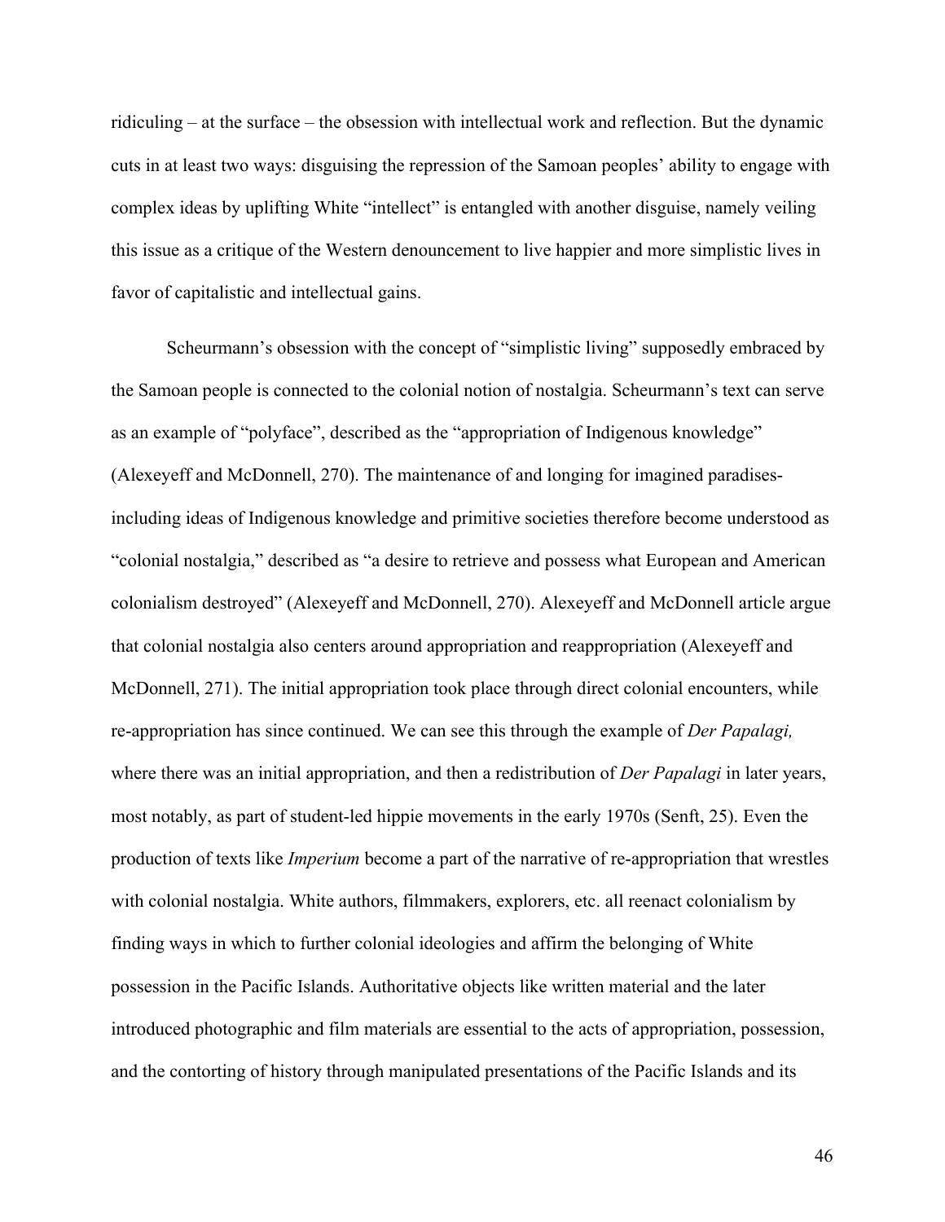ridiculing – at the surface – the obsession with intellectual work and reflection. But the dynamic cuts in at least two ways: disguising the repression of the Samoan peoples' ability to engage with complex ideas by uplifting White "intellect" is entangled with another disguise, namely veiling this issue as a critique of the Western denouncement to live happier and more simplistic lives in favor of capitalistic and intellectual gains.

Scheurmann's obsession with the concept of "simplistic living" supposedly embraced by the Samoan people is connected to the colonial notion of nostalgia. Scheurmann's text can serve as an example of "polyface", described as the "appropriation of Indigenous knowledge" (Alexeyeff and McDonnell, 270). The maintenance of and longing for imagined paradises- including ideas of Indigenous knowledge and primitive societies therefore become understood as "colonial nostalgia," described as "a desire to retrieve and possess what European and American colonialism destroyed" (Alexeyeff and McDonnell, 270). Alexeyeff and McDonnell article argue that colonial nostalgia also centers around appropriation and reappropriation (Alexeyeff and McDonnell, 271). The initial appropriation took place through direct colonial encounters, while re-appropriation has since continued. We can see this through the example of *Der Papalagi,* where there was an initial appropriation, and then a redistribution of *Der Papalagi* in later years, most notably, as part of student-led hippie movements in the early 1970s (Senft, 25). Even the production of texts like *Imperium* become a part of the narrative of re-appropriation that wrestles with colonial nostalgia. White authors, filmmakers, explorers, etc. all reenact colonialism by finding ways in which to further colonial ideologies and affirm the belonging of White possession in the Pacific Islands. Authoritative objects like written material and the later introduced photographic and film materials are essential to the acts of appropriation, possession, and the contorting of history through manipulated presentations of the Pacific Islands and its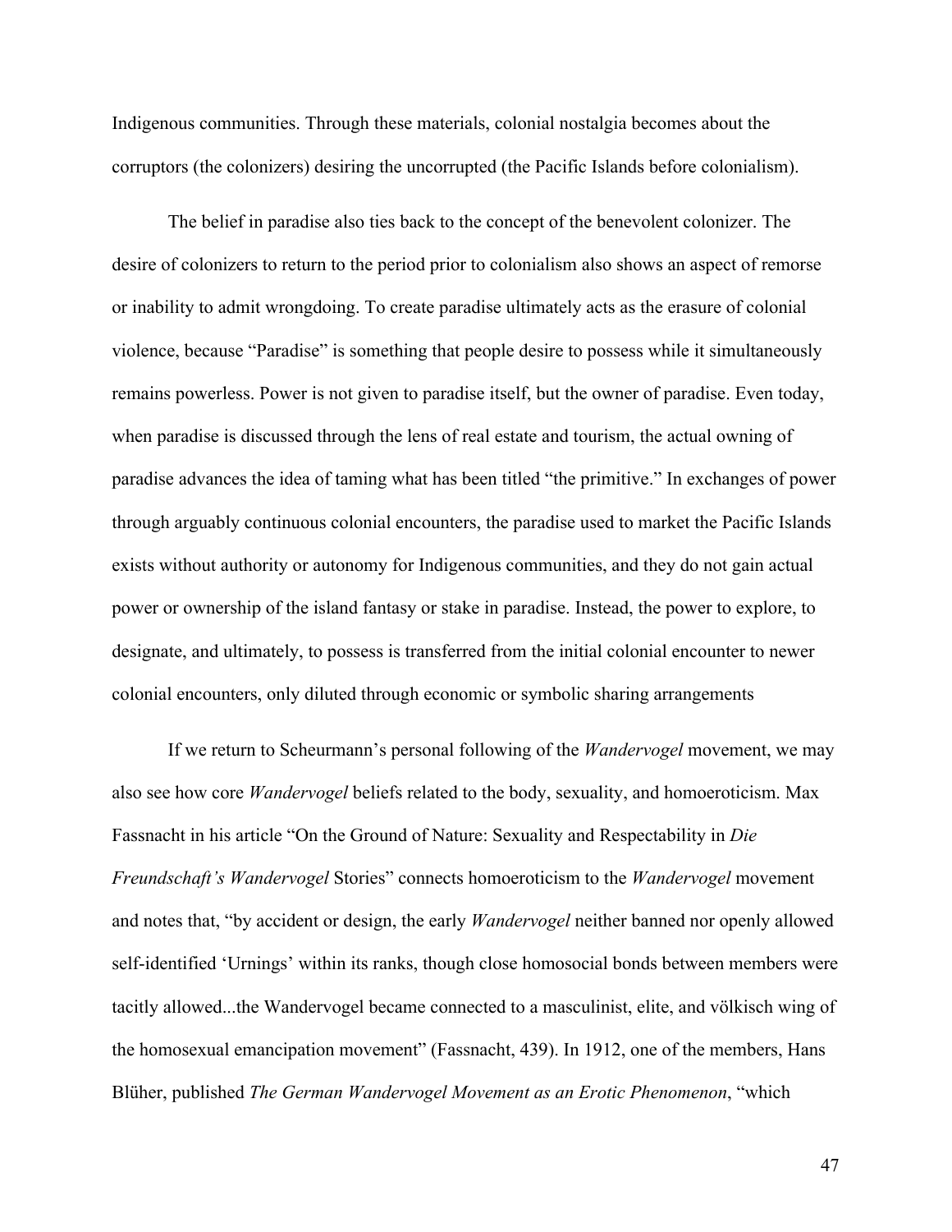Indigenous communities. Through these materials, colonial nostalgia becomes about the corruptors (the colonizers) desiring the uncorrupted (the Pacific Islands before colonialism).

The belief in paradise also ties back to the concept of the benevolent colonizer. The desire of colonizers to return to the period prior to colonialism also shows an aspect of remorse or inability to admit wrongdoing. To create paradise ultimately acts as the erasure of colonial violence, because "Paradise" is something that people desire to possess while it simultaneously remains powerless. Power is not given to paradise itself, but the owner of paradise. Even today, when paradise is discussed through the lens of real estate and tourism, the actual owning of paradise advances the idea of taming what has been titled "the primitive." In exchanges of power through arguably continuous colonial encounters, the paradise used to market the Pacific Islands exists without authority or autonomy for Indigenous communities, and they do not gain actual power or ownership of the island fantasy or stake in paradise. Instead, the power to explore, to designate, and ultimately, to possess is transferred from the initial colonial encounter to newer colonial encounters, only diluted through economic or symbolic sharing arrangements

If we return to Scheurmann's personal following of the *Wandervogel* movement, we may also see how core *Wandervogel* beliefs related to the body, sexuality, and homoeroticism. Max Fassnacht in his article "On the Ground of Nature: Sexuality and Respectability in *Die Freundschaft's Wandervogel* Stories" connects homoeroticism to the *Wandervogel* movement and notes that, "by accident or design, the early *Wandervogel* neither banned nor openly allowed self-identified 'Urnings' within its ranks, though close homosocial bonds between members were tacitly allowed...the Wandervogel became connected to a masculinist, elite, and völkisch wing of the homosexual emancipation movement" (Fassnacht, 439). In 1912, one of the members, Hans Blüher, published *The German Wandervogel Movement as an Erotic Phenomenon*, "which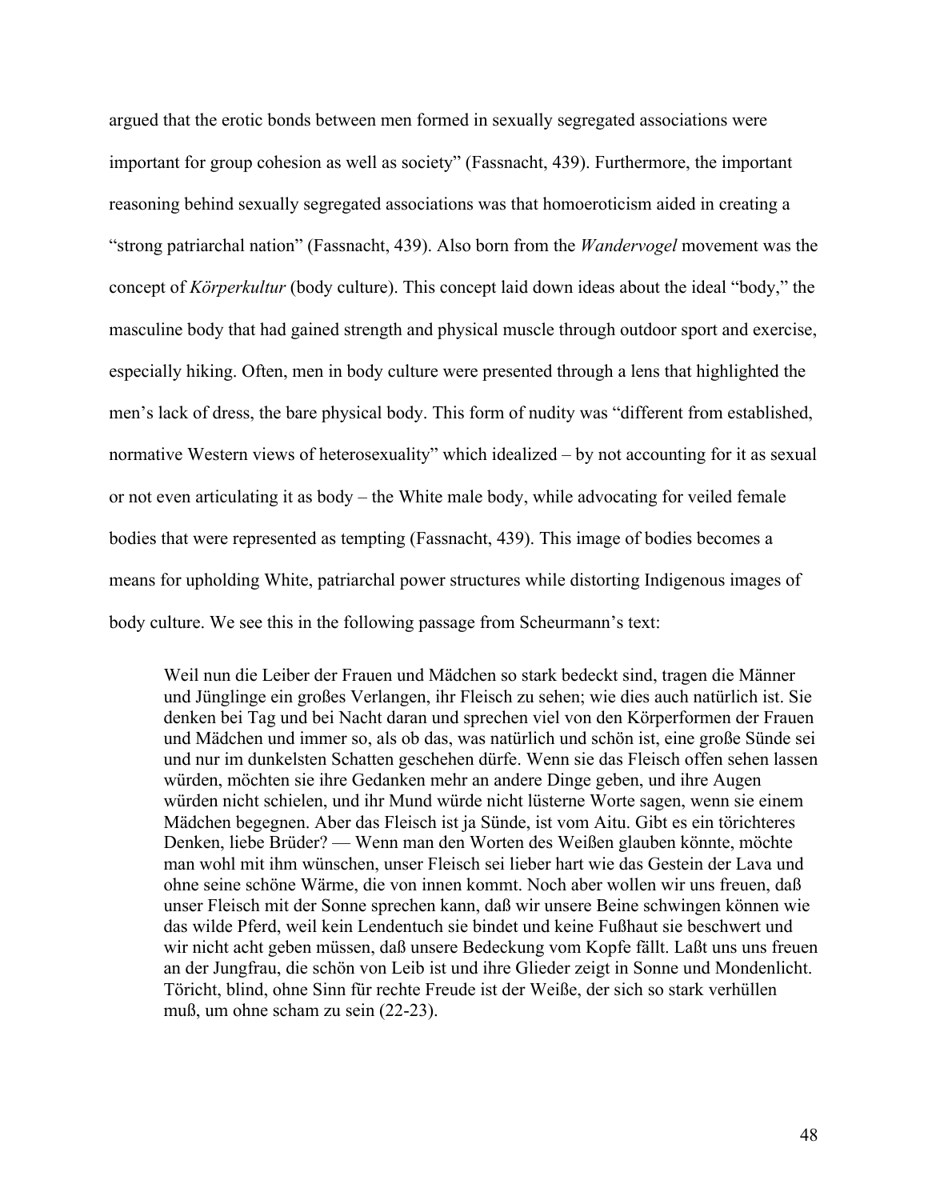argued that the erotic bonds between men formed in sexually segregated associations were important for group cohesion as well as society" (Fassnacht, 439). Furthermore, the important reasoning behind sexually segregated associations was that homoeroticism aided in creating a "strong patriarchal nation" (Fassnacht, 439). Also born from the *Wandervogel* movement was the concept of *Körperkultur* (body culture). This concept laid down ideas about the ideal "body," the masculine body that had gained strength and physical muscle through outdoor sport and exercise, especially hiking. Often, men in body culture were presented through a lens that highlighted the men's lack of dress, the bare physical body. This form of nudity was "different from established, normative Western views of heterosexuality" which idealized – by not accounting for it as sexual or not even articulating it as body – the White male body, while advocating for veiled female bodies that were represented as tempting (Fassnacht, 439). This image of bodies becomes a means for upholding White, patriarchal power structures while distorting Indigenous images of body culture. We see this in the following passage from Scheurmann's text:

> Weil nun die Leiber der Frauen und Mädchen so stark bedeckt sind, tragen die Männer und Jünglinge ein großes Verlangen, ihr Fleisch zu sehen; wie dies auch natürlich ist. Sie denken bei Tag und bei Nacht daran und sprechen viel von den Körperformen der Frauen und Mädchen und immer so, als ob das, was natürlich und schön ist, eine große Sünde sei und nur im dunkelsten Schatten geschehen dürfe. Wenn sie das Fleisch offen sehen lassen würden, möchten sie ihre Gedanken mehr an andere Dinge geben, und ihre Augen würden nicht schielen, und ihr Mund würde nicht lüsterne Worte sagen, wenn sie einem Mädchen begegnen. Aber das Fleisch ist ja Sünde, ist vom Aitu. Gibt es ein törichteres Denken, liebe Brüder? — Wenn man den Worten des Weißen glauben könnte, möchte man wohl mit ihm wünschen, unser Fleisch sei lieber hart wie das Gestein der Lava und ohne seine schöne Wärme, die von innen kommt. Noch aber wollen wir uns freuen, daß unser Fleisch mit der Sonne sprechen kann, daß wir unsere Beine schwingen können wie das wilde Pferd, weil kein Lendentuch sie bindet und keine Fußhaut sie beschwert und wir nicht acht geben müssen, daß unsere Bedeckung vom Kopfe fällt. Laßt uns uns freuen an der Jungfrau, die schön von Leib ist und ihre Glieder zeigt in Sonne und Mondenlicht. Töricht, blind, ohne Sinn für rechte Freude ist der Weiße, der sich so stark verhüllen muß, um ohne scham zu sein (22-23).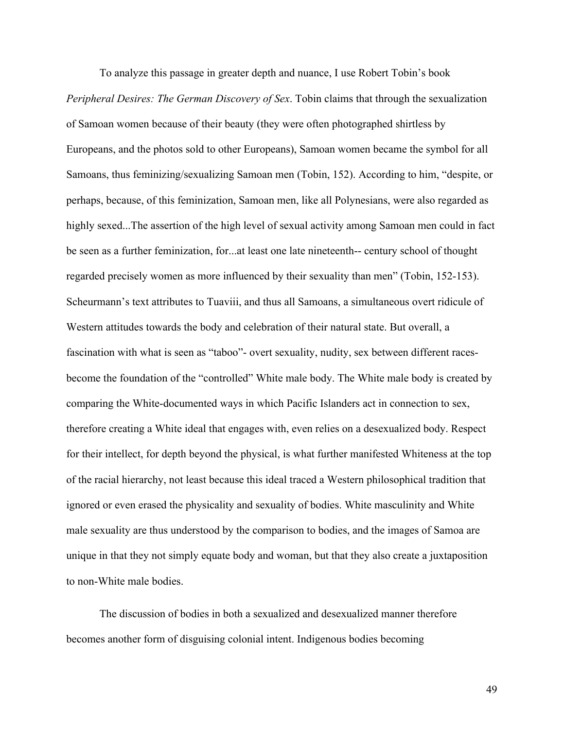To analyze this passage in greater depth and nuance, I use Robert Tobin's book *Peripheral Desires: The German Discovery of Sex*. Tobin claims that through the sexualization of Samoan women because of their beauty (they were often photographed shirtless by Europeans, and the photos sold to other Europeans), Samoan women became the symbol for all Samoans, thus feminizing/sexualizing Samoan men (Tobin, 152). According to him, "despite, or perhaps, because, of this feminization, Samoan men, like all Polynesians, were also regarded as highly sexed...The assertion of the high level of sexual activity among Samoan men could in fact be seen as a further feminization, for...at least one late nineteenth-- century school of thought regarded precisely women as more influenced by their sexuality than men" (Tobin, 152-153). Scheurmann's text attributes to Tuaviii, and thus all Samoans, a simultaneous overt ridicule of Western attitudes towards the body and celebration of their natural state. But overall, a fascination with what is seen as "taboo"- overt sexuality, nudity, sex between different races- become the foundation of the "controlled" White male body. The White male body is created by comparing the White-documented ways in which Pacific Islanders act in connection to sex, therefore creating a White ideal that engages with, even relies on a desexualized body. Respect for their intellect, for depth beyond the physical, is what further manifested Whiteness at the top of the racial hierarchy, not least because this ideal traced a Western philosophical tradition that ignored or even erased the physicality and sexuality of bodies. White masculinity and White male sexuality are thus understood by the comparison to bodies, and the images of Samoa are unique in that they not simply equate body and woman, but that they also create a juxtaposition to non-White male bodies.

The discussion of bodies in both a sexualized and desexualized manner therefore becomes another form of disguising colonial intent. Indigenous bodies becoming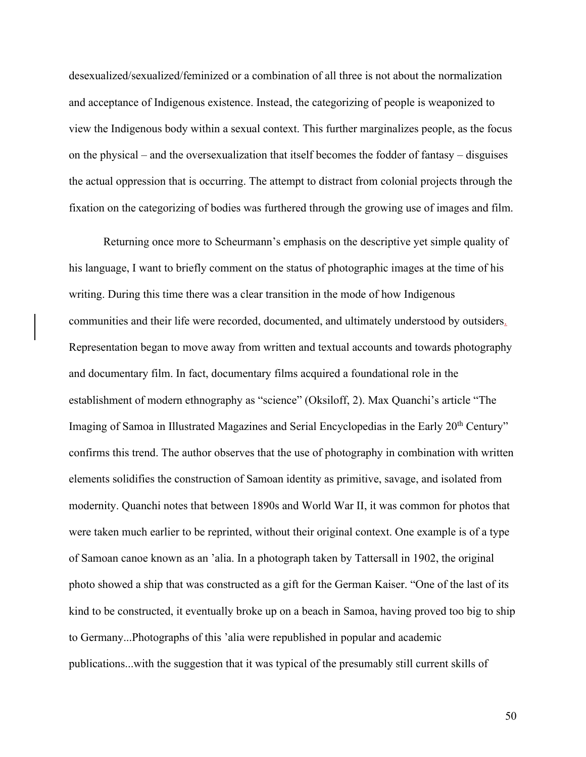desexualized/sexualized/feminized or a combination of all three is not about the normalization and acceptance of Indigenous existence. Instead, the categorizing of people is weaponized to view the Indigenous body within a sexual context. This further marginalizes people, as the focus on the physical – and the oversexualization that itself becomes the fodder of fantasy – disguises the actual oppression that is occurring. The attempt to distract from colonial projects through the fixation on the categorizing of bodies was furthered through the growing use of images and film.

Returning once more to Scheurmann's emphasis on the descriptive yet simple quality of his language, I want to briefly comment on the status of photographic images at the time of his writing. During this time there was a clear transition in the mode of how Indigenous communities and their life were recorded, documented, and ultimately understood by outsiders. Representation began to move away from written and textual accounts and towards photography and documentary film. In fact, documentary films acquired a foundational role in the establishment of modern ethnography as "science" (Oksiloff, 2). Max Quanchi's article "The Imaging of Samoa in Illustrated Magazines and Serial Encyclopedias in the Early 20th Century" confirms this trend. The author observes that the use of photography in combination with written elements solidifies the construction of Samoan identity as primitive, savage, and isolated from modernity. Quanchi notes that between 1890s and World War II, it was common for photos that were taken much earlier to be reprinted, without their original context. One example is of a type of Samoan canoe known as an 'alia. In a photograph taken by Tattersall in 1902, the original photo showed a ship that was constructed as a gift for the German Kaiser. "One of the last of its kind to be constructed, it eventually broke up on a beach in Samoa, having proved too big to ship to Germany...Photographs of this 'alia were republished in popular and academic publications...with the suggestion that it was typical of the presumably still current skills of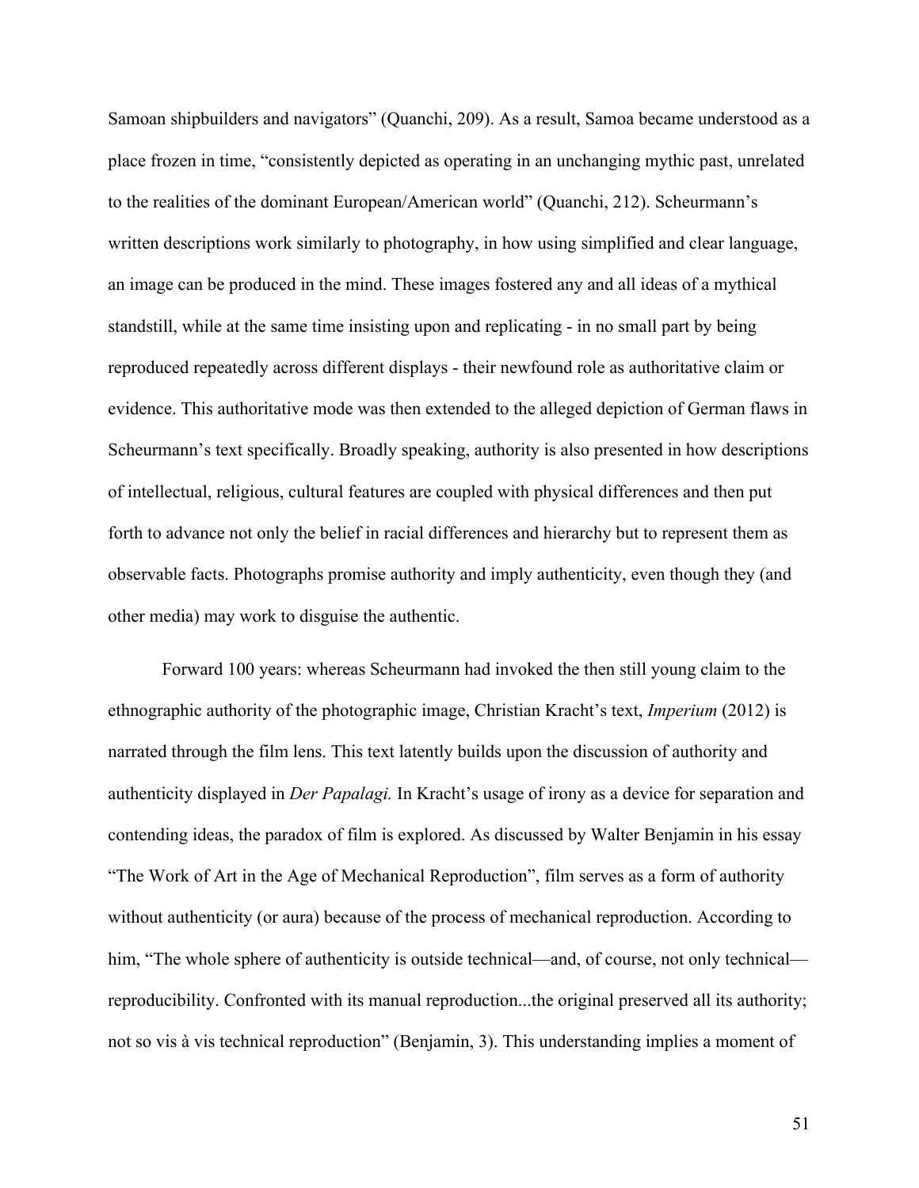Samoan shipbuilders and navigators" (Quanchi, 209). As a result, Samoa became understood as a place frozen in time, "consistently depicted as operating in an unchanging mythic past, unrelated to the realities of the dominant European/American world" (Quanchi, 212). Scheurmann's written descriptions work similarly to photography, in how using simplified and clear language, an image can be produced in the mind. These images fostered any and all ideas of a mythical standstill, while at the same time insisting upon and replicating - in no small part by being reproduced repeatedly across different displays - their newfound role as authoritative claim or evidence. This authoritative mode was then extended to the alleged depiction of German flaws in Scheurmann's text specifically. Broadly speaking, authority is also presented in how descriptions of intellectual, religious, cultural features are coupled with physical differences and then put forth to advance not only the belief in racial differences and hierarchy but to represent them as observable facts. Photographs promise authority and imply authenticity, even though they (and other media) may work to disguise the authentic.

Forward 100 years: whereas Scheurmann had invoked the then still young claim to the ethnographic authority of the photographic image, Christian Kracht's text, *Imperium* (2012) is narrated through the film lens. This text latently builds upon the discussion of authority and authenticity displayed in *Der Papalagi.* In Kracht's usage of irony as a device for separation and contending ideas, the paradox of film is explored. As discussed by Walter Benjamin in his essay "The Work of Art in the Age of Mechanical Reproduction", film serves as a form of authority without authenticity (or aura) because of the process of mechanical reproduction. According to him, "The whole sphere of authenticity is outside technical—and, of course, not only technical—reproducibility. Confronted with its manual reproduction...the original preserved all its authority; not so vis à vis technical reproduction" (Benjamin, 3). This understanding implies a moment of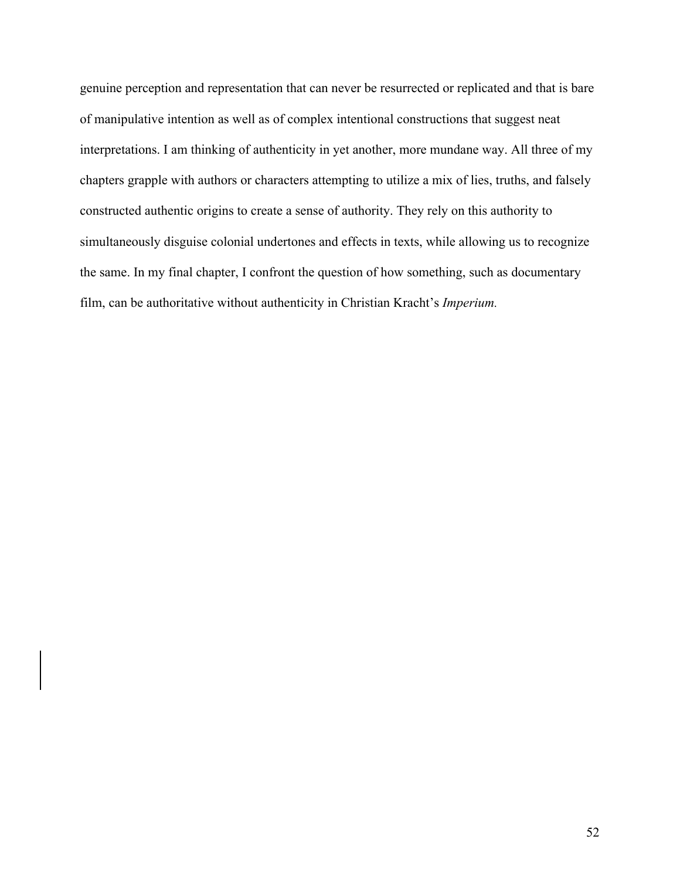genuine perception and representation that can never be resurrected or replicated and that is bare of manipulative intention as well as of complex intentional constructions that suggest neat interpretations. I am thinking of authenticity in yet another, more mundane way. All three of my chapters grapple with authors or characters attempting to utilize a mix of lies, truths, and falsely constructed authentic origins to create a sense of authority. They rely on this authority to simultaneously disguise colonial undertones and effects in texts, while allowing us to recognize the same. In my final chapter, I confront the question of how something, such as documentary film, can be authoritative without authenticity in Christian Kracht's *Imperium.*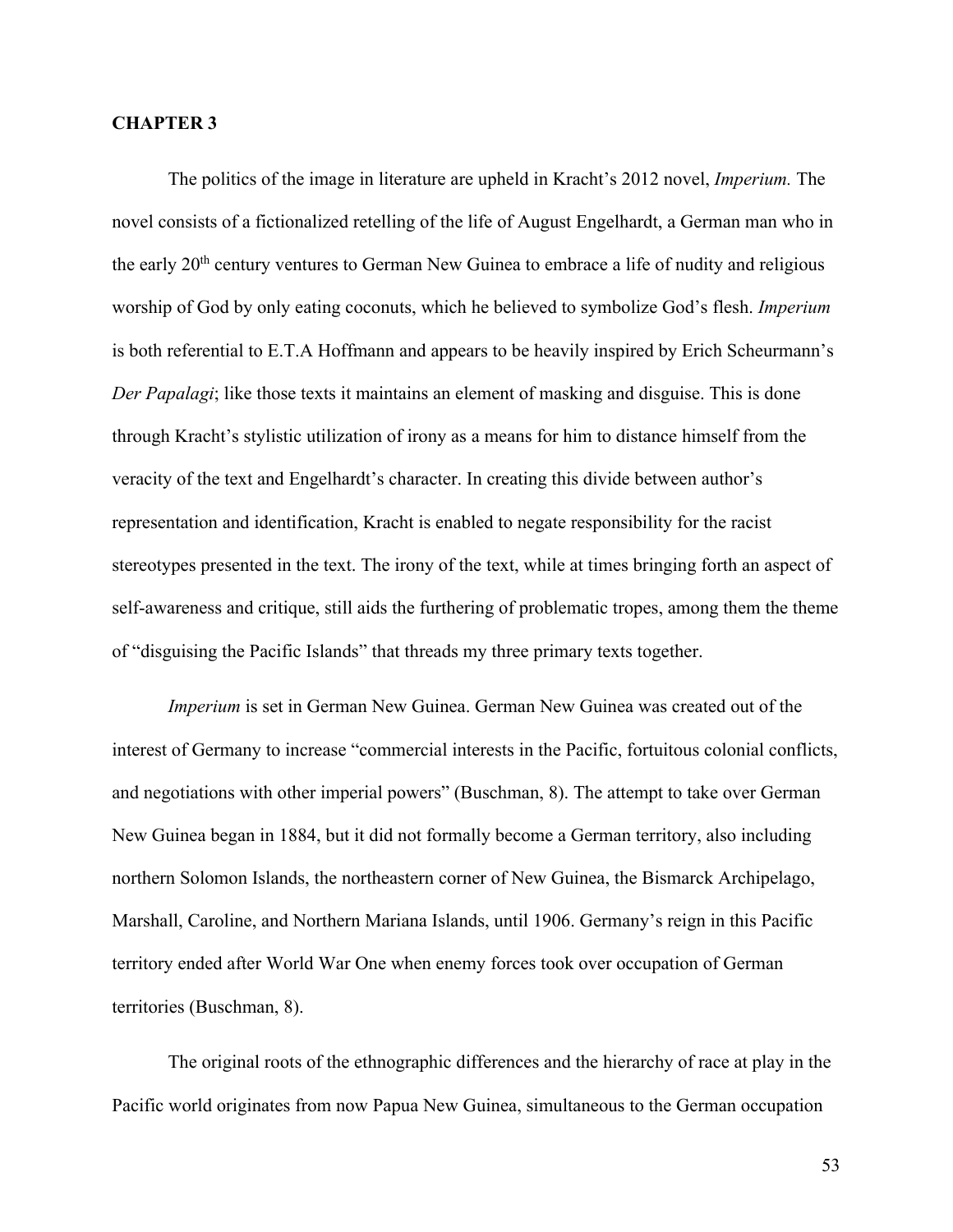# CHAPTER 3

The politics of the image in literature are upheld in Kracht's 2012 novel, *Imperium.* The novel consists of a fictionalized retelling of the life of August Engelhardt, a German man who in the early 20th century ventures to German New Guinea to embrace a life of nudity and religious worship of God by only eating coconuts, which he believed to symbolize God's flesh. *Imperium* is both referential to E.T.A Hoffmann and appears to be heavily inspired by Erich Scheurmann's *Der Papalagi*; like those texts it maintains an element of masking and disguise. This is done through Kracht's stylistic utilization of irony as a means for him to distance himself from the veracity of the text and Engelhardt's character. In creating this divide between author's representation and identification, Kracht is enabled to negate responsibility for the racist stereotypes presented in the text. The irony of the text, while at times bringing forth an aspect of self-awareness and critique, still aids the furthering of problematic tropes, among them the theme of "disguising the Pacific Islands" that threads my three primary texts together.

*Imperium* is set in German New Guinea. German New Guinea was created out of the interest of Germany to increase "commercial interests in the Pacific, fortuitous colonial conflicts, and negotiations with other imperial powers" (Buschman, 8). The attempt to take over German New Guinea began in 1884, but it did not formally become a German territory, also including northern Solomon Islands, the northeastern corner of New Guinea, the Bismarck Archipelago, Marshall, Caroline, and Northern Mariana Islands, until 1906. Germany's reign in this Pacific territory ended after World War One when enemy forces took over occupation of German territories (Buschman, 8).

The original roots of the ethnographic differences and the hierarchy of race at play in the Pacific world originates from now Papua New Guinea, simultaneous to the German occupation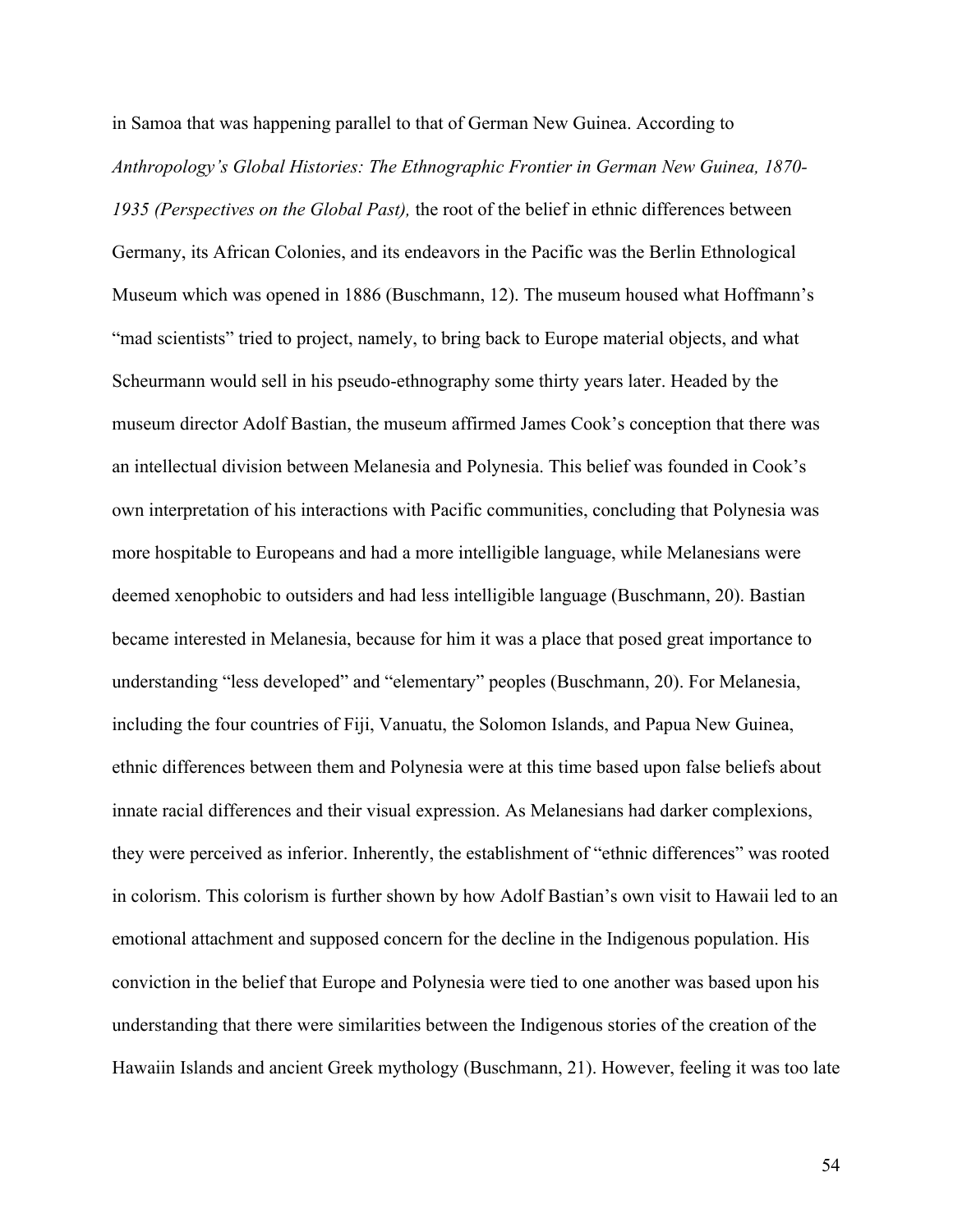in Samoa that was happening parallel to that of German New Guinea. According to *Anthropology's Global Histories: The Ethnographic Frontier in German New Guinea, 1870-1935 (Perspectives on the Global Past),* the root of the belief in ethnic differences between Germany, its African Colonies, and its endeavors in the Pacific was the Berlin Ethnological Museum which was opened in 1886 (Buschmann, 12). The museum housed what Hoffmann's "mad scientists" tried to project, namely, to bring back to Europe material objects, and what Scheurmann would sell in his pseudo-ethnography some thirty years later. Headed by the museum director Adolf Bastian, the museum affirmed James Cook's conception that there was an intellectual division between Melanesia and Polynesia. This belief was founded in Cook's own interpretation of his interactions with Pacific communities, concluding that Polynesia was more hospitable to Europeans and had a more intelligible language, while Melanesians were deemed xenophobic to outsiders and had less intelligible language (Buschmann, 20). Bastian became interested in Melanesia, because for him it was a place that posed great importance to understanding "less developed" and "elementary" peoples (Buschmann, 20). For Melanesia, including the four countries of Fiji, Vanuatu, the Solomon Islands, and Papua New Guinea, ethnic differences between them and Polynesia were at this time based upon false beliefs about innate racial differences and their visual expression. As Melanesians had darker complexions, they were perceived as inferior. Inherently, the establishment of "ethnic differences" was rooted in colorism. This colorism is further shown by how Adolf Bastian's own visit to Hawaii led to an emotional attachment and supposed concern for the decline in the Indigenous population. His conviction in the belief that Europe and Polynesia were tied to one another was based upon his understanding that there were similarities between the Indigenous stories of the creation of the Hawaiin Islands and ancient Greek mythology (Buschmann, 21). However, feeling it was too late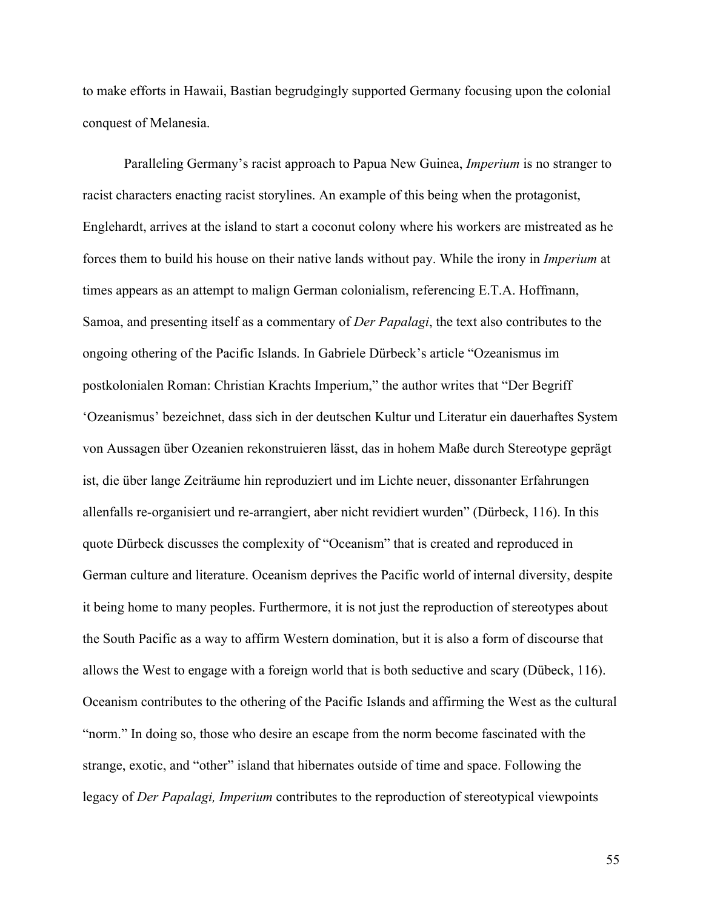to make efforts in Hawaii, Bastian begrudgingly supported Germany focusing upon the colonial conquest of Melanesia.

Paralleling Germany's racist approach to Papua New Guinea, *Imperium* is no stranger to racist characters enacting racist storylines. An example of this being when the protagonist, Englehardt, arrives at the island to start a coconut colony where his workers are mistreated as he forces them to build his house on their native lands without pay. While the irony in *Imperium* at times appears as an attempt to malign German colonialism, referencing E.T.A. Hoffmann, Samoa, and presenting itself as a commentary of *Der Papalagi*, the text also contributes to the ongoing othering of the Pacific Islands. In Gabriele Dürbeck's article "Ozeanismus im postkolonialen Roman: Christian Krachts Imperium," the author writes that "Der Begriff 'Ozeanismus' bezeichnet, dass sich in der deutschen Kultur und Literatur ein dauerhaftes System von Aussagen über Ozeanien rekonstruieren lässt, das in hohem Maße durch Stereotype geprägt ist, die über lange Zeiträume hin reproduziert und im Lichte neuer, dissonanter Erfahrungen allenfalls re-organisiert und re-arrangiert, aber nicht revidiert wurden" (Dürbeck, 116). In this quote Dürbeck discusses the complexity of "Oceanism" that is created and reproduced in German culture and literature. Oceanism deprives the Pacific world of internal diversity, despite it being home to many peoples. Furthermore, it is not just the reproduction of stereotypes about the South Pacific as a way to affirm Western domination, but it is also a form of discourse that allows the West to engage with a foreign world that is both seductive and scary (Dübeck, 116). Oceanism contributes to the othering of the Pacific Islands and affirming the West as the cultural "norm." In doing so, those who desire an escape from the norm become fascinated with the strange, exotic, and "other" island that hibernates outside of time and space. Following the legacy of *Der Papalagi, Imperium* contributes to the reproduction of stereotypical viewpoints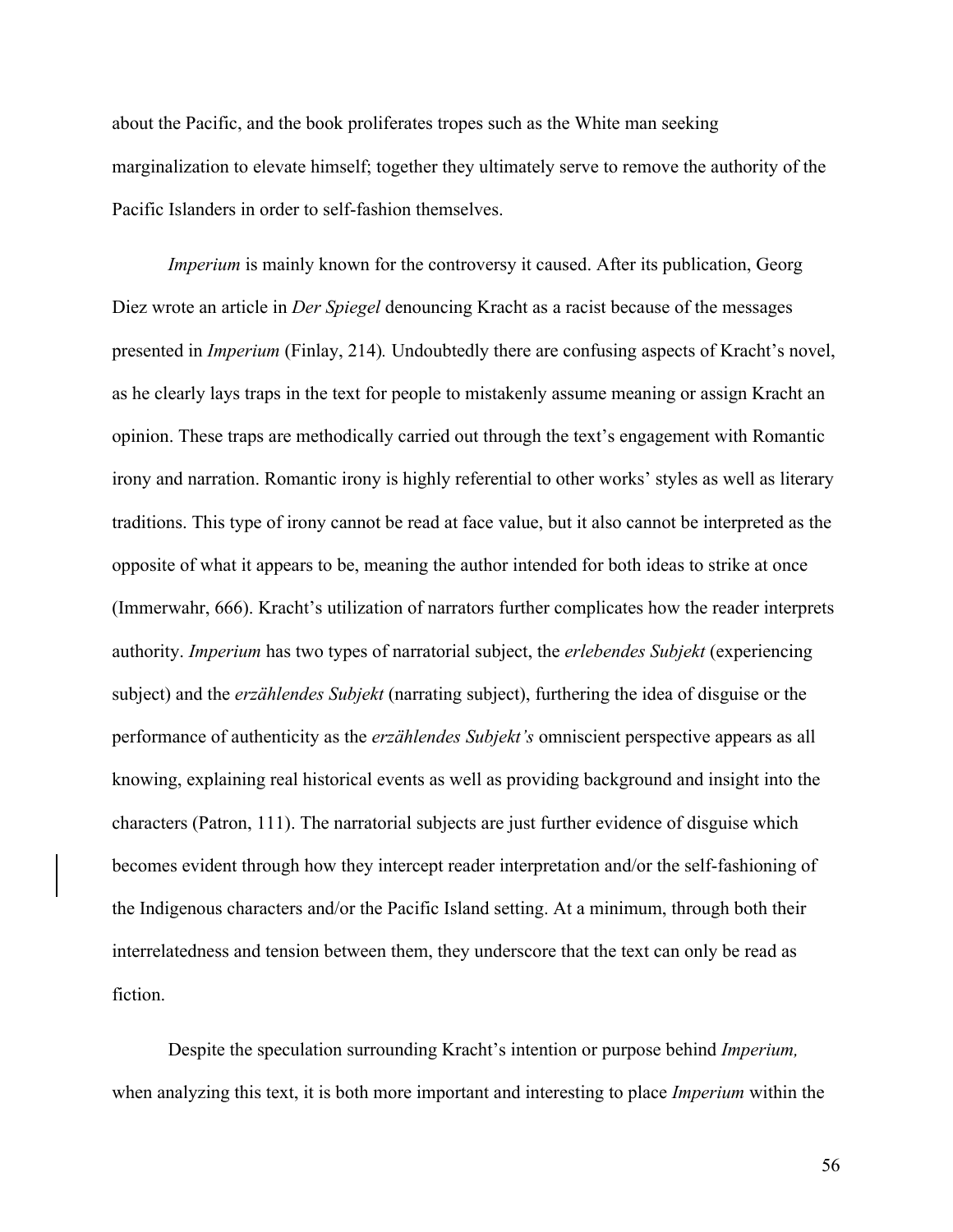about the Pacific, and the book proliferates tropes such as the White man seeking marginalization to elevate himself; together they ultimately serve to remove the authority of the Pacific Islanders in order to self-fashion themselves.

*Imperium* is mainly known for the controversy it caused. After its publication, Georg Diez wrote an article in *Der Spiegel* denouncing Kracht as a racist because of the messages presented in *Imperium* (Finlay, 214)*.* Undoubtedly there are confusing aspects of Kracht's novel, as he clearly lays traps in the text for people to mistakenly assume meaning or assign Kracht an opinion. These traps are methodically carried out through the text's engagement with Romantic irony and narration. Romantic irony is highly referential to other works' styles as well as literary traditions. This type of irony cannot be read at face value, but it also cannot be interpreted as the opposite of what it appears to be, meaning the author intended for both ideas to strike at once (Immerwahr, 666). Kracht's utilization of narrators further complicates how the reader interprets authority. *Imperium* has two types of narratorial subject, the *erlebendes Subjekt* (experiencing subject) and the *erzählendes Subjekt* (narrating subject), furthering the idea of disguise or the performance of authenticity as the *erzählendes Subjekt's* omniscient perspective appears as all knowing, explaining real historical events as well as providing background and insight into the characters (Patron, 111). The narratorial subjects are just further evidence of disguise which becomes evident through how they intercept reader interpretation and/or the self-fashioning of the Indigenous characters and/or the Pacific Island setting. At a minimum, through both their interrelatedness and tension between them, they underscore that the text can only be read as fiction.

Despite the speculation surrounding Kracht's intention or purpose behind *Imperium,* when analyzing this text, it is both more important and interesting to place *Imperium* within the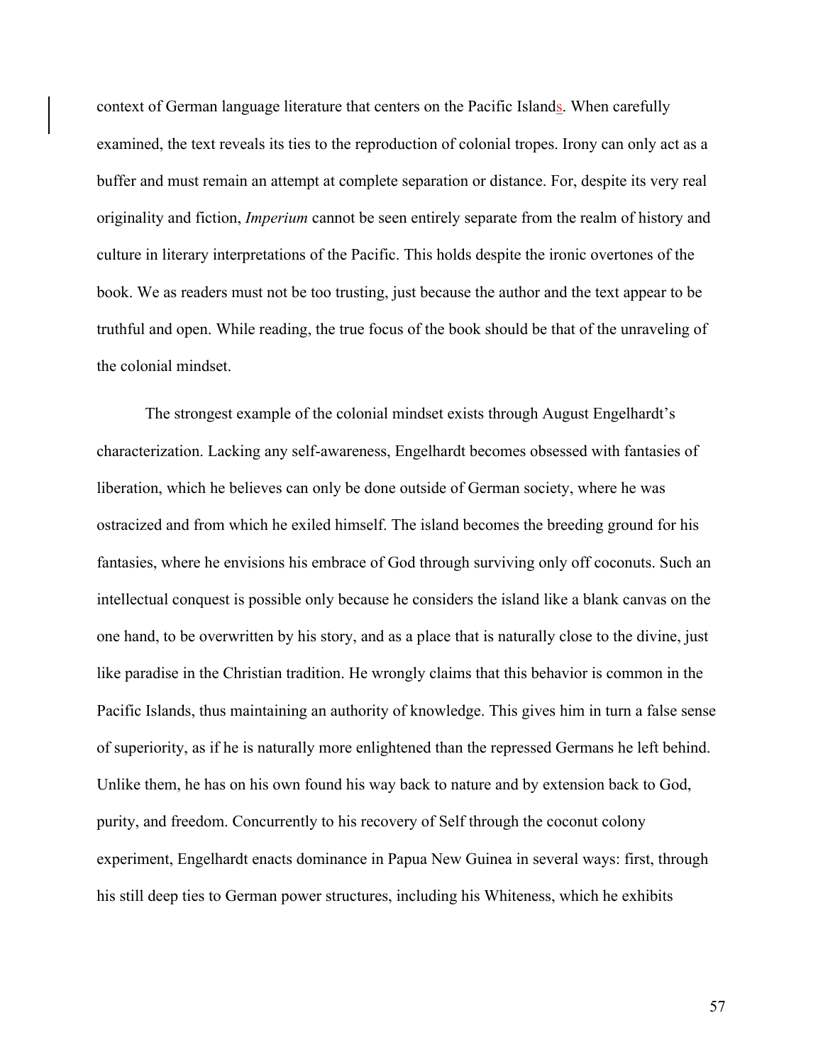context of German language literature that centers on the Pacific Islands. When carefully examined, the text reveals its ties to the reproduction of colonial tropes. Irony can only act as a buffer and must remain an attempt at complete separation or distance. For, despite its very real originality and fiction, *Imperium* cannot be seen entirely separate from the realm of history and culture in literary interpretations of the Pacific. This holds despite the ironic overtones of the book. We as readers must not be too trusting, just because the author and the text appear to be truthful and open. While reading, the true focus of the book should be that of the unraveling of the colonial mindset.

The strongest example of the colonial mindset exists through August Engelhardt's characterization. Lacking any self-awareness, Engelhardt becomes obsessed with fantasies of liberation, which he believes can only be done outside of German society, where he was ostracized and from which he exiled himself. The island becomes the breeding ground for his fantasies, where he envisions his embrace of God through surviving only off coconuts. Such an intellectual conquest is possible only because he considers the island like a blank canvas on the one hand, to be overwritten by his story, and as a place that is naturally close to the divine, just like paradise in the Christian tradition. He wrongly claims that this behavior is common in the Pacific Islands, thus maintaining an authority of knowledge. This gives him in turn a false sense of superiority, as if he is naturally more enlightened than the repressed Germans he left behind. Unlike them, he has on his own found his way back to nature and by extension back to God, purity, and freedom. Concurrently to his recovery of Self through the coconut colony experiment, Engelhardt enacts dominance in Papua New Guinea in several ways: first, through his still deep ties to German power structures, including his Whiteness, which he exhibits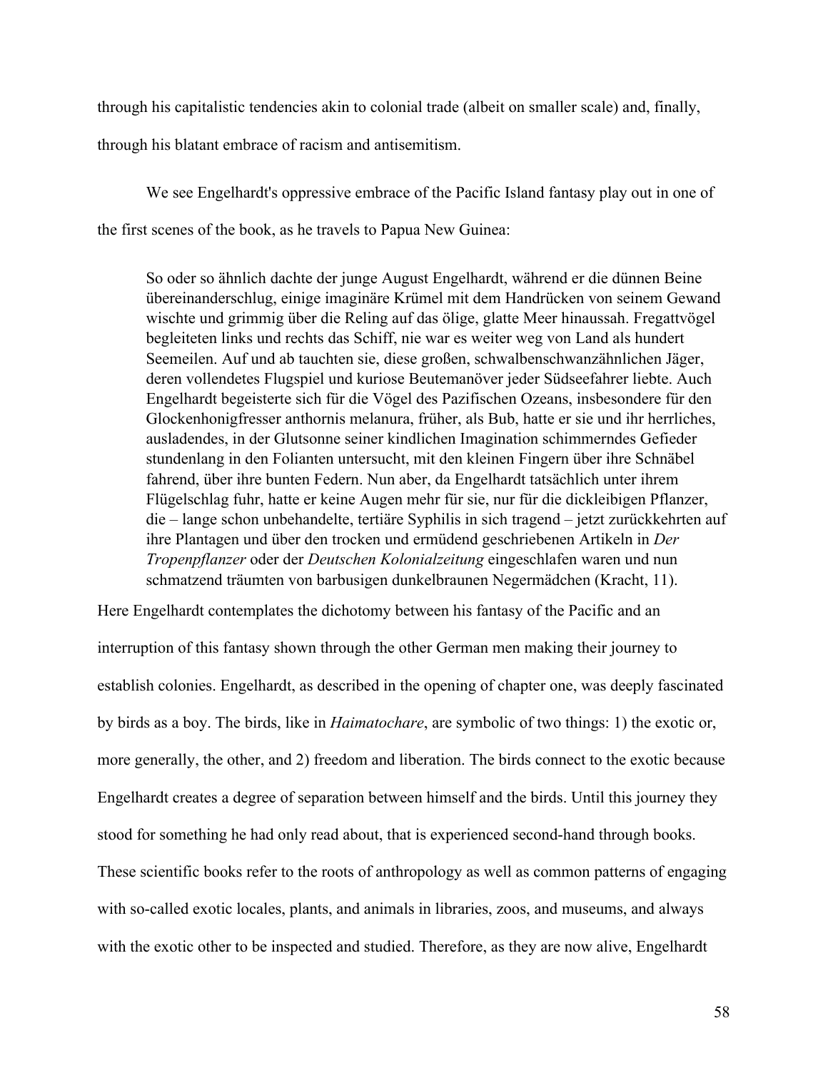through his capitalistic tendencies akin to colonial trade (albeit on smaller scale) and, finally, through his blatant embrace of racism and antisemitism.

We see Engelhardt's oppressive embrace of the Pacific Island fantasy play out in one of the first scenes of the book, as he travels to Papua New Guinea:

> So oder so ähnlich dachte der junge August Engelhardt, während er die dünnen Beine übereinanderschlug, einige imaginäre Krümel mit dem Handrücken von seinem Gewand wischte und grimmig über die Reling auf das ölige, glatte Meer hinaussah. Fregattvögel begleiteten links und rechts das Schiff, nie war es weiter weg von Land als hundert Seemeilen. Auf und ab tauchten sie, diese großen, schwalbenschwanzähnlichen Jäger, deren vollendetes Flugspiel und kuriose Beutemanöver jeder Südseefahrer liebte. Auch Engelhardt begeisterte sich für die Vögel des Pazifischen Ozeans, insbesondere für den Glockenhonigfresser anthornis melanura, früher, als Bub, hatte er sie und ihr herrliches, ausladendes, in der Glutsonne seiner kindlichen Imagination schimmerndes Gefieder stundenlang in den Folianten untersucht, mit den kleinen Fingern über ihre Schnäbel fahrend, über ihre bunten Federn. Nun aber, da Engelhardt tatsächlich unter ihrem Flügelschlag fuhr, hatte er keine Augen mehr für sie, nur für die dickleibigen Pflanzer, die – lange schon unbehandelte, tertiäre Syphilis in sich tragend – jetzt zurückkehrten auf ihre Plantagen und über den trocken und ermüdend geschriebenen Artikeln in *Der Tropenpflanzer* oder der *Deutschen Kolonialzeitung* eingeschlafen waren und nun schmatzend träumten von barbusigen dunkelbraunen Negermädchen (Kracht, 11).

Here Engelhardt contemplates the dichotomy between his fantasy of the Pacific and an interruption of this fantasy shown through the other German men making their journey to establish colonies. Engelhardt, as described in the opening of chapter one, was deeply fascinated by birds as a boy. The birds, like in *Haimatochare*, are symbolic of two things: 1) the exotic or, more generally, the other, and 2) freedom and liberation. The birds connect to the exotic because Engelhardt creates a degree of separation between himself and the birds. Until this journey they stood for something he had only read about, that is experienced second-hand through books. These scientific books refer to the roots of anthropology as well as common patterns of engaging with so-called exotic locales, plants, and animals in libraries, zoos, and museums, and always with the exotic other to be inspected and studied. Therefore, as they are now alive, Engelhardt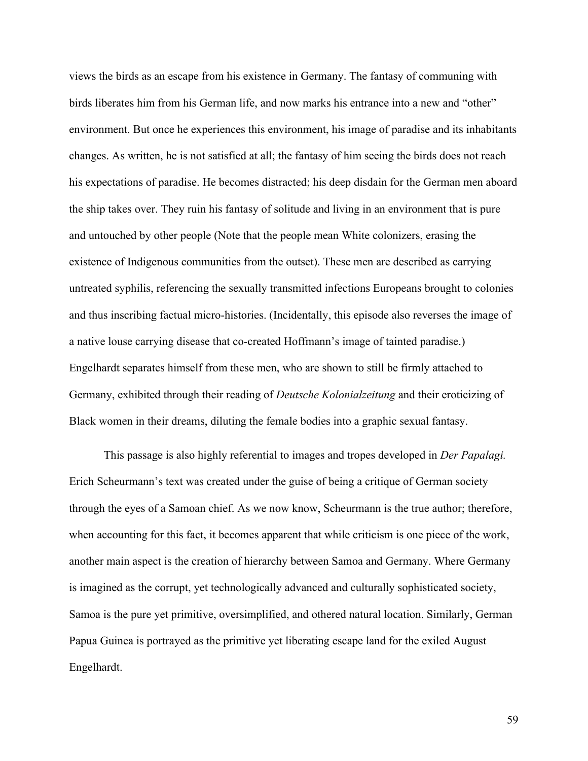views the birds as an escape from his existence in Germany. The fantasy of communing with birds liberates him from his German life, and now marks his entrance into a new and "other" environment. But once he experiences this environment, his image of paradise and its inhabitants changes. As written, he is not satisfied at all; the fantasy of him seeing the birds does not reach his expectations of paradise. He becomes distracted; his deep disdain for the German men aboard the ship takes over. They ruin his fantasy of solitude and living in an environment that is pure and untouched by other people (Note that the people mean White colonizers, erasing the existence of Indigenous communities from the outset). These men are described as carrying untreated syphilis, referencing the sexually transmitted infections Europeans brought to colonies and thus inscribing factual micro-histories. (Incidentally, this episode also reverses the image of a native louse carrying disease that co-created Hoffmann's image of tainted paradise.) Engelhardt separates himself from these men, who are shown to still be firmly attached to Germany, exhibited through their reading of *Deutsche Kolonialzeitung* and their eroticizing of Black women in their dreams, diluting the female bodies into a graphic sexual fantasy.

This passage is also highly referential to images and tropes developed in *Der Papalagi.* Erich Scheurmann's text was created under the guise of being a critique of German society through the eyes of a Samoan chief. As we now know, Scheurmann is the true author; therefore, when accounting for this fact, it becomes apparent that while criticism is one piece of the work, another main aspect is the creation of hierarchy between Samoa and Germany. Where Germany is imagined as the corrupt, yet technologically advanced and culturally sophisticated society, Samoa is the pure yet primitive, oversimplified, and othered natural location. Similarly, German Papua Guinea is portrayed as the primitive yet liberating escape land for the exiled August Engelhardt.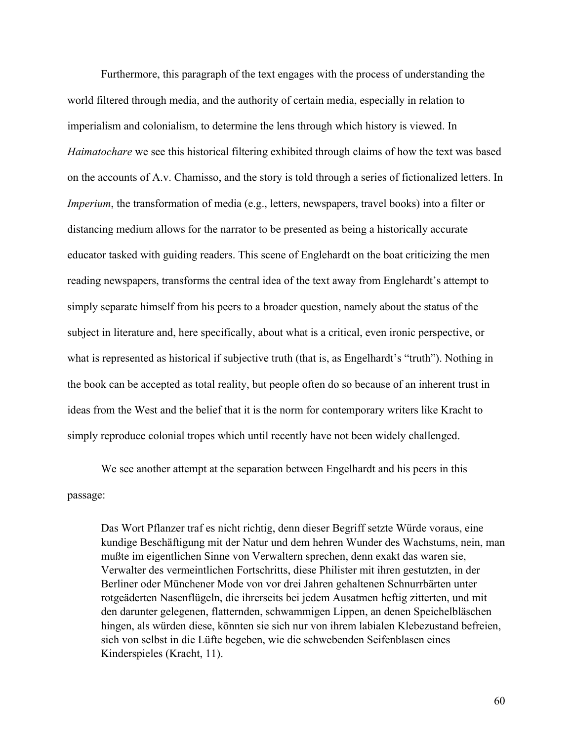Furthermore, this paragraph of the text engages with the process of understanding the world filtered through media, and the authority of certain media, especially in relation to imperialism and colonialism, to determine the lens through which history is viewed. In *Haimatochare* we see this historical filtering exhibited through claims of how the text was based on the accounts of A.v. Chamisso, and the story is told through a series of fictionalized letters. In *Imperium*, the transformation of media (e.g., letters, newspapers, travel books) into a filter or distancing medium allows for the narrator to be presented as being a historically accurate educator tasked with guiding readers. This scene of Englehardt on the boat criticizing the men reading newspapers, transforms the central idea of the text away from Englehardt's attempt to simply separate himself from his peers to a broader question, namely about the status of the subject in literature and, here specifically, about what is a critical, even ironic perspective, or what is represented as historical if subjective truth (that is, as Engelhardt's "truth"). Nothing in the book can be accepted as total reality, but people often do so because of an inherent trust in ideas from the West and the belief that it is the norm for contemporary writers like Kracht to simply reproduce colonial tropes which until recently have not been widely challenged.

We see another attempt at the separation between Engelhardt and his peers in this passage:

> Das Wort Pflanzer traf es nicht richtig, denn dieser Begriff setzte Würde voraus, eine kundige Beschäftigung mit der Natur und dem hehren Wunder des Wachstums, nein, man mußte im eigentlichen Sinne von Verwaltern sprechen, denn exakt das waren sie, Verwalter des vermeintlichen Fortschritts, diese Philister mit ihren gestutzten, in der Berliner oder Münchener Mode von vor drei Jahren gehaltenen Schnurrbärten unter rotgeäderten Nasenflügeln, die ihrerseits bei jedem Ausatmen heftig zitterten, und mit den darunter gelegenen, flatternden, schwammigen Lippen, an denen Speichelbläschen hingen, als würden diese, könnten sie sich nur von ihrem labialen Klebezustand befreien, sich von selbst in die Lüfte begeben, wie die schwebenden Seifenblasen eines Kinderspieles (Kracht, 11).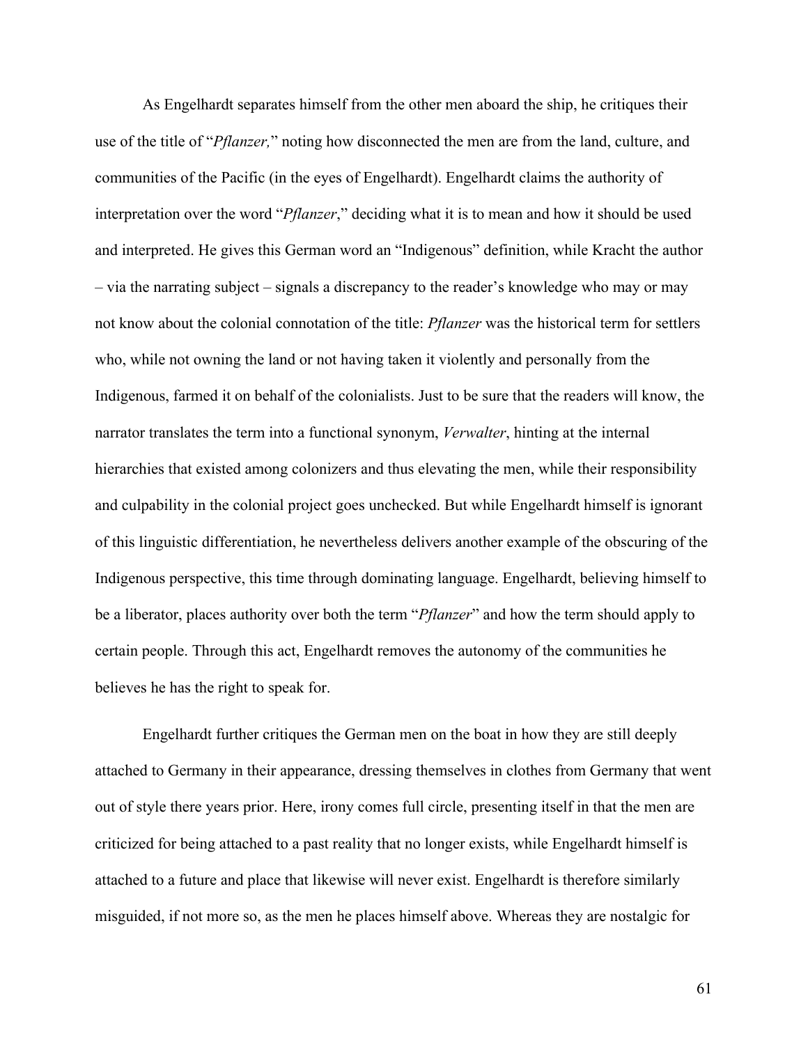As Engelhardt separates himself from the other men aboard the ship, he critiques their use of the title of "*Pflanzer,*" noting how disconnected the men are from the land, culture, and communities of the Pacific (in the eyes of Engelhardt). Engelhardt claims the authority of interpretation over the word "*Pflanzer*," deciding what it is to mean and how it should be used and interpreted. He gives this German word an "Indigenous" definition, while Kracht the author – via the narrating subject – signals a discrepancy to the reader's knowledge who may or may not know about the colonial connotation of the title: *Pflanzer* was the historical term for settlers who, while not owning the land or not having taken it violently and personally from the Indigenous, farmed it on behalf of the colonialists. Just to be sure that the readers will know, the narrator translates the term into a functional synonym, *Verwalter*, hinting at the internal hierarchies that existed among colonizers and thus elevating the men, while their responsibility and culpability in the colonial project goes unchecked. But while Engelhardt himself is ignorant of this linguistic differentiation, he nevertheless delivers another example of the obscuring of the Indigenous perspective, this time through dominating language. Engelhardt, believing himself to be a liberator, places authority over both the term "*Pflanzer*" and how the term should apply to certain people. Through this act, Engelhardt removes the autonomy of the communities he believes he has the right to speak for.

Engelhardt further critiques the German men on the boat in how they are still deeply attached to Germany in their appearance, dressing themselves in clothes from Germany that went out of style there years prior. Here, irony comes full circle, presenting itself in that the men are criticized for being attached to a past reality that no longer exists, while Engelhardt himself is attached to a future and place that likewise will never exist. Engelhardt is therefore similarly misguided, if not more so, as the men he places himself above. Whereas they are nostalgic for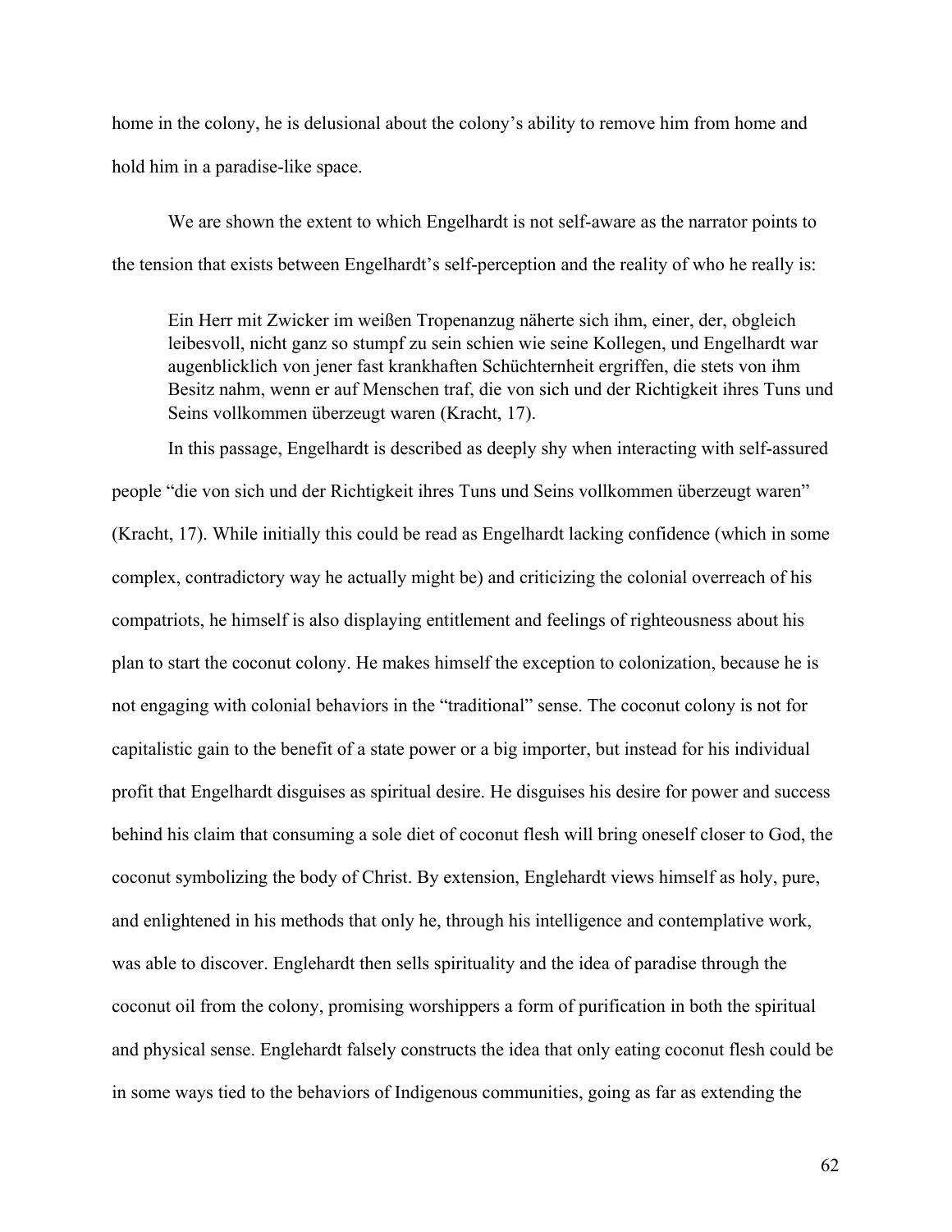home in the colony, he is delusional about the colony's ability to remove him from home and hold him in a paradise-like space.

We are shown the extent to which Engelhardt is not self-aware as the narrator points to the tension that exists between Engelhardt's self-perception and the reality of who he really is:

> Ein Herr mit Zwicker im weißen Tropenanzug näherte sich ihm, einer, der, obgleich leibesvoll, nicht ganz so stumpf zu sein schien wie seine Kollegen, und Engelhardt war augenblicklich von jener fast krankhaften Schüchternheit ergriffen, die stets von ihm Besitz nahm, wenn er auf Menschen traf, die von sich und der Richtigkeit ihres Tuns und Seins vollkommen überzeugt waren (Kracht, 17).

In this passage, Engelhardt is described as deeply shy when interacting with self-assured people "die von sich und der Richtigkeit ihres Tuns und Seins vollkommen überzeugt waren" (Kracht, 17). While initially this could be read as Engelhardt lacking confidence (which in some complex, contradictory way he actually might be) and criticizing the colonial overreach of his compatriots, he himself is also displaying entitlement and feelings of righteousness about his plan to start the coconut colony. He makes himself the exception to colonization, because he is not engaging with colonial behaviors in the "traditional" sense. The coconut colony is not for capitalistic gain to the benefit of a state power or a big importer, but instead for his individual profit that Engelhardt disguises as spiritual desire. He disguises his desire for power and success behind his claim that consuming a sole diet of coconut flesh will bring oneself closer to God, the coconut symbolizing the body of Christ. By extension, Englehardt views himself as holy, pure, and enlightened in his methods that only he, through his intelligence and contemplative work, was able to discover. Englehardt then sells spirituality and the idea of paradise through the coconut oil from the colony, promising worshippers a form of purification in both the spiritual and physical sense. Englehardt falsely constructs the idea that only eating coconut flesh could be in some ways tied to the behaviors of Indigenous communities, going as far as extending the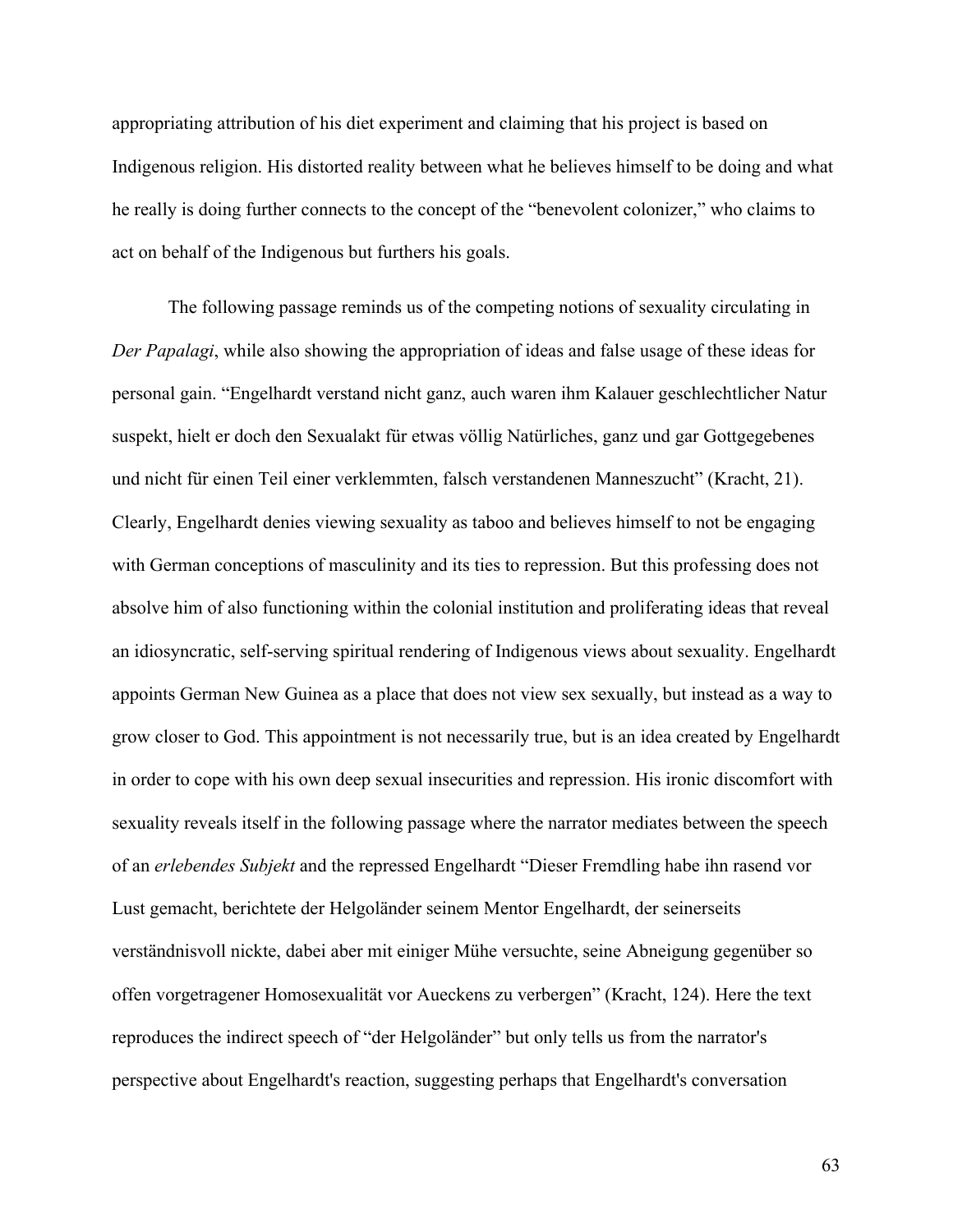appropriating attribution of his diet experiment and claiming that his project is based on Indigenous religion. His distorted reality between what he believes himself to be doing and what he really is doing further connects to the concept of the "benevolent colonizer," who claims to act on behalf of the Indigenous but furthers his goals.

The following passage reminds us of the competing notions of sexuality circulating in *Der Papalagi*, while also showing the appropriation of ideas and false usage of these ideas for personal gain. "Engelhardt verstand nicht ganz, auch waren ihm Kalauer geschlechtlicher Natur suspekt, hielt er doch den Sexualakt für etwas völlig Natürliches, ganz und gar Gottgegebenes und nicht für einen Teil einer verklemmten, falsch verstandenen Manneszucht" (Kracht, 21). Clearly, Engelhardt denies viewing sexuality as taboo and believes himself to not be engaging with German conceptions of masculinity and its ties to repression. But this professing does not absolve him of also functioning within the colonial institution and proliferating ideas that reveal an idiosyncratic, self-serving spiritual rendering of Indigenous views about sexuality. Engelhardt appoints German New Guinea as a place that does not view sex sexually, but instead as a way to grow closer to God. This appointment is not necessarily true, but is an idea created by Engelhardt in order to cope with his own deep sexual insecurities and repression. His ironic discomfort with sexuality reveals itself in the following passage where the narrator mediates between the speech of an *erlebendes Subjekt* and the repressed Engelhardt "Dieser Fremdling habe ihn rasend vor Lust gemacht, berichtete der Helgoländer seinem Mentor Engelhardt, der seinerseits verständnisvoll nickte, dabei aber mit einiger Mühe versuchte, seine Abneigung gegenüber so offen vorgetragener Homosexualität vor Aueckens zu verbergen" (Kracht, 124). Here the text reproduces the indirect speech of "der Helgoländer" but only tells us from the narrator's perspective about Engelhardt's reaction, suggesting perhaps that Engelhardt's conversation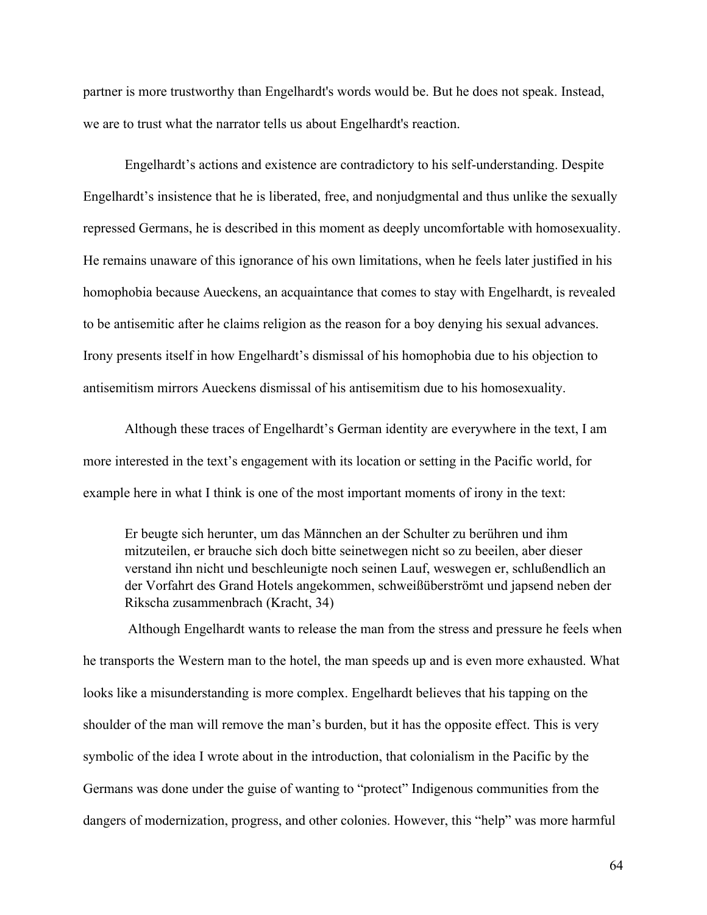partner is more trustworthy than Engelhardt's words would be. But he does not speak. Instead, we are to trust what the narrator tells us about Engelhardt's reaction.

Engelhardt's actions and existence are contradictory to his self-understanding. Despite Engelhardt's insistence that he is liberated, free, and nonjudgmental and thus unlike the sexually repressed Germans, he is described in this moment as deeply uncomfortable with homosexuality. He remains unaware of this ignorance of his own limitations, when he feels later justified in his homophobia because Aueckens, an acquaintance that comes to stay with Engelhardt, is revealed to be antisemitic after he claims religion as the reason for a boy denying his sexual advances. Irony presents itself in how Engelhardt's dismissal of his homophobia due to his objection to antisemitism mirrors Aueckens dismissal of his antisemitism due to his homosexuality.

Although these traces of Engelhardt's German identity are everywhere in the text, I am more interested in the text's engagement with its location or setting in the Pacific world, for example here in what I think is one of the most important moments of irony in the text:

> Er beugte sich herunter, um das Männchen an der Schulter zu berühren und ihm mitzuteilen, er brauche sich doch bitte seinetwegen nicht so zu beeilen, aber dieser verstand ihn nicht und beschleunigte noch seinen Lauf, weswegen er, schlußendlich an der Vorfahrt des Grand Hotels angekommen, schweißüberströmt und japsend neben der Rikscha zusammenbrach (Kracht, 34)

Although Engelhardt wants to release the man from the stress and pressure he feels when he transports the Western man to the hotel, the man speeds up and is even more exhausted. What looks like a misunderstanding is more complex. Engelhardt believes that his tapping on the shoulder of the man will remove the man's burden, but it has the opposite effect. This is very symbolic of the idea I wrote about in the introduction, that colonialism in the Pacific by the Germans was done under the guise of wanting to "protect" Indigenous communities from the dangers of modernization, progress, and other colonies. However, this "help" was more harmful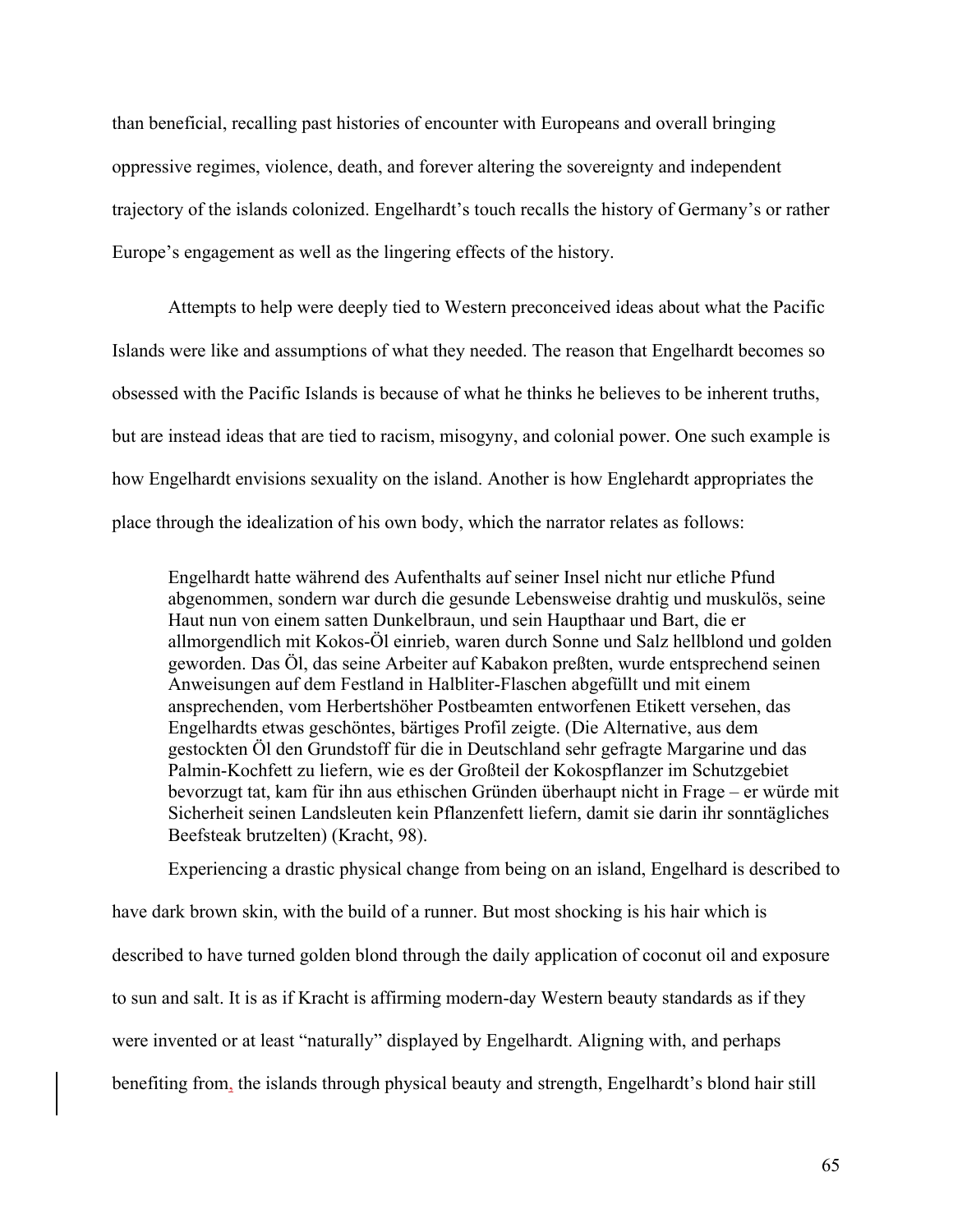than beneficial, recalling past histories of encounter with Europeans and overall bringing oppressive regimes, violence, death, and forever altering the sovereignty and independent trajectory of the islands colonized. Engelhardt's touch recalls the history of Germany's or rather Europe's engagement as well as the lingering effects of the history.

Attempts to help were deeply tied to Western preconceived ideas about what the Pacific Islands were like and assumptions of what they needed. The reason that Engelhardt becomes so obsessed with the Pacific Islands is because of what he thinks he believes to be inherent truths, but are instead ideas that are tied to racism, misogyny, and colonial power. One such example is how Engelhardt envisions sexuality on the island. Another is how Englehardt appropriates the place through the idealization of his own body, which the narrator relates as follows:

> Engelhardt hatte während des Aufenthalts auf seiner Insel nicht nur etliche Pfund abgenommen, sondern war durch die gesunde Lebensweise drahtig und muskulös, seine Haut nun von einem satten Dunkelbraun, und sein Haupthaar und Bart, die er allmorgendlich mit Kokos-Öl einrieb, waren durch Sonne und Salz hellblond und golden geworden. Das Öl, das seine Arbeiter auf Kabakon preßten, wurde entsprechend seinen Anweisungen auf dem Festland in Halbliter-Flaschen abgefüllt und mit einem ansprechenden, vom Herbertshöher Postbeamten entworfenen Etikett versehen, das Engelhardts etwas geschöntes, bärtiges Profil zeigte. (Die Alternative, aus dem gestockten Öl den Grundstoff für die in Deutschland sehr gefragte Margarine und das Palmin-Kochfett zu liefern, wie es der Großteil der Kokospflanzer im Schutzgebiet bevorzugt tat, kam für ihn aus ethischen Gründen überhaupt nicht in Frage – er würde mit Sicherheit seinen Landsleuten kein Pflanzenfett liefern, damit sie darin ihr sonntägliches Beefsteak brutzelten) (Kracht, 98).

Experiencing a drastic physical change from being on an island, Engelhard is described to have dark brown skin, with the build of a runner. But most shocking is his hair which is described to have turned golden blond through the daily application of coconut oil and exposure to sun and salt. It is as if Kracht is affirming modern-day Western beauty standards as if they were invented or at least "naturally" displayed by Engelhardt. Aligning with, and perhaps benefiting from, the islands through physical beauty and strength, Engelhardt's blond hair still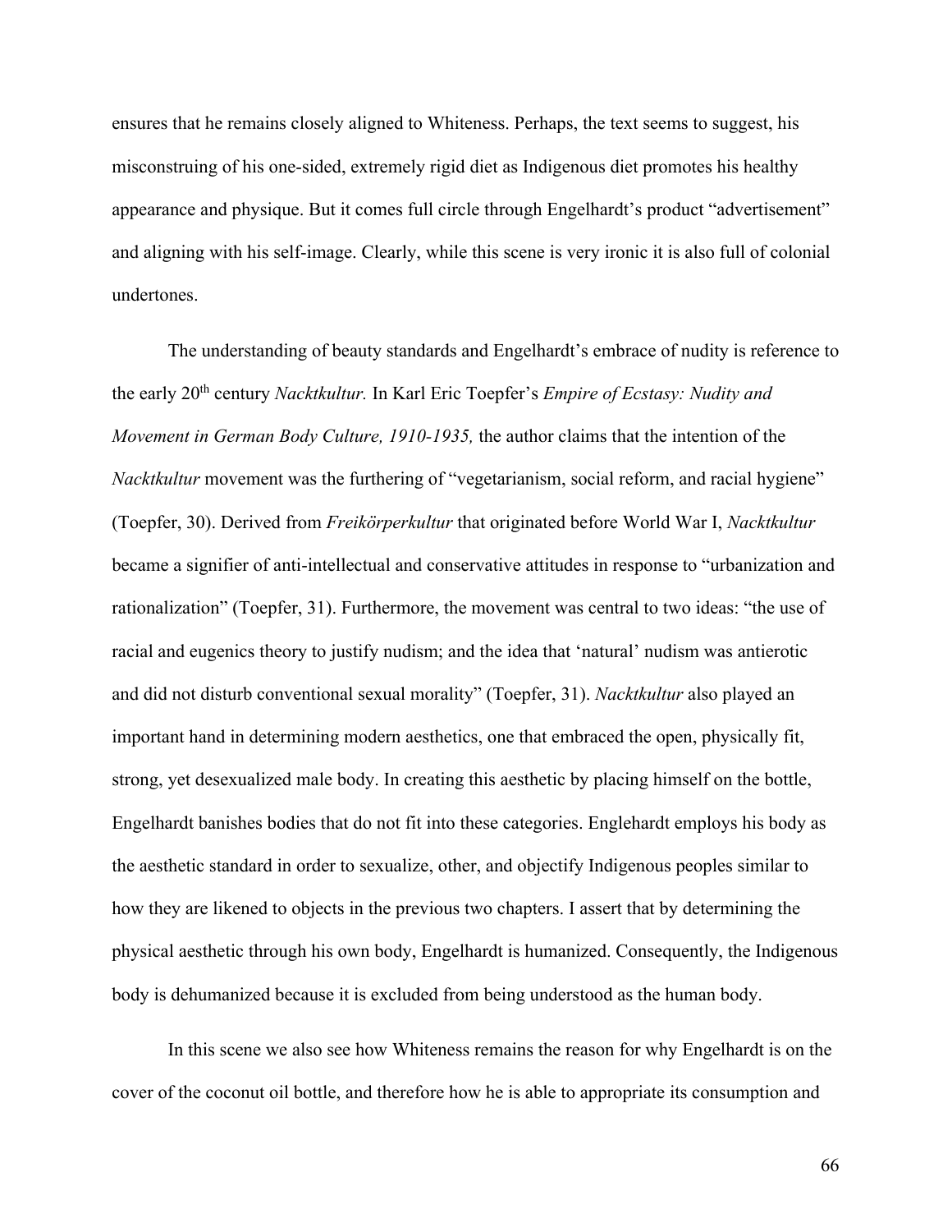ensures that he remains closely aligned to Whiteness. Perhaps, the text seems to suggest, his misconstruing of his one-sided, extremely rigid diet as Indigenous diet promotes his healthy appearance and physique. But it comes full circle through Engelhardt's product "advertisement" and aligning with his self-image. Clearly, while this scene is very ironic it is also full of colonial undertones.

The understanding of beauty standards and Engelhardt's embrace of nudity is reference to the early 20th century *Nacktkultur.* In Karl Eric Toepfer's *Empire of Ecstasy: Nudity and Movement in German Body Culture, 1910-1935,* the author claims that the intention of the *Nacktkultur* movement was the furthering of "vegetarianism, social reform, and racial hygiene" (Toepfer, 30). Derived from *Freikörperkultur* that originated before World War I, *Nacktkultur* became a signifier of anti-intellectual and conservative attitudes in response to "urbanization and rationalization" (Toepfer, 31). Furthermore, the movement was central to two ideas: "the use of racial and eugenics theory to justify nudism; and the idea that 'natural' nudism was antierotic and did not disturb conventional sexual morality" (Toepfer, 31). *Nacktkultur* also played an important hand in determining modern aesthetics, one that embraced the open, physically fit, strong, yet desexualized male body. In creating this aesthetic by placing himself on the bottle, Engelhardt banishes bodies that do not fit into these categories. Englehardt employs his body as the aesthetic standard in order to sexualize, other, and objectify Indigenous peoples similar to how they are likened to objects in the previous two chapters. I assert that by determining the physical aesthetic through his own body, Engelhardt is humanized. Consequently, the Indigenous body is dehumanized because it is excluded from being understood as the human body.

In this scene we also see how Whiteness remains the reason for why Engelhardt is on the cover of the coconut oil bottle, and therefore how he is able to appropriate its consumption and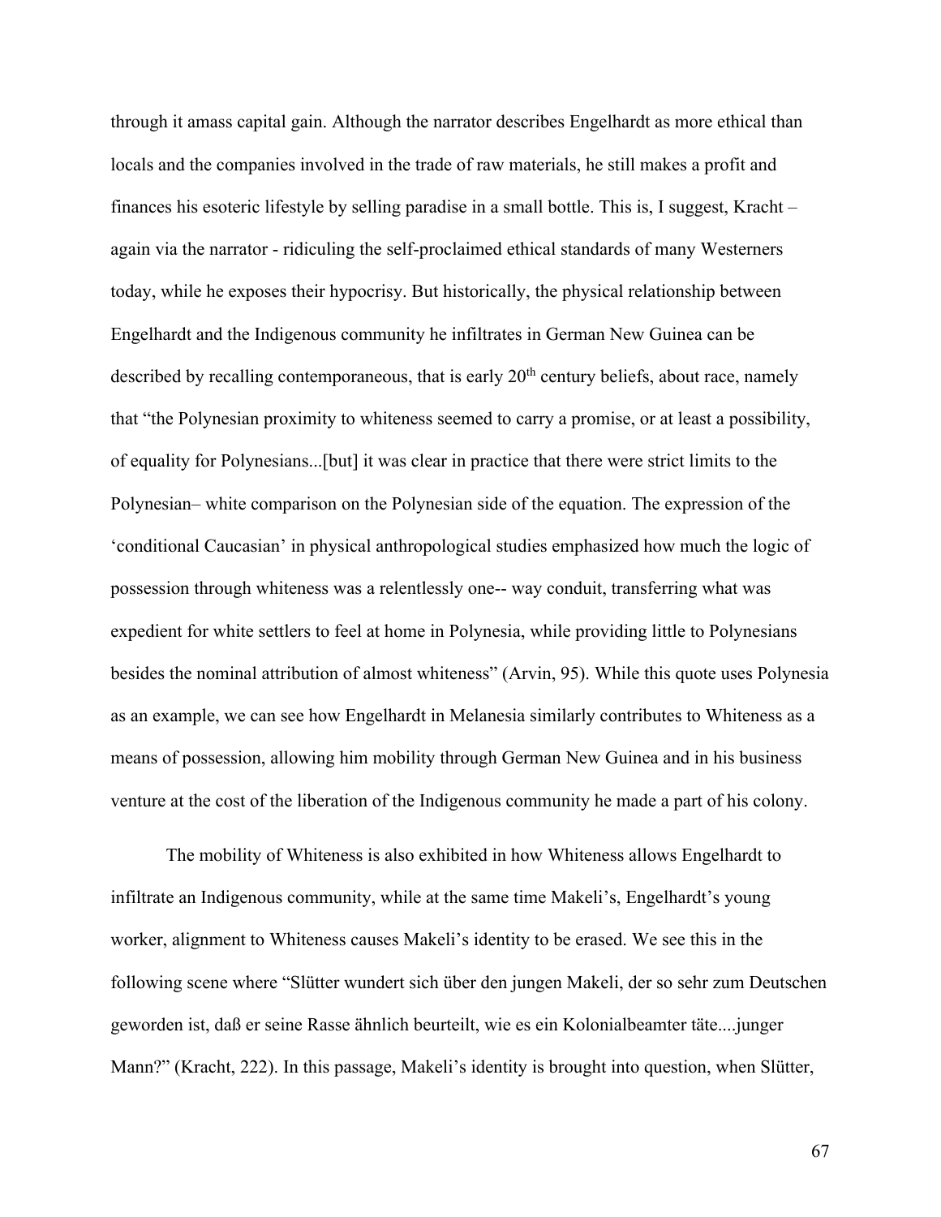through it amass capital gain. Although the narrator describes Engelhardt as more ethical than locals and the companies involved in the trade of raw materials, he still makes a profit and finances his esoteric lifestyle by selling paradise in a small bottle. This is, I suggest, Kracht – again via the narrator - ridiculing the self-proclaimed ethical standards of many Westerners today, while he exposes their hypocrisy. But historically, the physical relationship between Engelhardt and the Indigenous community he infiltrates in German New Guinea can be described by recalling contemporaneous, that is early 20th century beliefs, about race, namely that "the Polynesian proximity to whiteness seemed to carry a promise, or at least a possibility, of equality for Polynesians...[but] it was clear in practice that there were strict limits to the Polynesian– white comparison on the Polynesian side of the equation. The expression of the 'conditional Caucasian' in physical anthropological studies emphasized how much the logic of possession through whiteness was a relentlessly one-- way conduit, transferring what was expedient for white settlers to feel at home in Polynesia, while providing little to Polynesians besides the nominal attribution of almost whiteness" (Arvin, 95). While this quote uses Polynesia as an example, we can see how Engelhardt in Melanesia similarly contributes to Whiteness as a means of possession, allowing him mobility through German New Guinea and in his business venture at the cost of the liberation of the Indigenous community he made a part of his colony.

The mobility of Whiteness is also exhibited in how Whiteness allows Engelhardt to infiltrate an Indigenous community, while at the same time Makeli's, Engelhardt's young worker, alignment to Whiteness causes Makeli's identity to be erased. We see this in the following scene where "Slütter wundert sich über den jungen Makeli, der so sehr zum Deutschen geworden ist, daß er seine Rasse ähnlich beurteilt, wie es ein Kolonialbeamter täte....junger Mann?" (Kracht, 222). In this passage, Makeli's identity is brought into question, when Slütter,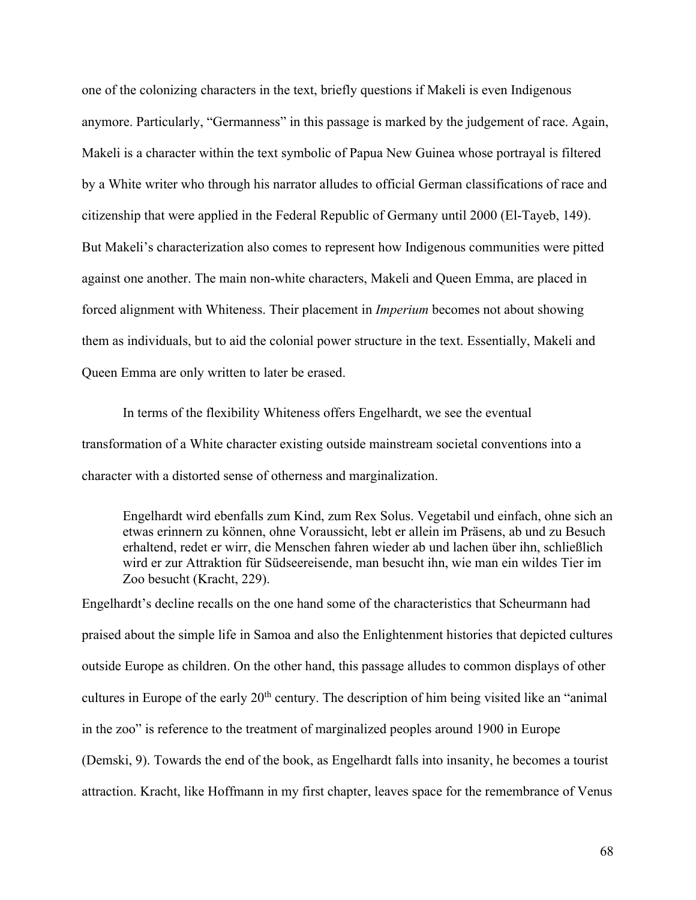one of the colonizing characters in the text, briefly questions if Makeli is even Indigenous anymore. Particularly, "Germanness" in this passage is marked by the judgement of race. Again, Makeli is a character within the text symbolic of Papua New Guinea whose portrayal is filtered by a White writer who through his narrator alludes to official German classifications of race and citizenship that were applied in the Federal Republic of Germany until 2000 (El-Tayeb, 149). But Makeli's characterization also comes to represent how Indigenous communities were pitted against one another. The main non-white characters, Makeli and Queen Emma, are placed in forced alignment with Whiteness. Their placement in *Imperium* becomes not about showing them as individuals, but to aid the colonial power structure in the text. Essentially, Makeli and Queen Emma are only written to later be erased.

In terms of the flexibility Whiteness offers Engelhardt, we see the eventual transformation of a White character existing outside mainstream societal conventions into a character with a distorted sense of otherness and marginalization.

> Engelhardt wird ebenfalls zum Kind, zum Rex Solus. Vegetabil und einfach, ohne sich an etwas erinnern zu können, ohne Voraussicht, lebt er allein im Präsens, ab und zu Besuch erhaltend, redet er wirr, die Menschen fahren wieder ab und lachen über ihn, schließlich wird er zur Attraktion für Südseereisende, man besucht ihn, wie man ein wildes Tier im Zoo besucht (Kracht, 229).

Engelhardt's decline recalls on the one hand some of the characteristics that Scheurmann had praised about the simple life in Samoa and also the Enlightenment histories that depicted cultures outside Europe as children. On the other hand, this passage alludes to common displays of other cultures in Europe of the early 20th century. The description of him being visited like an "animal in the zoo" is reference to the treatment of marginalized peoples around 1900 in Europe (Demski, 9). Towards the end of the book, as Engelhardt falls into insanity, he becomes a tourist attraction. Kracht, like Hoffmann in my first chapter, leaves space for the remembrance of Venus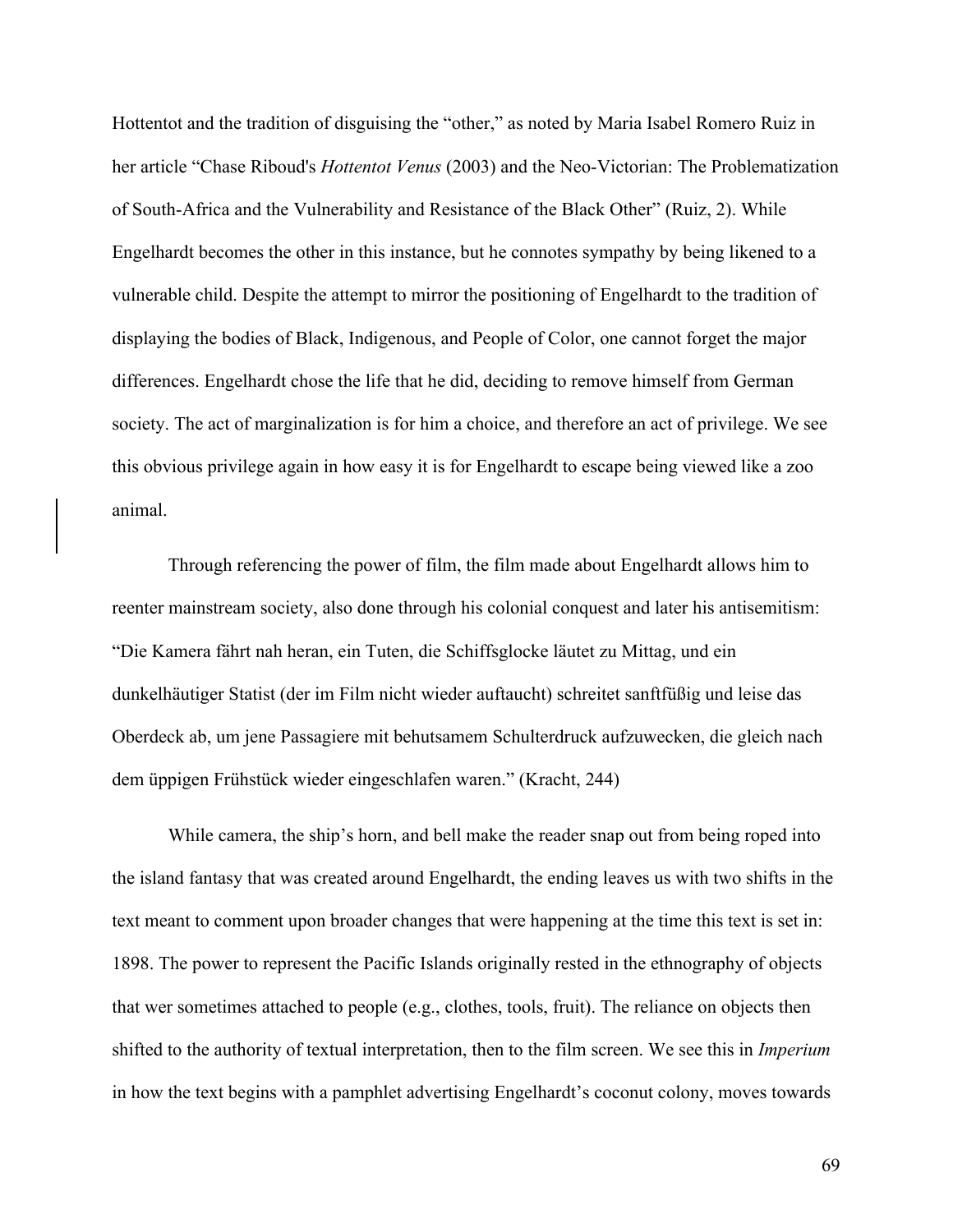Hottentot and the tradition of disguising the "other," as noted by Maria Isabel Romero Ruiz in her article "Chase Riboud's *Hottentot Venus* (2003) and the Neo-Victorian: The Problematization of South-Africa and the Vulnerability and Resistance of the Black Other" (Ruiz, 2). While Engelhardt becomes the other in this instance, but he connotes sympathy by being likened to a vulnerable child. Despite the attempt to mirror the positioning of Engelhardt to the tradition of displaying the bodies of Black, Indigenous, and People of Color, one cannot forget the major differences. Engelhardt chose the life that he did, deciding to remove himself from German society. The act of marginalization is for him a choice, and therefore an act of privilege. We see this obvious privilege again in how easy it is for Engelhardt to escape being viewed like a zoo animal.

Through referencing the power of film, the film made about Engelhardt allows him to reenter mainstream society, also done through his colonial conquest and later his antisemitism: "Die Kamera fährt nah heran, ein Tuten, die Schiffsglocke läutet zu Mittag, und ein dunkelhäutiger Statist (der im Film nicht wieder auftaucht) schreitet sanftfüßig und leise das Oberdeck ab, um jene Passagiere mit behutsamem Schulterdruck aufzuwecken, die gleich nach dem üppigen Frühstück wieder eingeschlafen waren." (Kracht, 244)

While camera, the ship's horn, and bell make the reader snap out from being roped into the island fantasy that was created around Engelhardt, the ending leaves us with two shifts in the text meant to comment upon broader changes that were happening at the time this text is set in: 1898. The power to represent the Pacific Islands originally rested in the ethnography of objects that wer sometimes attached to people (e.g., clothes, tools, fruit). The reliance on objects then shifted to the authority of textual interpretation, then to the film screen. We see this in *Imperium* in how the text begins with a pamphlet advertising Engelhardt's coconut colony, moves towards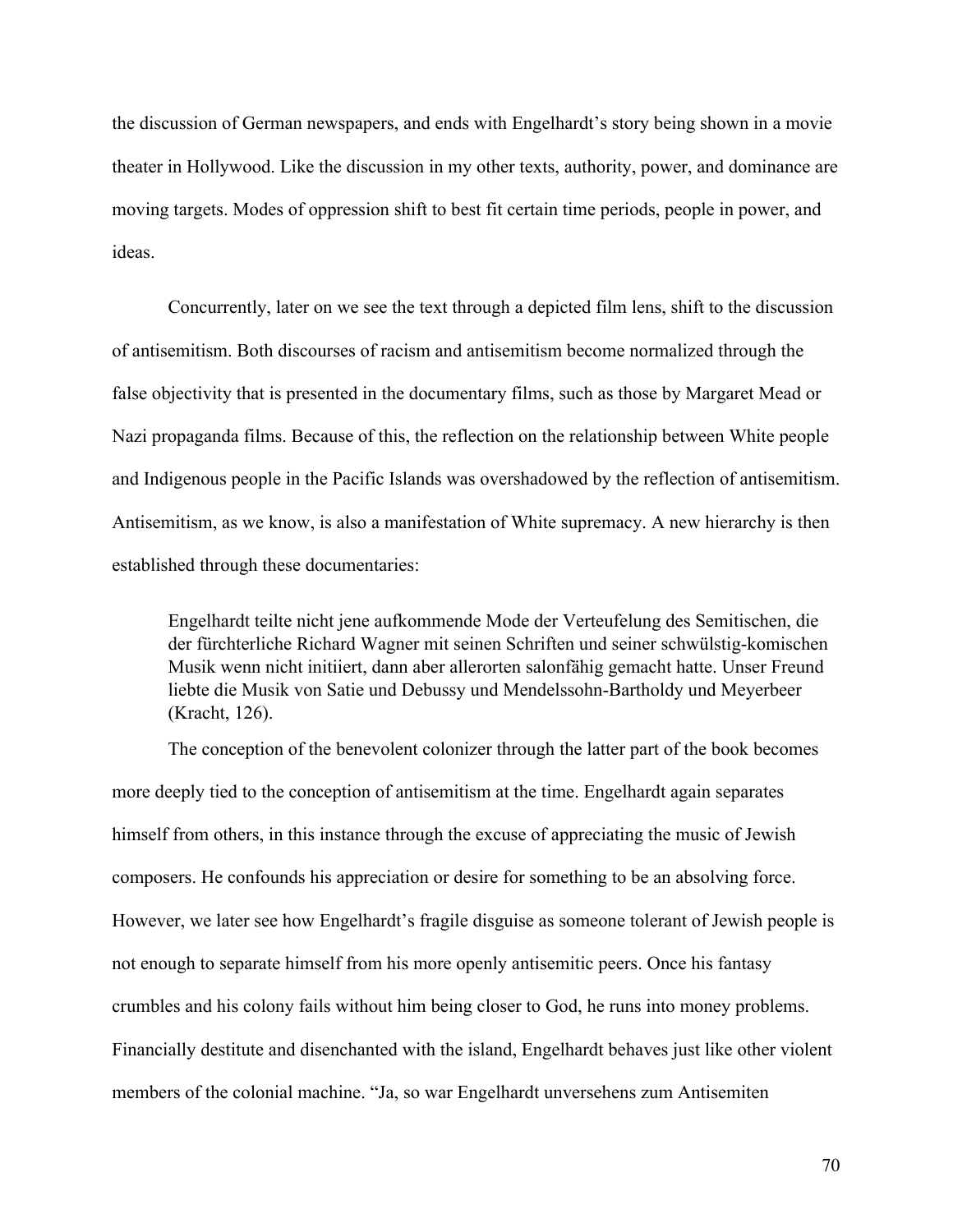the discussion of German newspapers, and ends with Engelhardt's story being shown in a movie theater in Hollywood. Like the discussion in my other texts, authority, power, and dominance are moving targets. Modes of oppression shift to best fit certain time periods, people in power, and ideas.

Concurrently, later on we see the text through a depicted film lens, shift to the discussion of antisemitism. Both discourses of racism and antisemitism become normalized through the false objectivity that is presented in the documentary films, such as those by Margaret Mead or Nazi propaganda films. Because of this, the reflection on the relationship between White people and Indigenous people in the Pacific Islands was overshadowed by the reflection of antisemitism. Antisemitism, as we know, is also a manifestation of White supremacy. A new hierarchy is then established through these documentaries:

> Engelhardt teilte nicht jene aufkommende Mode der Verteufelung des Semitischen, die der fürchterliche Richard Wagner mit seinen Schriften und seiner schwülstig-komischen Musik wenn nicht initiiert, dann aber allerorten salonfähig gemacht hatte. Unser Freund liebte die Musik von Satie und Debussy und Mendelssohn-Bartholdy und Meyerbeer (Kracht, 126).

The conception of the benevolent colonizer through the latter part of the book becomes more deeply tied to the conception of antisemitism at the time. Engelhardt again separates himself from others, in this instance through the excuse of appreciating the music of Jewish composers. He confounds his appreciation or desire for something to be an absolving force. However, we later see how Engelhardt's fragile disguise as someone tolerant of Jewish people is not enough to separate himself from his more openly antisemitic peers. Once his fantasy crumbles and his colony fails without him being closer to God, he runs into money problems. Financially destitute and disenchanted with the island, Engelhardt behaves just like other violent members of the colonial machine. "Ja, so war Engelhardt unversehens zum Antisemiten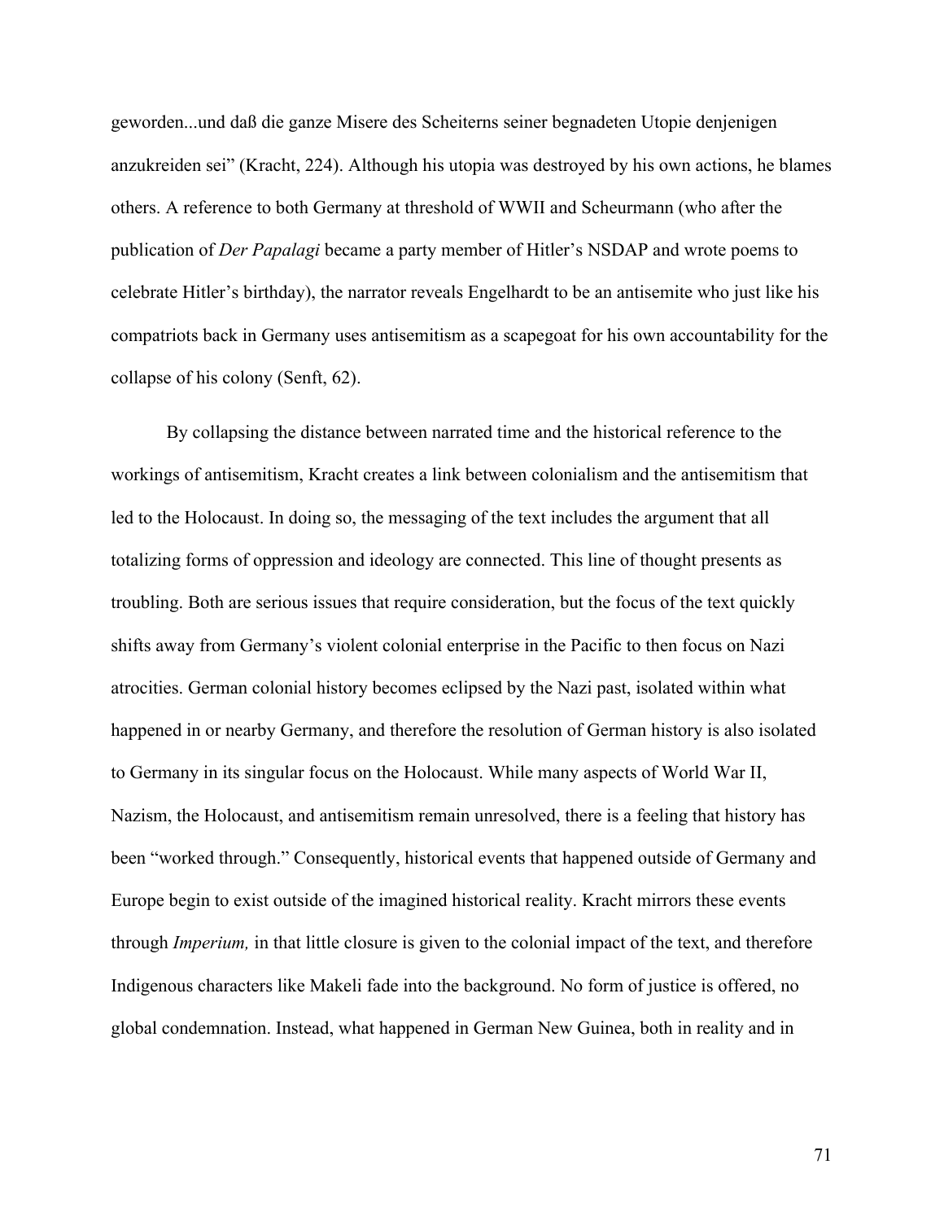geworden...und daß die ganze Misere des Scheiterns seiner begnadeten Utopie denjenigen anzukreiden sei" (Kracht, 224). Although his utopia was destroyed by his own actions, he blames others. A reference to both Germany at threshold of WWII and Scheurmann (who after the publication of *Der Papalagi* became a party member of Hitler's NSDAP and wrote poems to celebrate Hitler's birthday), the narrator reveals Engelhardt to be an antisemite who just like his compatriots back in Germany uses antisemitism as a scapegoat for his own accountability for the collapse of his colony (Senft, 62).

By collapsing the distance between narrated time and the historical reference to the workings of antisemitism, Kracht creates a link between colonialism and the antisemitism that led to the Holocaust. In doing so, the messaging of the text includes the argument that all totalizing forms of oppression and ideology are connected. This line of thought presents as troubling. Both are serious issues that require consideration, but the focus of the text quickly shifts away from Germany's violent colonial enterprise in the Pacific to then focus on Nazi atrocities. German colonial history becomes eclipsed by the Nazi past, isolated within what happened in or nearby Germany, and therefore the resolution of German history is also isolated to Germany in its singular focus on the Holocaust. While many aspects of World War II, Nazism, the Holocaust, and antisemitism remain unresolved, there is a feeling that history has been "worked through." Consequently, historical events that happened outside of Germany and Europe begin to exist outside of the imagined historical reality. Kracht mirrors these events through *Imperium,* in that little closure is given to the colonial impact of the text, and therefore Indigenous characters like Makeli fade into the background. No form of justice is offered, no global condemnation. Instead, what happened in German New Guinea, both in reality and in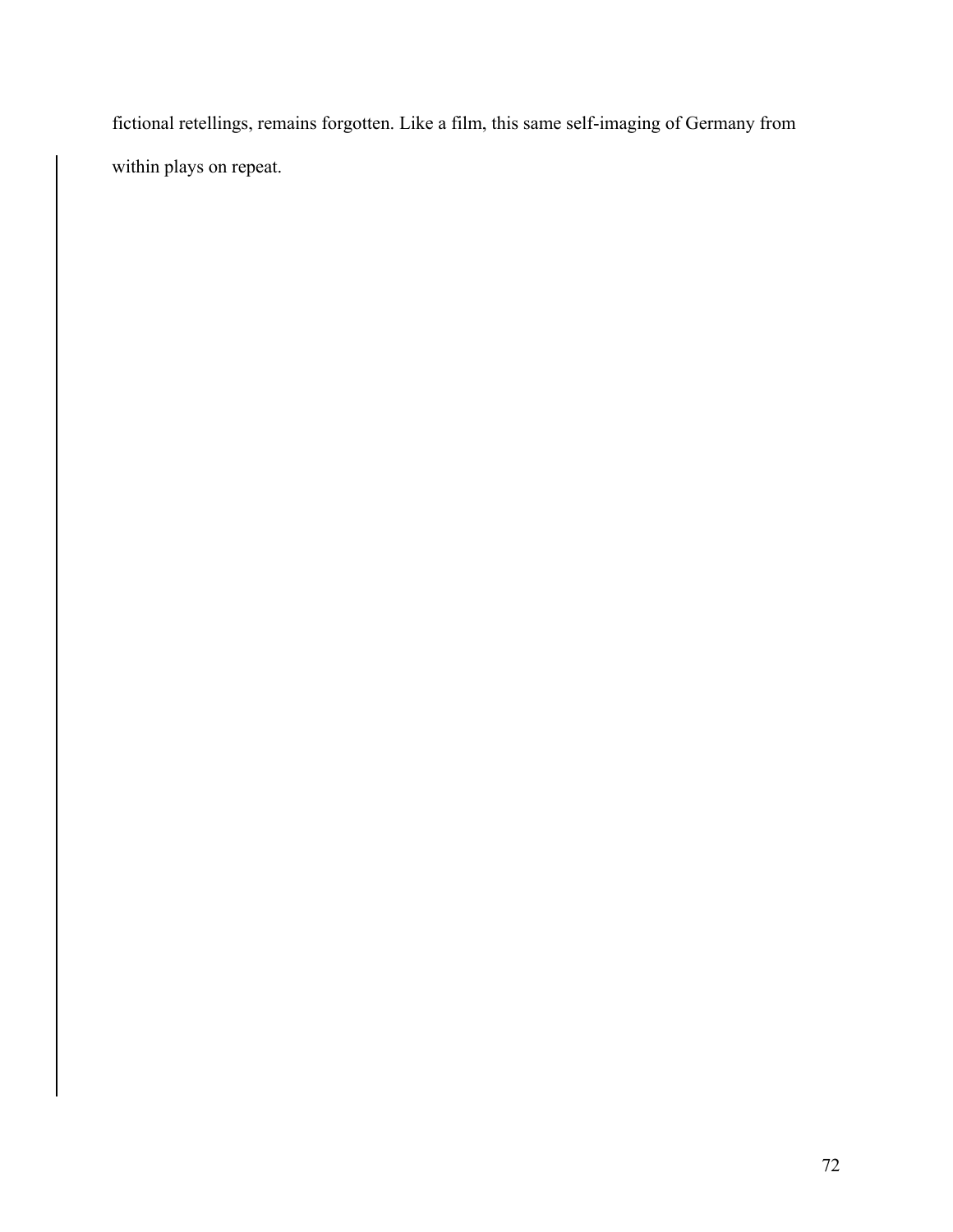fictional retellings, remains forgotten. Like a film, this same self-imaging of Germany from within plays on repeat.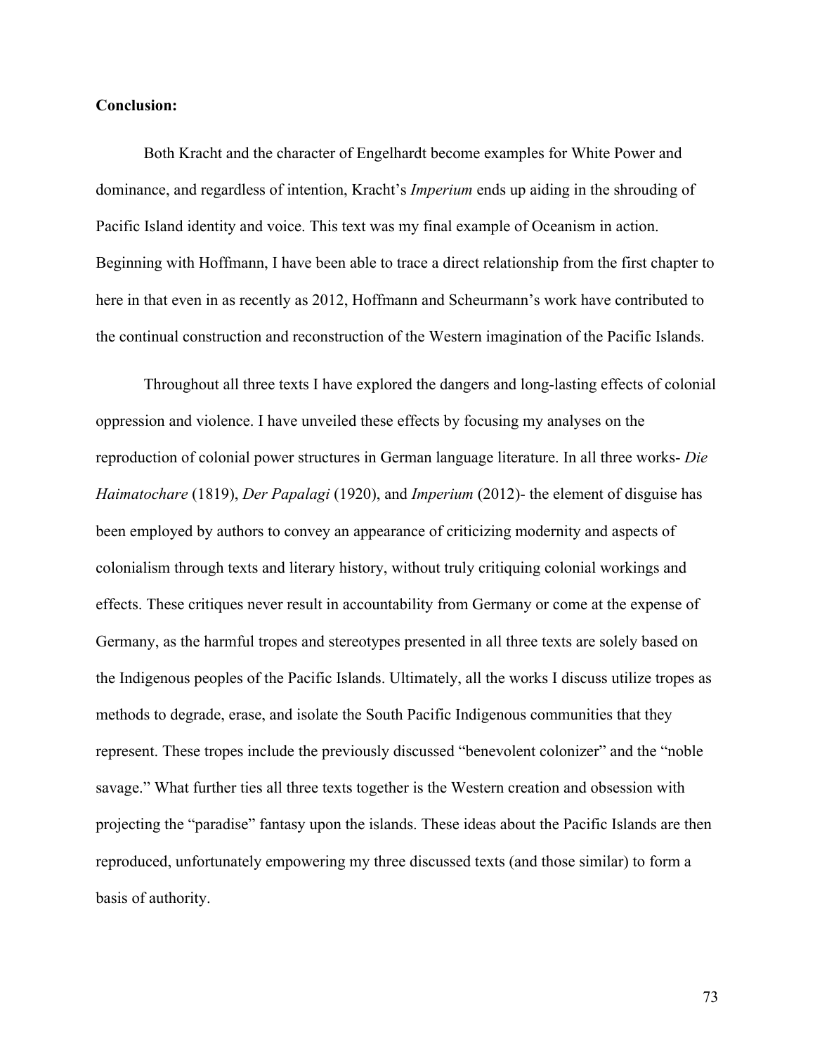**Conclusion:**

Both Kracht and the character of Engelhardt become examples for White Power and dominance, and regardless of intention, Kracht's *Imperium* ends up aiding in the shrouding of Pacific Island identity and voice. This text was my final example of Oceanism in action. Beginning with Hoffmann, I have been able to trace a direct relationship from the first chapter to here in that even in as recently as 2012, Hoffmann and Scheurmann's work have contributed to the continual construction and reconstruction of the Western imagination of the Pacific Islands.

Throughout all three texts I have explored the dangers and long-lasting effects of colonial oppression and violence. I have unveiled these effects by focusing my analyses on the reproduction of colonial power structures in German language literature. In all three works- *Die Haimatochare* (1819), *Der Papalagi* (1920), and *Imperium* (2012)- the element of disguise has been employed by authors to convey an appearance of criticizing modernity and aspects of colonialism through texts and literary history, without truly critiquing colonial workings and effects. These critiques never result in accountability from Germany or come at the expense of Germany, as the harmful tropes and stereotypes presented in all three texts are solely based on the Indigenous peoples of the Pacific Islands. Ultimately, all the works I discuss utilize tropes as methods to degrade, erase, and isolate the South Pacific Indigenous communities that they represent. These tropes include the previously discussed "benevolent colonizer" and the "noble savage." What further ties all three texts together is the Western creation and obsession with projecting the "paradise" fantasy upon the islands. These ideas about the Pacific Islands are then reproduced, unfortunately empowering my three discussed texts (and those similar) to form a basis of authority.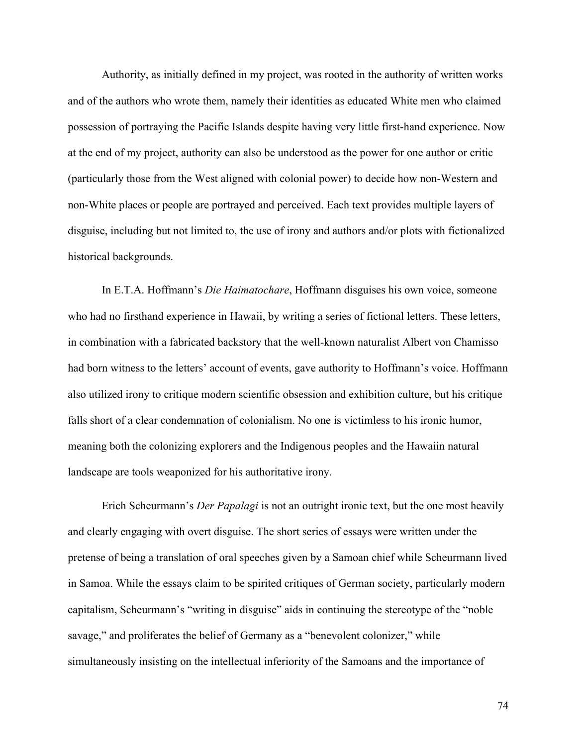Authority, as initially defined in my project, was rooted in the authority of written works and of the authors who wrote them, namely their identities as educated White men who claimed possession of portraying the Pacific Islands despite having very little first-hand experience. Now at the end of my project, authority can also be understood as the power for one author or critic (particularly those from the West aligned with colonial power) to decide how non-Western and non-White places or people are portrayed and perceived. Each text provides multiple layers of disguise, including but not limited to, the use of irony and authors and/or plots with fictionalized historical backgrounds.

In E.T.A. Hoffmann's *Die Haimatochare*, Hoffmann disguises his own voice, someone who had no firsthand experience in Hawaii, by writing a series of fictional letters. These letters, in combination with a fabricated backstory that the well-known naturalist Albert von Chamisso had born witness to the letters' account of events, gave authority to Hoffmann's voice. Hoffmann also utilized irony to critique modern scientific obsession and exhibition culture, but his critique falls short of a clear condemnation of colonialism. No one is victimless to his ironic humor, meaning both the colonizing explorers and the Indigenous peoples and the Hawaiin natural landscape are tools weaponized for his authoritative irony.

Erich Scheurmann's *Der Papalagi* is not an outright ironic text, but the one most heavily and clearly engaging with overt disguise. The short series of essays were written under the pretense of being a translation of oral speeches given by a Samoan chief while Scheurmann lived in Samoa. While the essays claim to be spirited critiques of German society, particularly modern capitalism, Scheurmann's "writing in disguise" aids in continuing the stereotype of the "noble savage," and proliferates the belief of Germany as a "benevolent colonizer," while simultaneously insisting on the intellectual inferiority of the Samoans and the importance of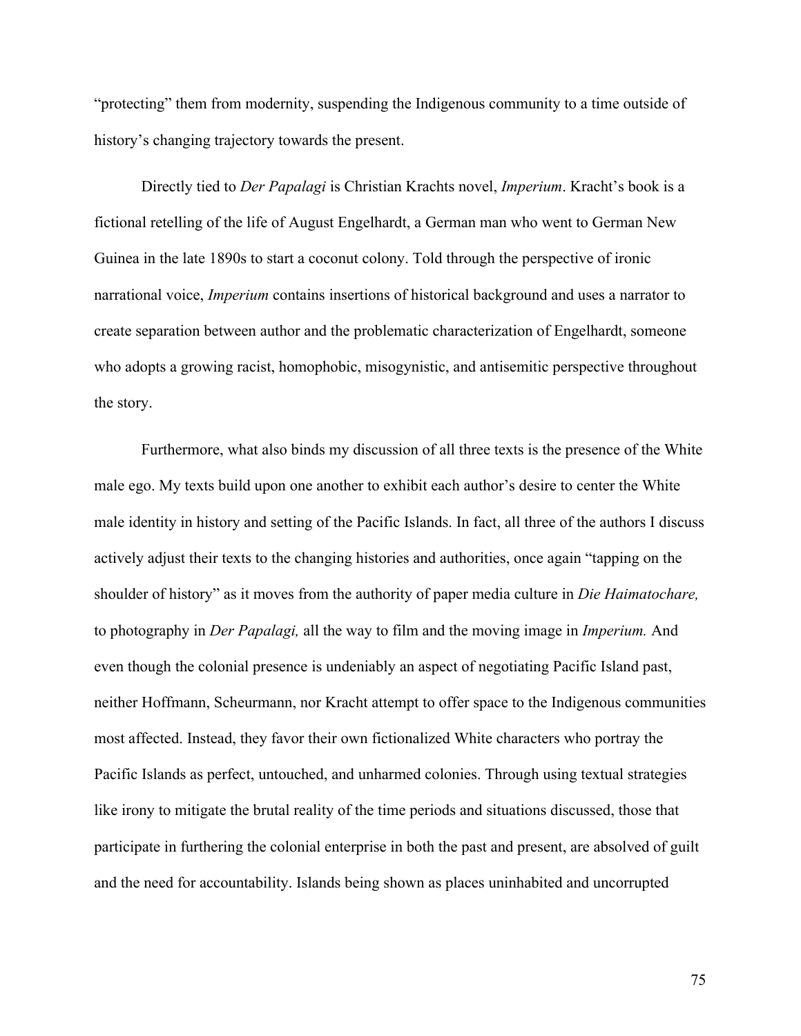"protecting" them from modernity, suspending the Indigenous community to a time outside of history's changing trajectory towards the present.

Directly tied to *Der Papalagi* is Christian Krachts novel, *Imperium*. Kracht's book is a fictional retelling of the life of August Engelhardt, a German man who went to German New Guinea in the late 1890s to start a coconut colony. Told through the perspective of ironic narrational voice, *Imperium* contains insertions of historical background and uses a narrator to create separation between author and the problematic characterization of Engelhardt, someone who adopts a growing racist, homophobic, misogynistic, and antisemitic perspective throughout the story.

Furthermore, what also binds my discussion of all three texts is the presence of the White male ego. My texts build upon one another to exhibit each author's desire to center the White male identity in history and setting of the Pacific Islands. In fact, all three of the authors I discuss actively adjust their texts to the changing histories and authorities, once again "tapping on the shoulder of history" as it moves from the authority of paper media culture in *Die Haimatochare,* to photography in *Der Papalagi,* all the way to film and the moving image in *Imperium.* And even though the colonial presence is undeniably an aspect of negotiating Pacific Island past, neither Hoffmann, Scheurmann, nor Kracht attempt to offer space to the Indigenous communities most affected. Instead, they favor their own fictionalized White characters who portray the Pacific Islands as perfect, untouched, and unharmed colonies. Through using textual strategies like irony to mitigate the brutal reality of the time periods and situations discussed, those that participate in furthering the colonial enterprise in both the past and present, are absolved of guilt and the need for accountability. Islands being shown as places uninhabited and uncorrupted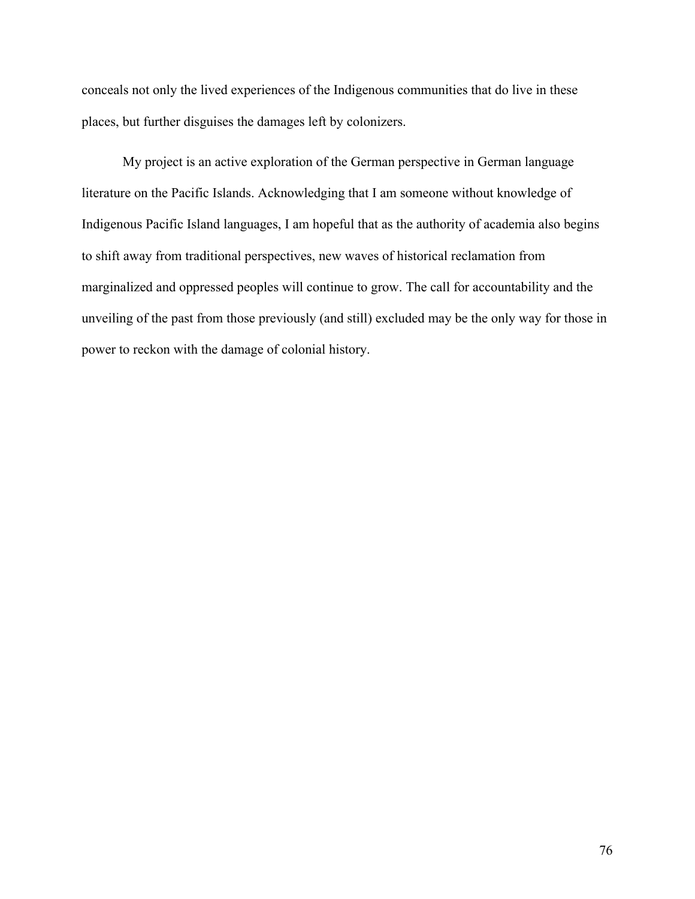conceals not only the lived experiences of the Indigenous communities that do live in these places, but further disguises the damages left by colonizers.

My project is an active exploration of the German perspective in German language literature on the Pacific Islands. Acknowledging that I am someone without knowledge of Indigenous Pacific Island languages, I am hopeful that as the authority of academia also begins to shift away from traditional perspectives, new waves of historical reclamation from marginalized and oppressed peoples will continue to grow. The call for accountability and the unveiling of the past from those previously (and still) excluded may be the only way for those in power to reckon with the damage of colonial history.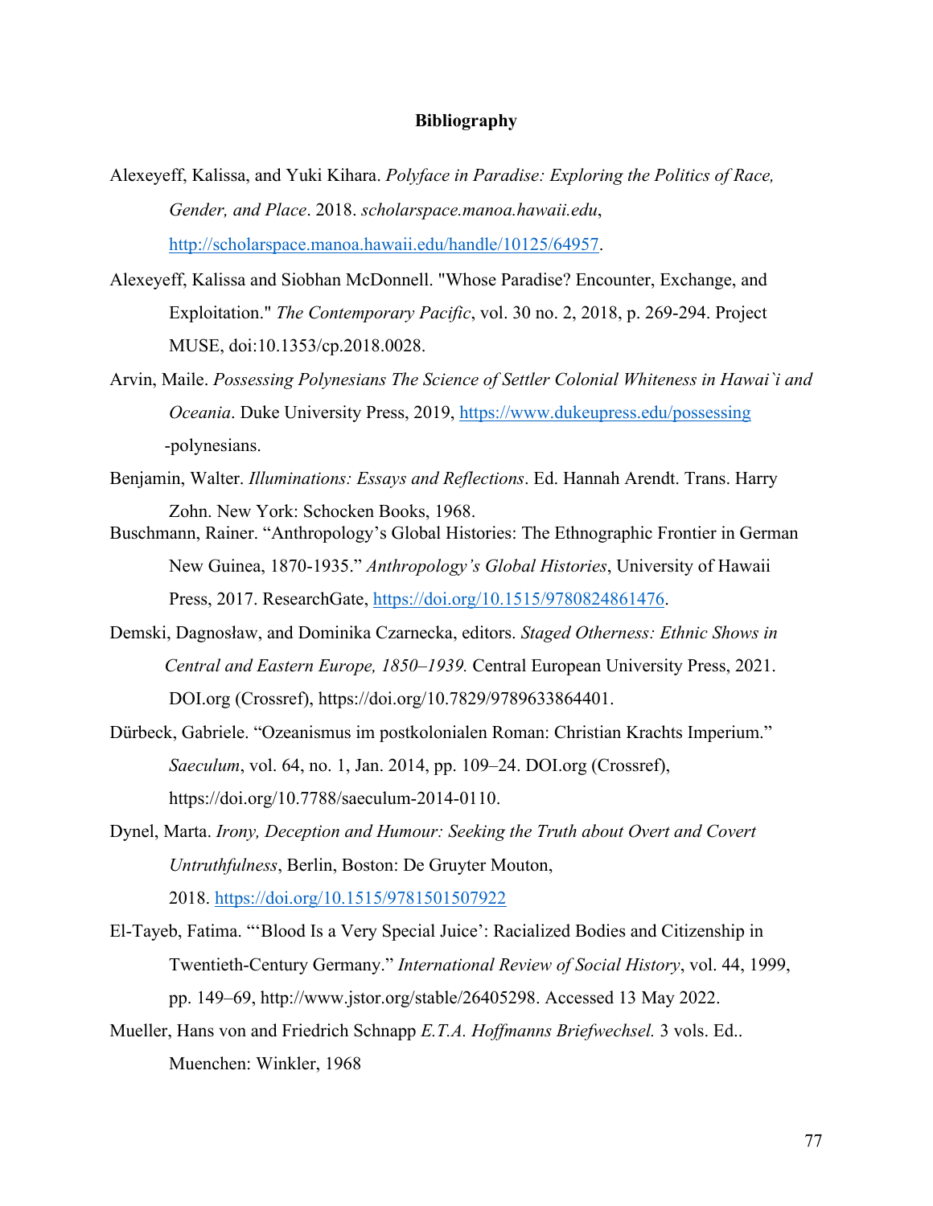**Bibliography**

Alexeyeff, Kalissa, and Yuki Kihara. *Polyface in Paradise: Exploring the Politics of Race, Gender, and Place*. 2018. *scholarspace.manoa.hawaii.edu*, http://scholarspace.manoa.hawaii.edu/handle/10125/64957.

Alexeyeff, Kalissa and Siobhan McDonnell. "Whose Paradise? Encounter, Exchange, and Exploitation." *The Contemporary Pacific*, vol. 30 no. 2, 2018, p. 269-294. Project MUSE, doi:10.1353/cp.2018.0028.

Arvin, Maile. *Possessing Polynesians The Science of Settler Colonial Whiteness in Hawai`i and Oceania*. Duke University Press, 2019, https://www.dukeupress.edu/possessing-polynesians.

Benjamin, Walter. *Illuminations: Essays and Reflections*. Ed. Hannah Arendt. Trans. Harry Zohn. New York: Schocken Books, 1968.

Buschmann, Rainer. "Anthropology's Global Histories: The Ethnographic Frontier in German New Guinea, 1870-1935." *Anthropology's Global Histories*, University of Hawaii Press, 2017. ResearchGate, https://doi.org/10.1515/9780824861476.

Demski, Dagnosław, and Dominika Czarnecka, editors. *Staged Otherness: Ethnic Shows in Central and Eastern Europe, 1850–1939.* Central European University Press, 2021. DOI.org (Crossref), https://doi.org/10.7829/9789633864401.

Dürbeck, Gabriele. "Ozeanismus im postkolonialen Roman: Christian Krachts Imperium." *Saeculum*, vol. 64, no. 1, Jan. 2014, pp. 109–24. DOI.org (Crossref), https://doi.org/10.7788/saeculum-2014-0110.

Dynel, Marta. *Irony, Deception and Humour: Seeking the Truth about Overt and Covert Untruthfulness*, Berlin, Boston: De Gruyter Mouton, 2018. https://doi.org/10.1515/9781501507922

El-Tayeb, Fatima. "'Blood Is a Very Special Juice': Racialized Bodies and Citizenship in Twentieth-Century Germany." *International Review of Social History*, vol. 44, 1999, pp. 149–69, http://www.jstor.org/stable/26405298. Accessed 13 May 2022.

Mueller, Hans von and Friedrich Schnapp *E.T.A. Hoffmanns Briefwechsel.* 3 vols. Ed.. Muenchen: Winkler, 1968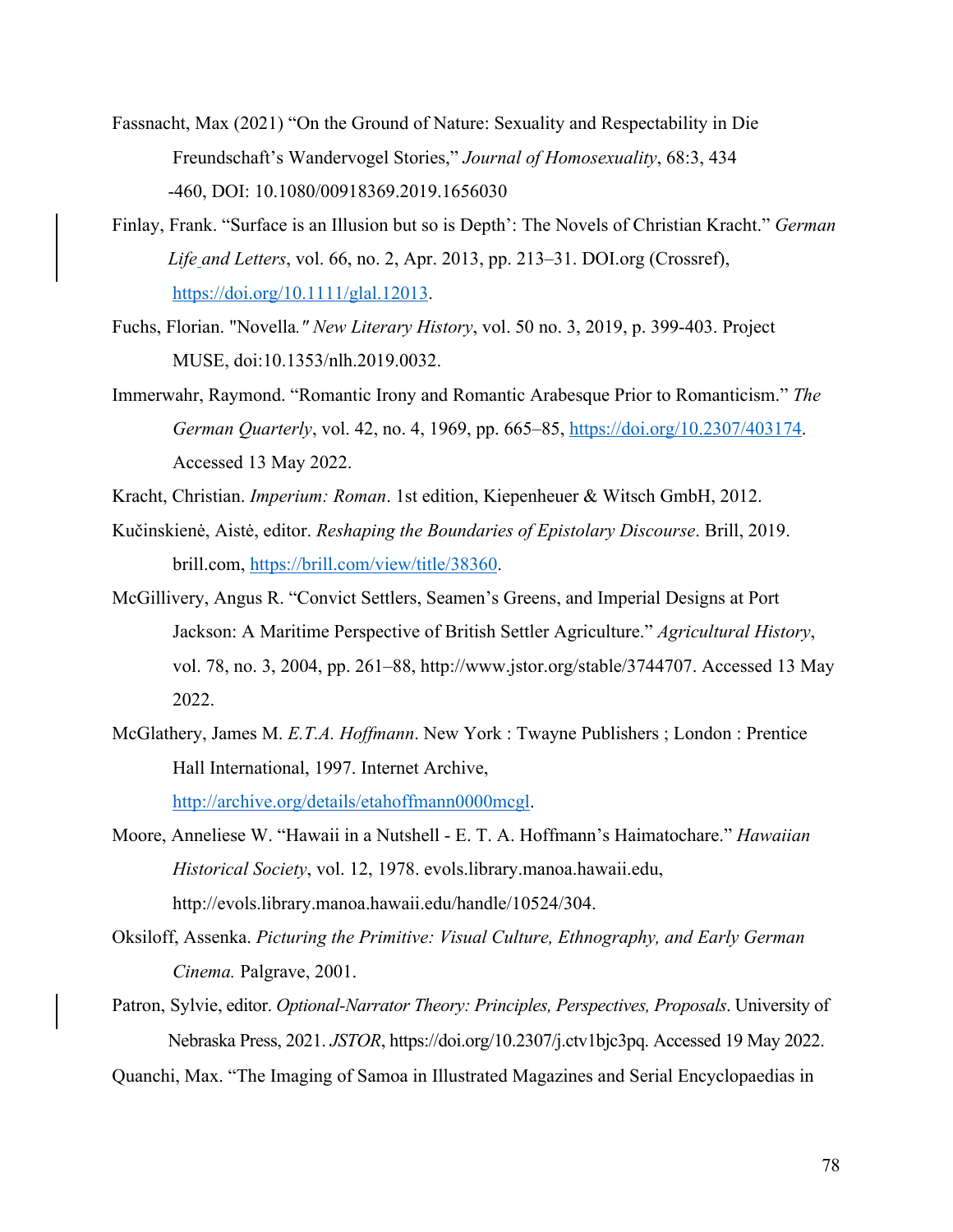Fassnacht, Max (2021) "On the Ground of Nature: Sexuality and Respectability in Die Freundschaft's Wandervogel Stories," *Journal of Homosexuality*, 68:3, 434 -460, DOI: 10.1080/00918369.2019.1656030

Finlay, Frank. "Surface is an Illusion but so is Depth': The Novels of Christian Kracht." *German Life and Letters*, vol. 66, no. 2, Apr. 2013, pp. 213–31. DOI.org (Crossref), https://doi.org/10.1111/glal.12013.

Fuchs, Florian. "Novella*." New Literary History*, vol. 50 no. 3, 2019, p. 399-403. Project MUSE, doi:10.1353/nlh.2019.0032.

Immerwahr, Raymond. "Romantic Irony and Romantic Arabesque Prior to Romanticism." *The German Quarterly*, vol. 42, no. 4, 1969, pp. 665–85, https://doi.org/10.2307/403174. Accessed 13 May 2022.

Kracht, Christian. *Imperium: Roman*. 1st edition, Kiepenheuer & Witsch GmbH, 2012.

Kučinskienė, Aistė, editor. *Reshaping the Boundaries of Epistolary Discourse*. Brill, 2019. brill.com, https://brill.com/view/title/38360.

McGillivery, Angus R. "Convict Settlers, Seamen's Greens, and Imperial Designs at Port Jackson: A Maritime Perspective of British Settler Agriculture." *Agricultural History*, vol. 78, no. 3, 2004, pp. 261–88, http://www.jstor.org/stable/3744707. Accessed 13 May 2022.

McGlathery, James M. *E.T.A. Hoffmann*. New York : Twayne Publishers ; London : Prentice Hall International, 1997. Internet Archive, http://archive.org/details/etahoffmann0000mcgl.

Moore, Anneliese W. "Hawaii in a Nutshell - E. T. A. Hoffmann's Haimatochare." *Hawaiian Historical Society*, vol. 12, 1978. evols.library.manoa.hawaii.edu, http://evols.library.manoa.hawaii.edu/handle/10524/304.

Oksiloff, Assenka. *Picturing the Primitive: Visual Culture, Ethnography, and Early German Cinema.* Palgrave, 2001.

Patron, Sylvie, editor. *Optional-Narrator Theory: Principles, Perspectives, Proposals*. University of Nebraska Press, 2021. *JSTOR*, https://doi.org/10.2307/j.ctv1bjc3pq. Accessed 19 May 2022.

Quanchi, Max. "The Imaging of Samoa in Illustrated Magazines and Serial Encyclopaedias in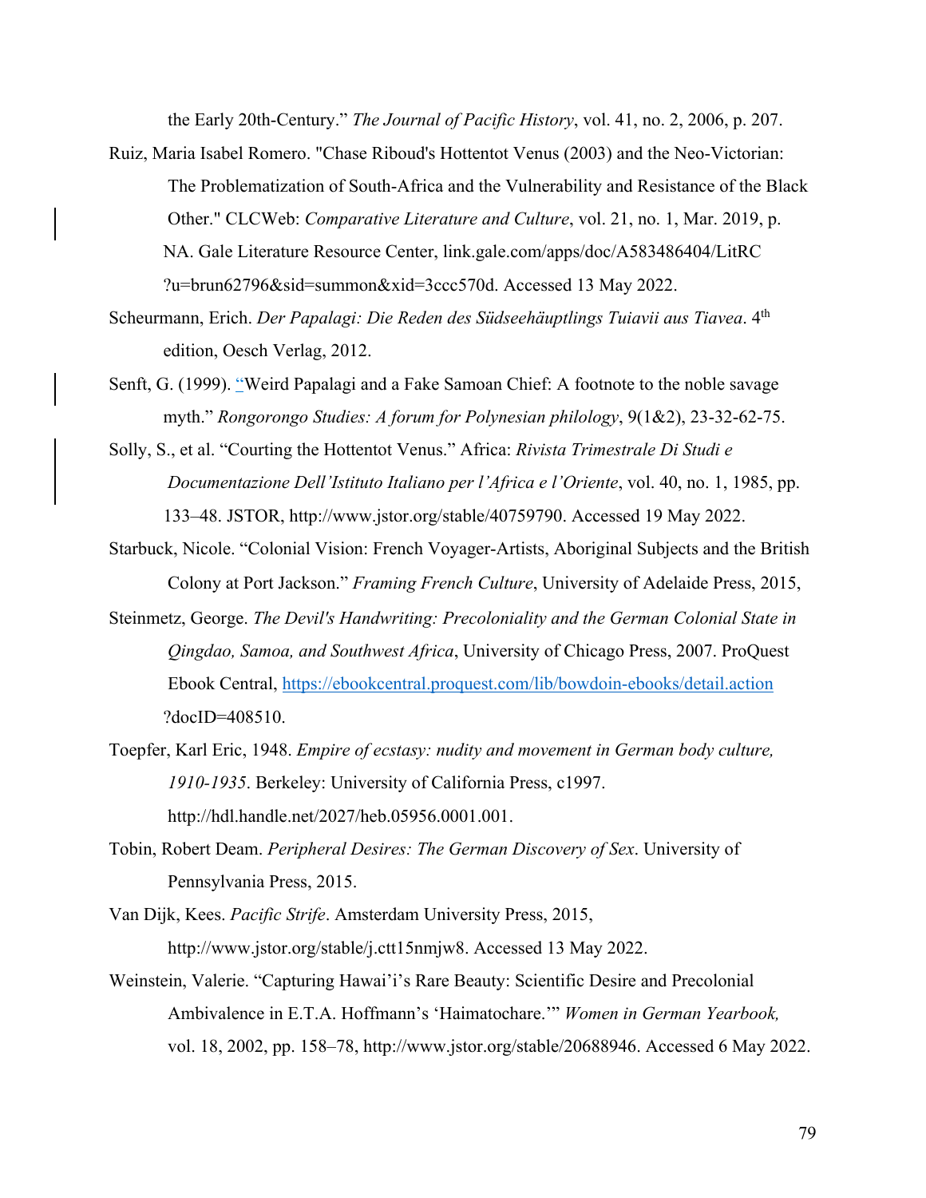the Early 20th-Century." *The Journal of Pacific History*, vol. 41, no. 2, 2006, p. 207.

Ruiz, Maria Isabel Romero. "Chase Riboud's Hottentot Venus (2003) and the Neo-Victorian: The Problematization of South-Africa and the Vulnerability and Resistance of the Black Other." CLCWeb: *Comparative Literature and Culture*, vol. 21, no. 1, Mar. 2019, p. NA. Gale Literature Resource Center, link.gale.com/apps/doc/A583486404/LitRC ?u=brun62796&sid=summon&xid=3ccc570d. Accessed 13 May 2022.

Scheurmann, Erich. *Der Papalagi: Die Reden des Südseehäuptlings Tuiavii aus Tiavea*. 4th edition, Oesch Verlag, 2012.

Senft, G. (1999). "Weird Papalagi and a Fake Samoan Chief: A footnote to the noble savage myth." *Rongorongo Studies: A forum for Polynesian philology*, 9(1&2), 23-32-62-75.

Solly, S., et al. "Courting the Hottentot Venus." Africa: *Rivista Trimestrale Di Studi e Documentazione Dell'Istituto Italiano per l'Africa e l'Oriente*, vol. 40, no. 1, 1985, pp. 133–48. JSTOR, http://www.jstor.org/stable/40759790. Accessed 19 May 2022.

Starbuck, Nicole. "Colonial Vision: French Voyager-Artists, Aboriginal Subjects and the British Colony at Port Jackson." *Framing French Culture*, University of Adelaide Press, 2015,

Steinmetz, George. *The Devil's Handwriting: Precoloniality and the German Colonial State in Qingdao, Samoa, and Southwest Africa*, University of Chicago Press, 2007. ProQuest Ebook Central, https://ebookcentral.proquest.com/lib/bowdoin-ebooks/detail.action ?docID=408510.

Toepfer, Karl Eric, 1948. *Empire of ecstasy: nudity and movement in German body culture, 1910-1935*. Berkeley: University of California Press, c1997. http://hdl.handle.net/2027/heb.05956.0001.001.

Tobin, Robert Deam. *Peripheral Desires: The German Discovery of Sex*. University of Pennsylvania Press, 2015.

Van Dijk, Kees. *Pacific Strife*. Amsterdam University Press, 2015, http://www.jstor.org/stable/j.ctt15nmjw8. Accessed 13 May 2022.

Weinstein, Valerie. "Capturing Hawai'i's Rare Beauty: Scientific Desire and Precolonial Ambivalence in E.T.A. Hoffmann's 'Haimatochare.'" *Women in German Yearbook,* vol. 18, 2002, pp. 158–78, http://www.jstor.org/stable/20688946. Accessed 6 May 2022.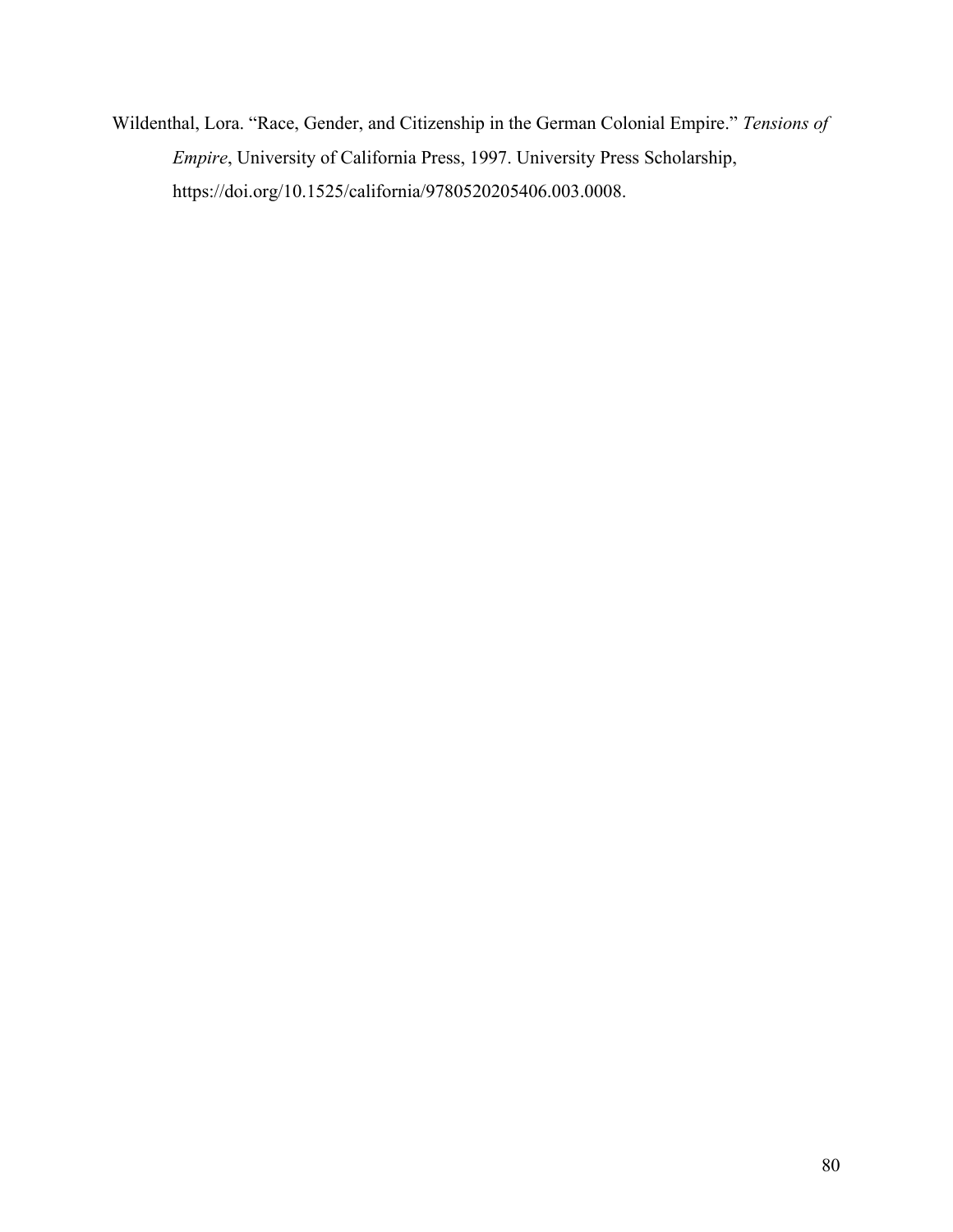Wildenthal, Lora. “Race, Gender, and Citizenship in the German Colonial Empire.” *Tensions of Empire*, University of California Press, 1997. University Press Scholarship, https://doi.org/10.1525/california/9780520205406.003.0008.